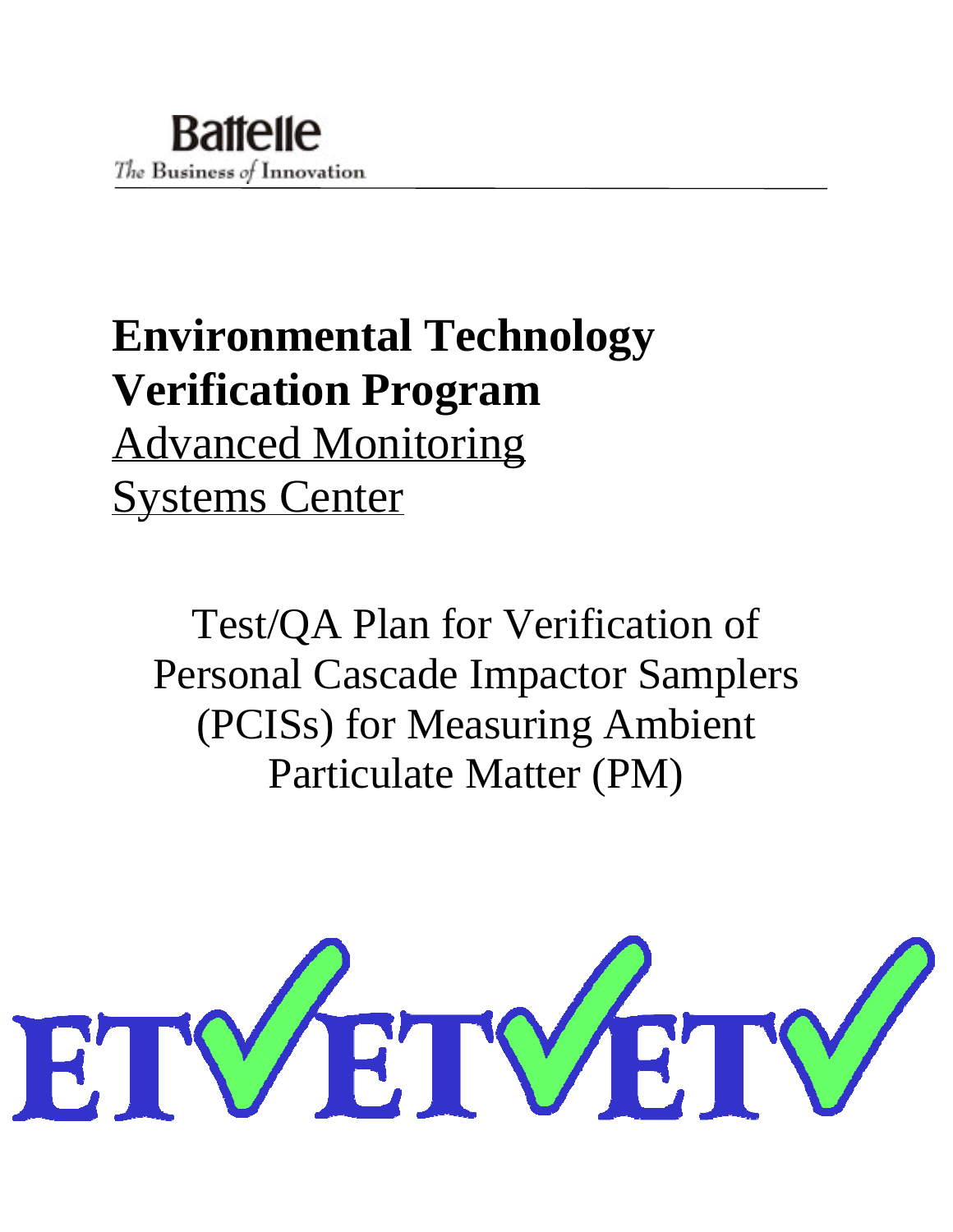Battelle

*The Business of Innovation*

# Environmental Technology Verification Program

Advanced Monitoring Systems Center

## Test/QA Plan for Verification of Personal Cascade Impactor Samplers (PCISs) for Measuring Ambient Particulate Matter (PM)

ETV ETV ETV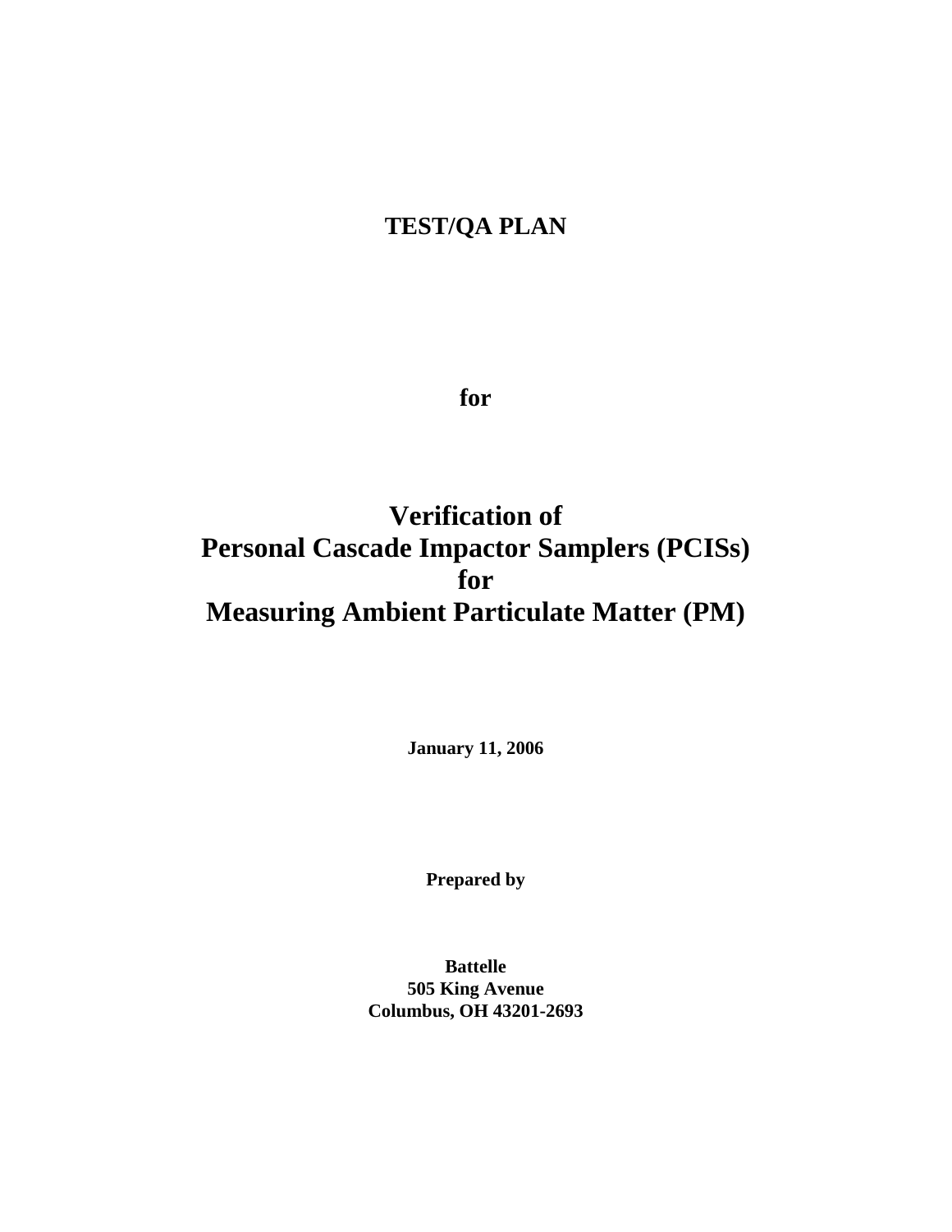# TEST/QA PLAN

**for**

# Verification of Personal Cascade Impactor Samplers (PCISs) for Measuring Ambient Particulate Matter (PM)

**January 11, 2006**

**Prepared by**

**Battelle**
**505 King Avenue**
**Columbus, OH 43201-2693**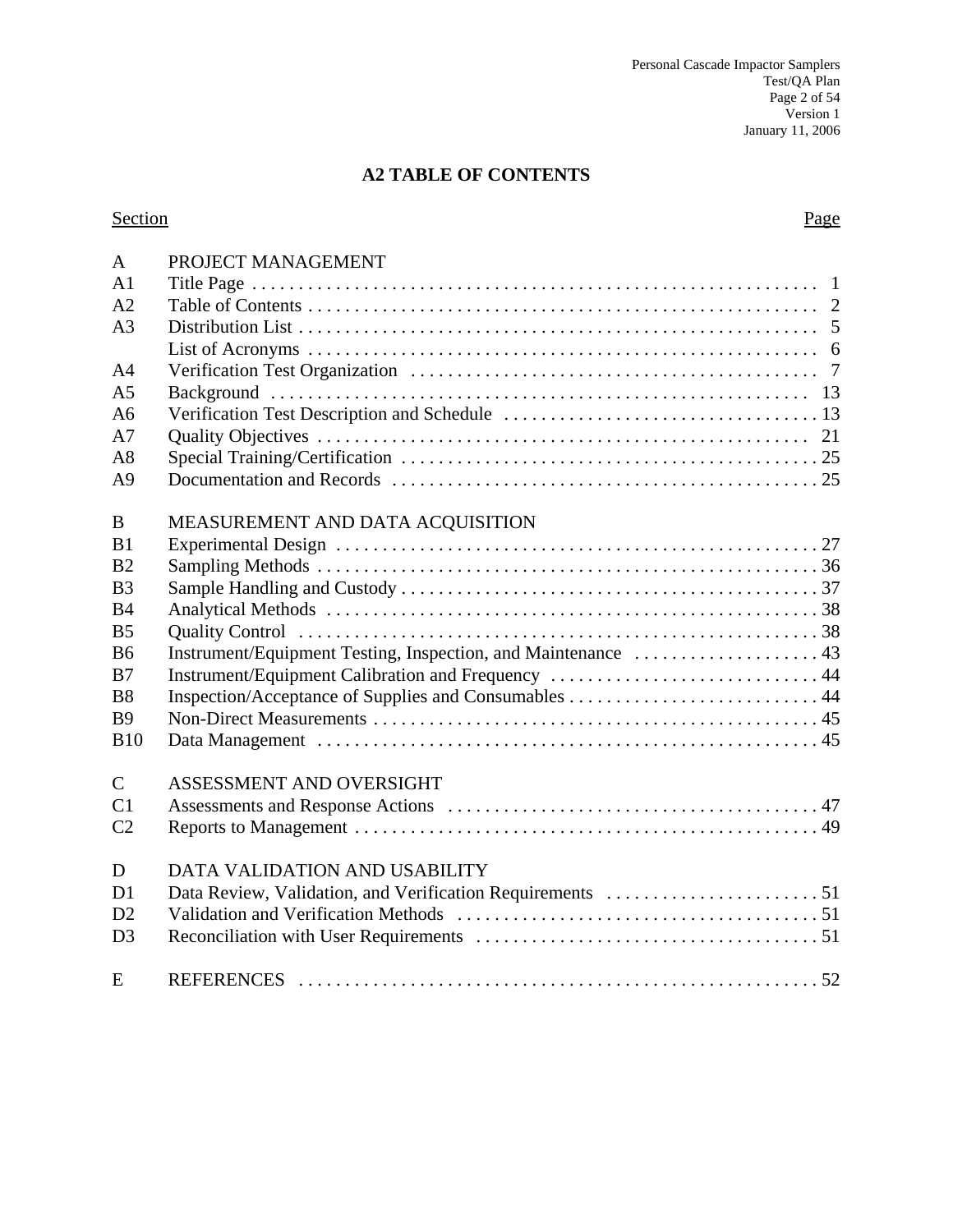# A2 TABLE OF CONTENTS

| Section | | Page |
|---|---|---|
| A | PROJECT MANAGEMENT | |
| A1 | Title Page | 1 |
| A2 | Table of Contents | 2 |
| A3 | Distribution List | 5 |
| | List of Acronyms | 6 |
| A4 | Verification Test Organization | 7 |
| A5 | Background | 13 |
| A6 | Verification Test Description and Schedule | 13 |
| A7 | Quality Objectives | 21 |
| A8 | Special Training/Certification | 25 |
| A9 | Documentation and Records | 25 |
| B | MEASUREMENT AND DATA ACQUISITION | |
| B1 | Experimental Design | 27 |
| B2 | Sampling Methods | 36 |
| B3 | Sample Handling and Custody | 37 |
| B4 | Analytical Methods | 38 |
| B5 | Quality Control | 38 |
| B6 | Instrument/Equipment Testing, Inspection, and Maintenance | 43 |
| B7 | Instrument/Equipment Calibration and Frequency | 44 |
| B8 | Inspection/Acceptance of Supplies and Consumables | 44 |
| B9 | Non-Direct Measurements | 45 |
| B10 | Data Management | 45 |
| C | ASSESSMENT AND OVERSIGHT | |
| C1 | Assessments and Response Actions | 47 |
| C2 | Reports to Management | 49 |
| D | DATA VALIDATION AND USABILITY | |
| D1 | Data Review, Validation, and Verification Requirements | 51 |
| D2 | Validation and Verification Methods | 51 |
| D3 | Reconciliation with User Requirements | 51 |
| E | REFERENCES | 52 |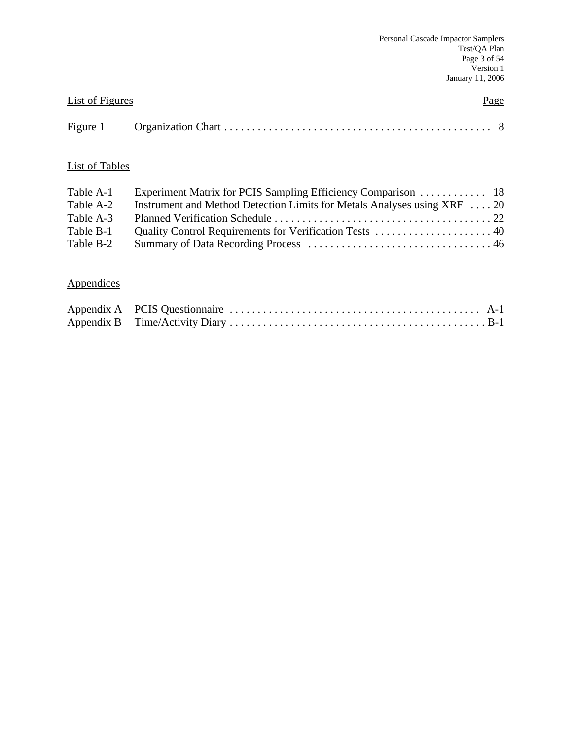List of Figures | Page
---|---
Figure 1 Organization Chart | 8

List of Tables

| | | |
|---|---|---|
| Table A-1 | Experiment Matrix for PCIS Sampling Efficiency Comparison | 18 |
| Table A-2 | Instrument and Method Detection Limits for Metals Analyses using XRF | 20 |
| Table A-3 | Planned Verification Schedule | 22 |
| Table B-1 | Quality Control Requirements for Verification Tests | 40 |
| Table B-2 | Summary of Data Recording Process | 46 |

Appendices

| | | |
|---|---|---|
| Appendix A | PCIS Questionnaire | A-1 |
| Appendix B | Time/Activity Diary | B-1 |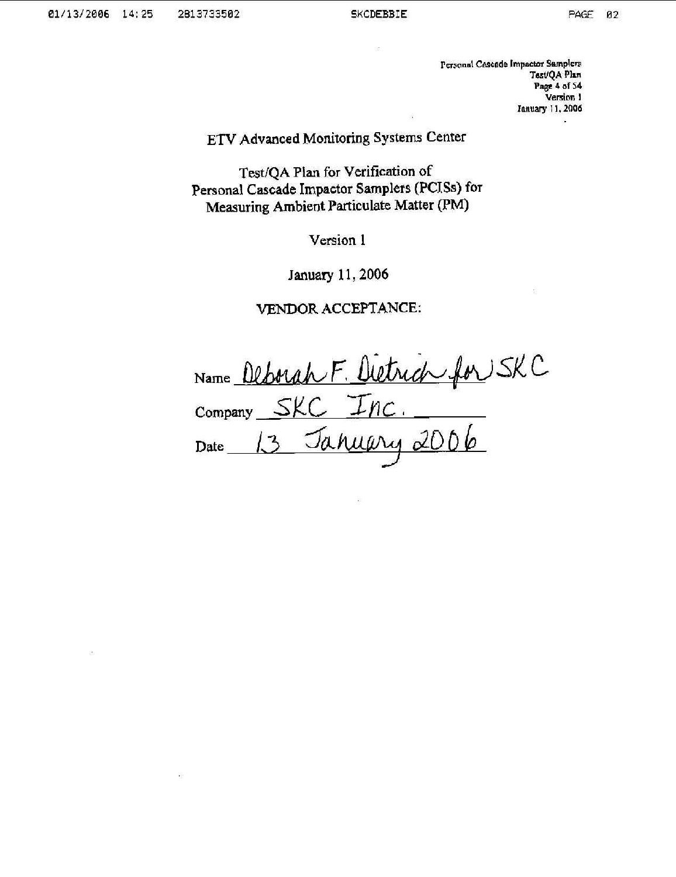ETV Advanced Monitoring Systems Center

Test/QA Plan for Verification of Personal Cascade Impactor Samplers (PCISs) for Measuring Ambient Particulate Matter (PM)

Version 1

January 11, 2006

VENDOR ACCEPTANCE:

Name Deborah F. Dietrich for SKC

Company SKC Inc.

Date 13 January 2006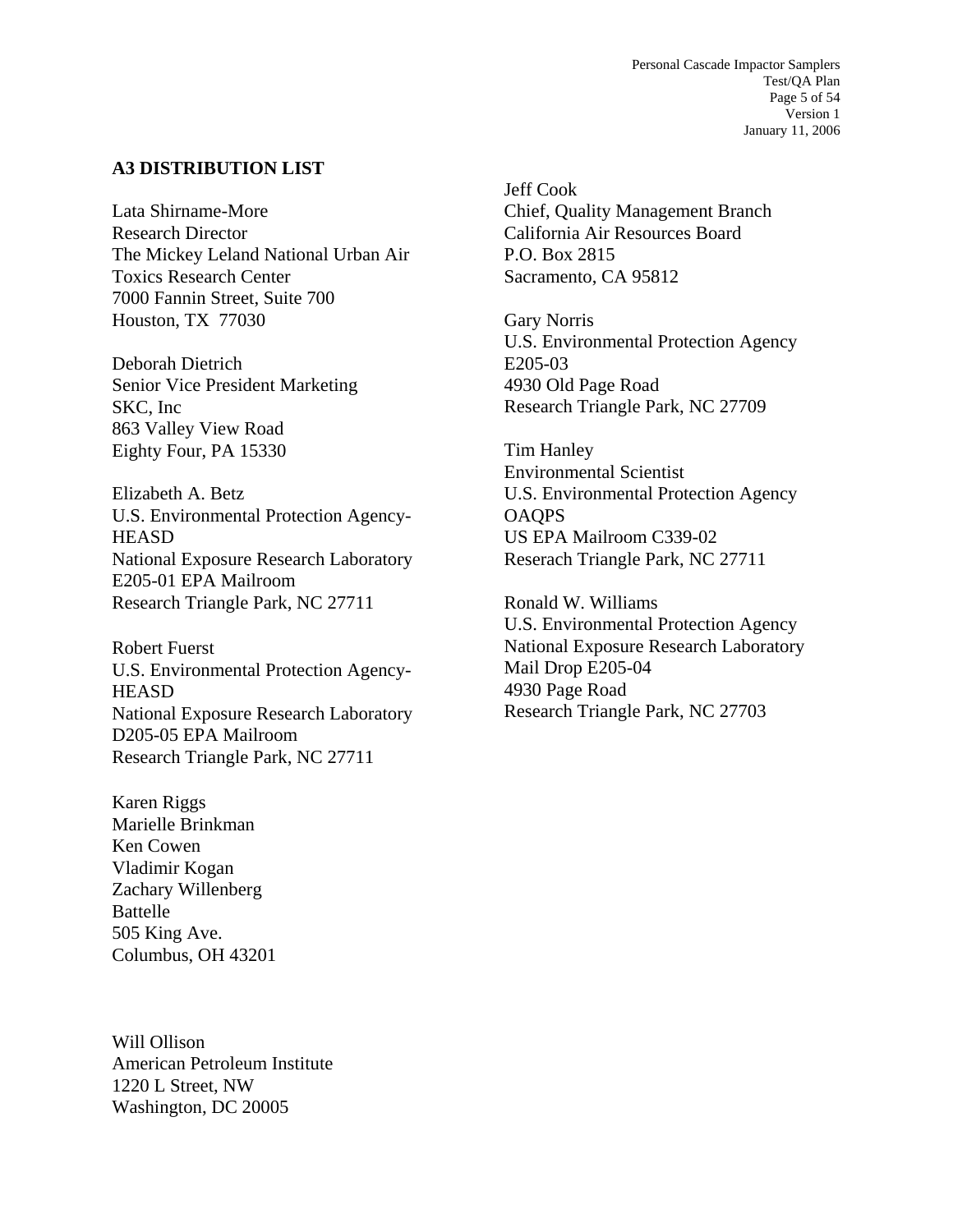### A3 DISTRIBUTION LIST

Lata Shirname-More
Research Director
The Mickey Leland National Urban Air Toxics Research Center
7000 Fannin Street, Suite 700
Houston, TX 77030

Deborah Dietrich
Senior Vice President Marketing
SKC, Inc
863 Valley View Road
Eighty Four, PA 15330

Elizabeth A. Betz
U.S. Environmental Protection Agency-HEASD
National Exposure Research Laboratory
E205-01 EPA Mailroom
Research Triangle Park, NC 27711

Robert Fuerst
U.S. Environmental Protection Agency-HEASD
National Exposure Research Laboratory
D205-05 EPA Mailroom
Research Triangle Park, NC 27711

Karen Riggs
Marielle Brinkman
Ken Cowen
Vladimir Kogan
Zachary Willenberg
Battelle
505 King Ave.
Columbus, OH 43201

Will Ollison
American Petroleum Institute
1220 L Street, NW
Washington, DC 20005

Jeff Cook
Chief, Quality Management Branch
California Air Resources Board
P.O. Box 2815
Sacramento, CA 95812

Gary Norris
U.S. Environmental Protection Agency
E205-03
4930 Old Page Road
Research Triangle Park, NC 27709

Tim Hanley
Environmental Scientist
U.S. Environmental Protection Agency
OAQPS
US EPA Mailroom C339-02
Reserach Triangle Park, NC 27711

Ronald W. Williams
U.S. Environmental Protection Agency
National Exposure Research Laboratory
Mail Drop E205-04
4930 Page Road
Research Triangle Park, NC 27703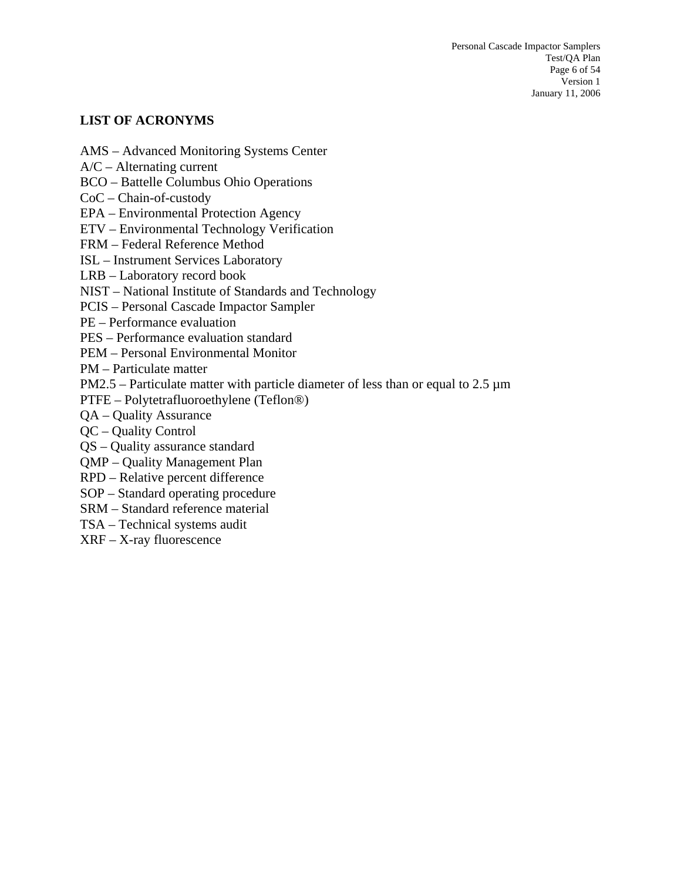## LIST OF ACRONYMS

AMS – Advanced Monitoring Systems Center
A/C – Alternating current
BCO – Battelle Columbus Ohio Operations
CoC – Chain-of-custody
EPA – Environmental Protection Agency
ETV – Environmental Technology Verification
FRM – Federal Reference Method
ISL – Instrument Services Laboratory
LRB – Laboratory record book
NIST – National Institute of Standards and Technology
PCIS – Personal Cascade Impactor Sampler
PE – Performance evaluation
PES – Performance evaluation standard
PEM – Personal Environmental Monitor
PM – Particulate matter
PM2.5 – Particulate matter with particle diameter of less than or equal to 2.5 µm
PTFE – Polytetrafluoroethylene (Teflon®)
QA – Quality Assurance
QC – Quality Control
QS – Quality assurance standard
QMP – Quality Management Plan
RPD – Relative percent difference
SOP – Standard operating procedure
SRM – Standard reference material
TSA – Technical systems audit
XRF – X-ray fluorescence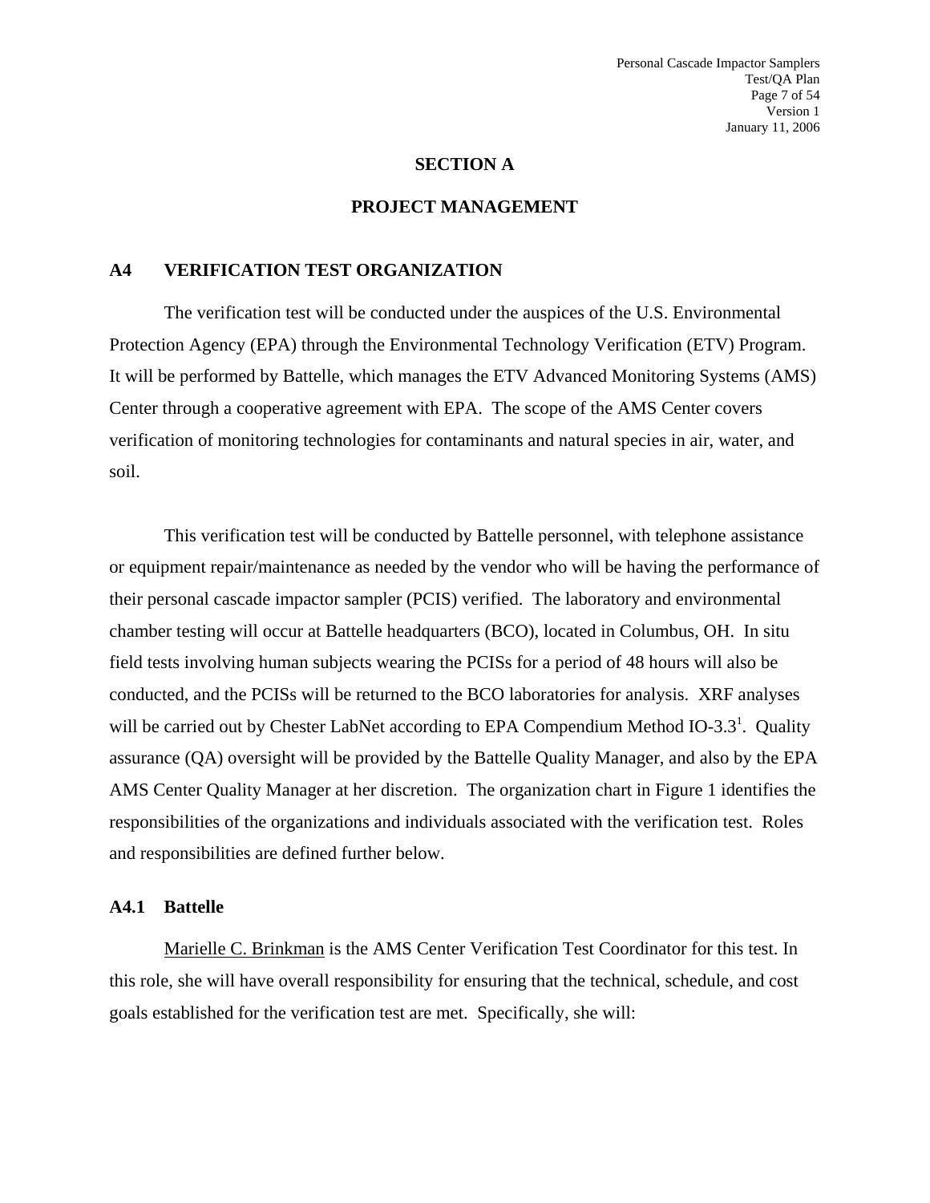# SECTION A

# PROJECT MANAGEMENT

## A4 VERIFICATION TEST ORGANIZATION

The verification test will be conducted under the auspices of the U.S. Environmental Protection Agency (EPA) through the Environmental Technology Verification (ETV) Program. It will be performed by Battelle, which manages the ETV Advanced Monitoring Systems (AMS) Center through a cooperative agreement with EPA. The scope of the AMS Center covers verification of monitoring technologies for contaminants and natural species in air, water, and soil.

This verification test will be conducted by Battelle personnel, with telephone assistance or equipment repair/maintenance as needed by the vendor who will be having the performance of their personal cascade impactor sampler (PCIS) verified. The laboratory and environmental chamber testing will occur at Battelle headquarters (BCO), located in Columbus, OH. In situ field tests involving human subjects wearing the PCISs for a period of 48 hours will also be conducted, and the PCISs will be returned to the BCO laboratories for analysis. XRF analyses will be carried out by Chester LabNet according to EPA Compendium Method IO-3.3[1]. Quality assurance (QA) oversight will be provided by the Battelle Quality Manager, and also by the EPA AMS Center Quality Manager at her discretion. The organization chart in Figure 1 identifies the responsibilities of the organizations and individuals associated with the verification test. Roles and responsibilities are defined further below.

### A4.1 Battelle

Marielle C. Brinkman is the AMS Center Verification Test Coordinator for this test. In this role, she will have overall responsibility for ensuring that the technical, schedule, and cost goals established for the verification test are met. Specifically, she will: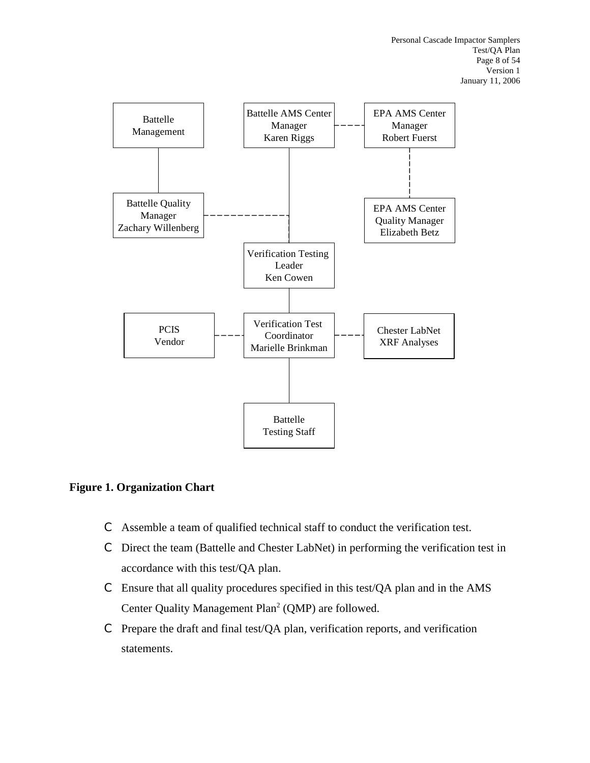Battelle Management

Battelle AMS Center Manager
Karen Riggs

EPA AMS Center Manager
Robert Fuerst

Battelle Quality Manager
Zachary Willenberg

EPA AMS Center Quality Manager
Elizabeth Betz

Verification Testing Leader
Ken Cowen

PCIS Vendor

Verification Test Coordinator
Marielle Brinkman

Chester LabNet XRF Analyses

Battelle Testing Staff

**Figure 1. Organization Chart**

- Assemble a team of qualified technical staff to conduct the verification test.
- Direct the team (Battelle and Chester LabNet) in performing the verification test in accordance with this test/QA plan.
- Ensure that all quality procedures specified in this test/QA plan and in the AMS Center Quality Management Plan[2] (QMP) are followed.
- Prepare the draft and final test/QA plan, verification reports, and verification statements.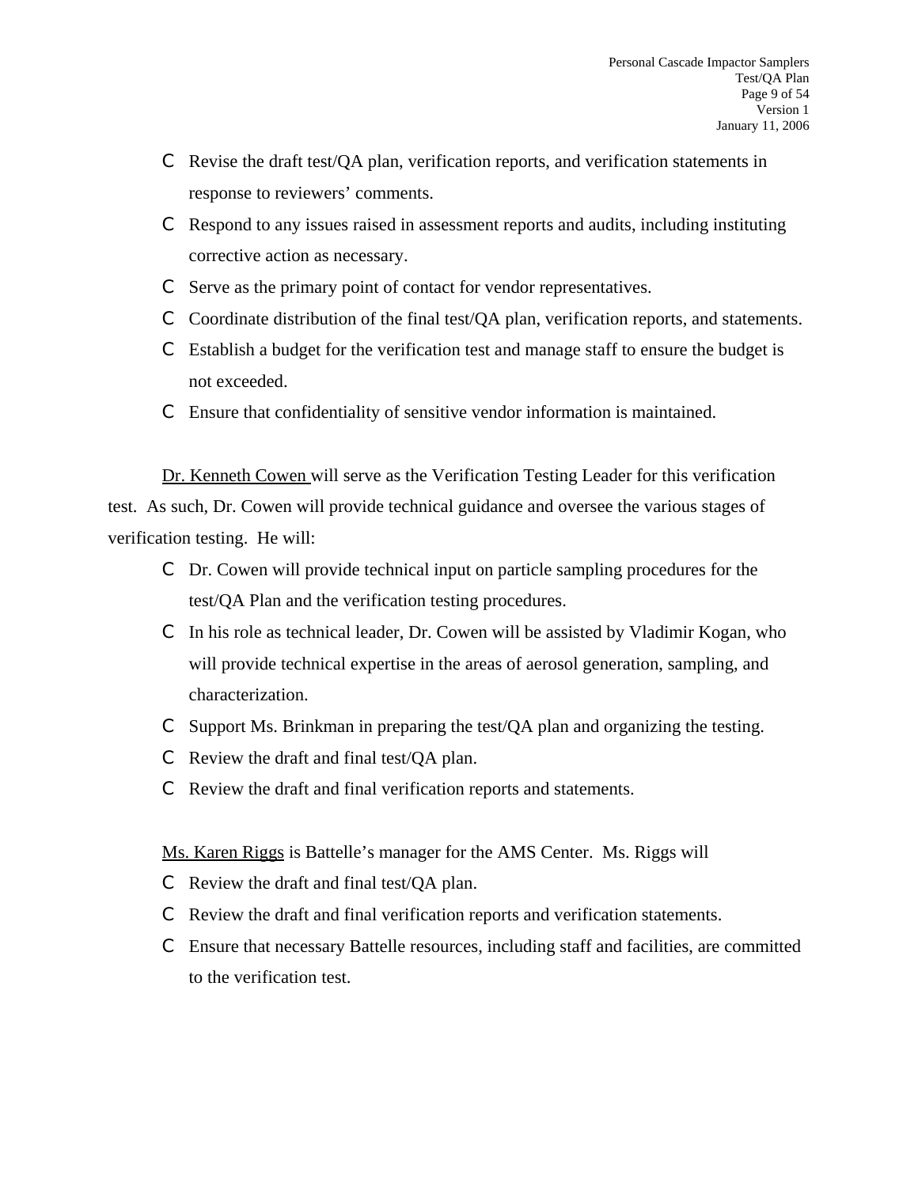- Revise the draft test/QA plan, verification reports, and verification statements in response to reviewers' comments.
- Respond to any issues raised in assessment reports and audits, including instituting corrective action as necessary.
- Serve as the primary point of contact for vendor representatives.
- Coordinate distribution of the final test/QA plan, verification reports, and statements.
- Establish a budget for the verification test and manage staff to ensure the budget is not exceeded.
- Ensure that confidentiality of sensitive vendor information is maintained.

Dr. Kenneth Cowen will serve as the Verification Testing Leader for this verification test. As such, Dr. Cowen will provide technical guidance and oversee the various stages of verification testing. He will:

- Dr. Cowen will provide technical input on particle sampling procedures for the test/QA Plan and the verification testing procedures.
- In his role as technical leader, Dr. Cowen will be assisted by Vladimir Kogan, who will provide technical expertise in the areas of aerosol generation, sampling, and characterization.
- Support Ms. Brinkman in preparing the test/QA plan and organizing the testing.
- Review the draft and final test/QA plan.
- Review the draft and final verification reports and statements.

Ms. Karen Riggs is Battelle's manager for the AMS Center. Ms. Riggs will

- Review the draft and final test/QA plan.
- Review the draft and final verification reports and verification statements.
- Ensure that necessary Battelle resources, including staff and facilities, are committed to the verification test.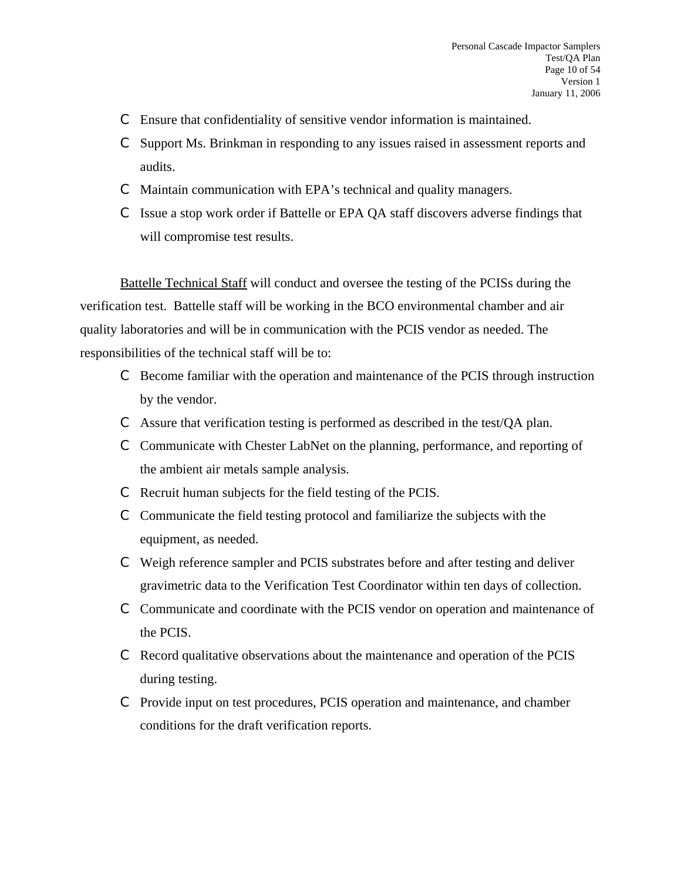- Ensure that confidentiality of sensitive vendor information is maintained.
- Support Ms. Brinkman in responding to any issues raised in assessment reports and audits.
- Maintain communication with EPA's technical and quality managers.
- Issue a stop work order if Battelle or EPA QA staff discovers adverse findings that will compromise test results.

Battelle Technical Staff will conduct and oversee the testing of the PCISs during the verification test. Battelle staff will be working in the BCO environmental chamber and air quality laboratories and will be in communication with the PCIS vendor as needed. The responsibilities of the technical staff will be to:

- Become familiar with the operation and maintenance of the PCIS through instruction by the vendor.
- Assure that verification testing is performed as described in the test/QA plan.
- Communicate with Chester LabNet on the planning, performance, and reporting of the ambient air metals sample analysis.
- Recruit human subjects for the field testing of the PCIS.
- Communicate the field testing protocol and familiarize the subjects with the equipment, as needed.
- Weigh reference sampler and PCIS substrates before and after testing and deliver gravimetric data to the Verification Test Coordinator within ten days of collection.
- Communicate and coordinate with the PCIS vendor on operation and maintenance of the PCIS.
- Record qualitative observations about the maintenance and operation of the PCIS during testing.
- Provide input on test procedures, PCIS operation and maintenance, and chamber conditions for the draft verification reports.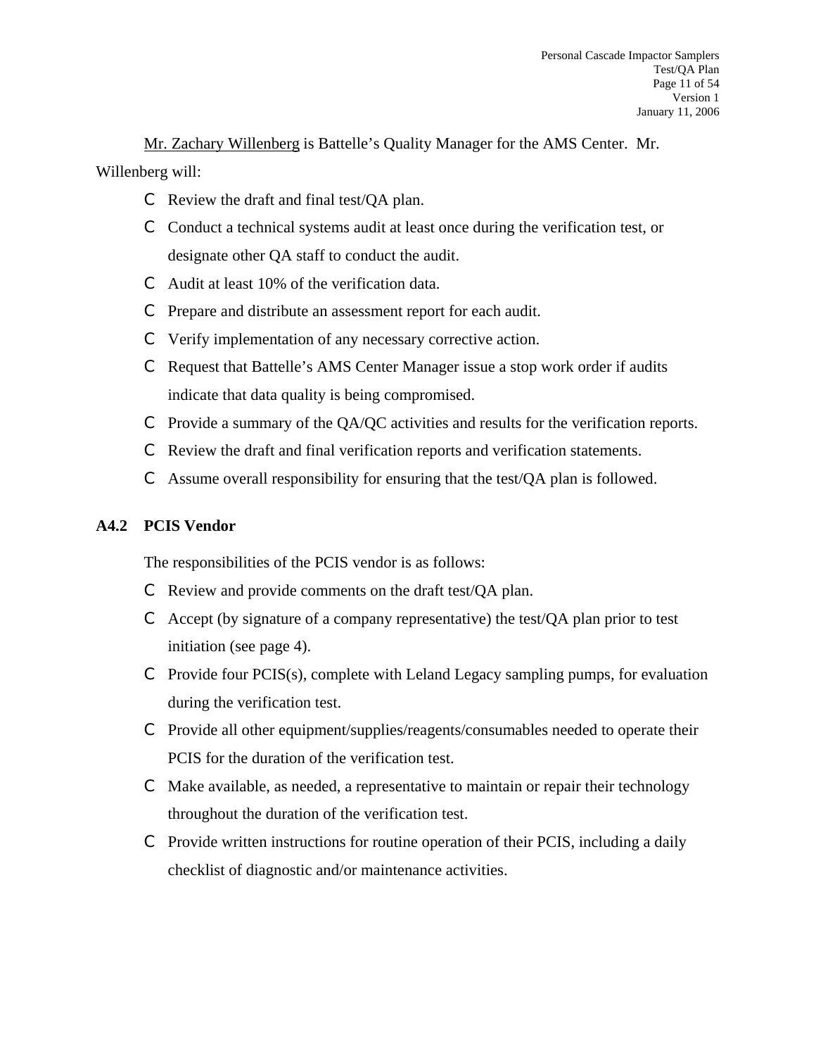Mr. Zachary Willenberg is Battelle's Quality Manager for the AMS Center. Mr. Willenberg will:

- Review the draft and final test/QA plan.
- Conduct a technical systems audit at least once during the verification test, or designate other QA staff to conduct the audit.
- Audit at least 10% of the verification data.
- Prepare and distribute an assessment report for each audit.
- Verify implementation of any necessary corrective action.
- Request that Battelle's AMS Center Manager issue a stop work order if audits indicate that data quality is being compromised.
- Provide a summary of the QA/QC activities and results for the verification reports.
- Review the draft and final verification reports and verification statements.
- Assume overall responsibility for ensuring that the test/QA plan is followed.

### A4.2 PCIS Vendor

The responsibilities of the PCIS vendor is as follows:

- Review and provide comments on the draft test/QA plan.
- Accept (by signature of a company representative) the test/QA plan prior to test initiation (see page 4).
- Provide four PCIS(s), complete with Leland Legacy sampling pumps, for evaluation during the verification test.
- Provide all other equipment/supplies/reagents/consumables needed to operate their PCIS for the duration of the verification test.
- Make available, as needed, a representative to maintain or repair their technology throughout the duration of the verification test.
- Provide written instructions for routine operation of their PCIS, including a daily checklist of diagnostic and/or maintenance activities.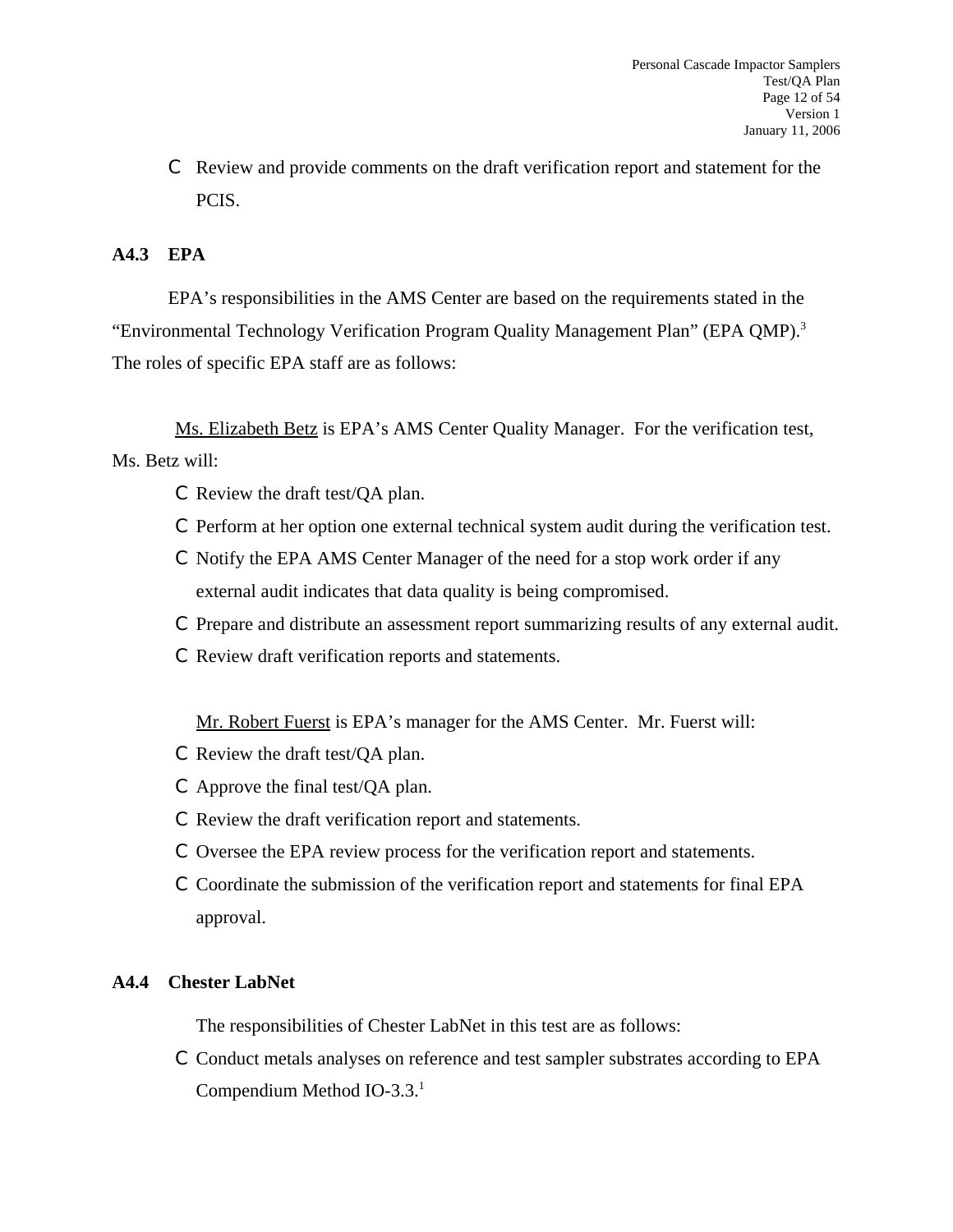- Review and provide comments on the draft verification report and statement for the PCIS.

### A4.3 EPA

EPA's responsibilities in the AMS Center are based on the requirements stated in the "Environmental Technology Verification Program Quality Management Plan" (EPA QMP).[3] The roles of specific EPA staff are as follows:

Ms. Elizabeth Betz is EPA's AMS Center Quality Manager. For the verification test, Ms. Betz will:

- Review the draft test/QA plan.
- Perform at her option one external technical system audit during the verification test.
- Notify the EPA AMS Center Manager of the need for a stop work order if any external audit indicates that data quality is being compromised.
- Prepare and distribute an assessment report summarizing results of any external audit.
- Review draft verification reports and statements.

Mr. Robert Fuerst is EPA's manager for the AMS Center. Mr. Fuerst will:

- Review the draft test/QA plan.
- Approve the final test/QA plan.
- Review the draft verification report and statements.
- Oversee the EPA review process for the verification report and statements.
- Coordinate the submission of the verification report and statements for final EPA approval.

### A4.4 Chester LabNet

The responsibilities of Chester LabNet in this test are as follows:

- Conduct metals analyses on reference and test sampler substrates according to EPA Compendium Method IO-3.3.[1]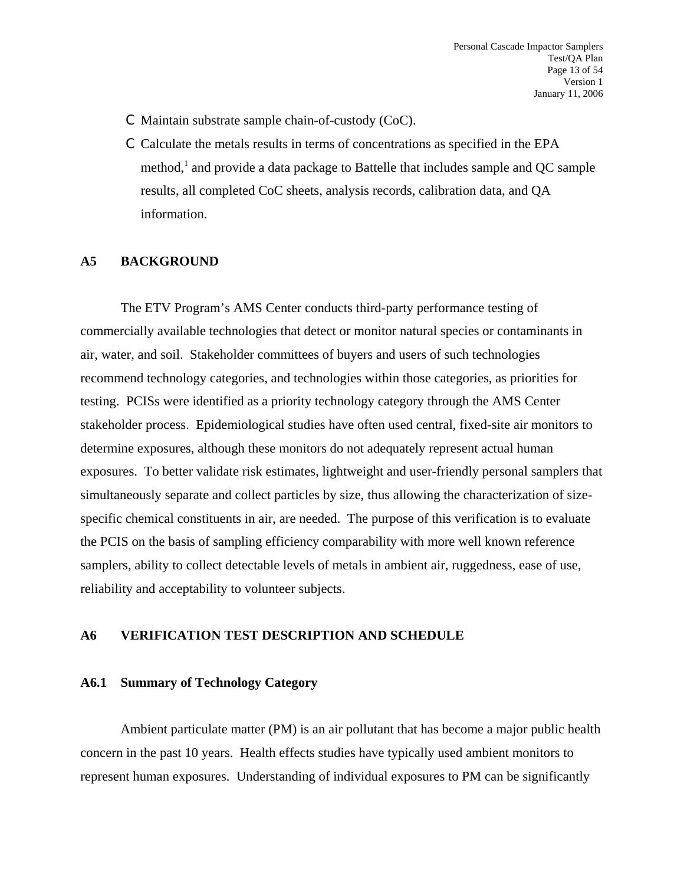- Maintain substrate sample chain-of-custody (CoC).
- Calculate the metals results in terms of concentrations as specified in the EPA method,[1] and provide a data package to Battelle that includes sample and QC sample results, all completed CoC sheets, analysis records, calibration data, and QA information.

## A5 BACKGROUND

The ETV Program's AMS Center conducts third-party performance testing of commercially available technologies that detect or monitor natural species or contaminants in air, water, and soil. Stakeholder committees of buyers and users of such technologies recommend technology categories, and technologies within those categories, as priorities for testing. PCISs were identified as a priority technology category through the AMS Center stakeholder process. Epidemiological studies have often used central, fixed-site air monitors to determine exposures, although these monitors do not adequately represent actual human exposures. To better validate risk estimates, lightweight and user-friendly personal samplers that simultaneously separate and collect particles by size, thus allowing the characterization of size-specific chemical constituents in air, are needed. The purpose of this verification is to evaluate the PCIS on the basis of sampling efficiency comparability with more well known reference samplers, ability to collect detectable levels of metals in ambient air, ruggedness, ease of use, reliability and acceptability to volunteer subjects.

## A6 VERIFICATION TEST DESCRIPTION AND SCHEDULE

### A6.1 Summary of Technology Category

Ambient particulate matter (PM) is an air pollutant that has become a major public health concern in the past 10 years. Health effects studies have typically used ambient monitors to represent human exposures. Understanding of individual exposures to PM can be significantly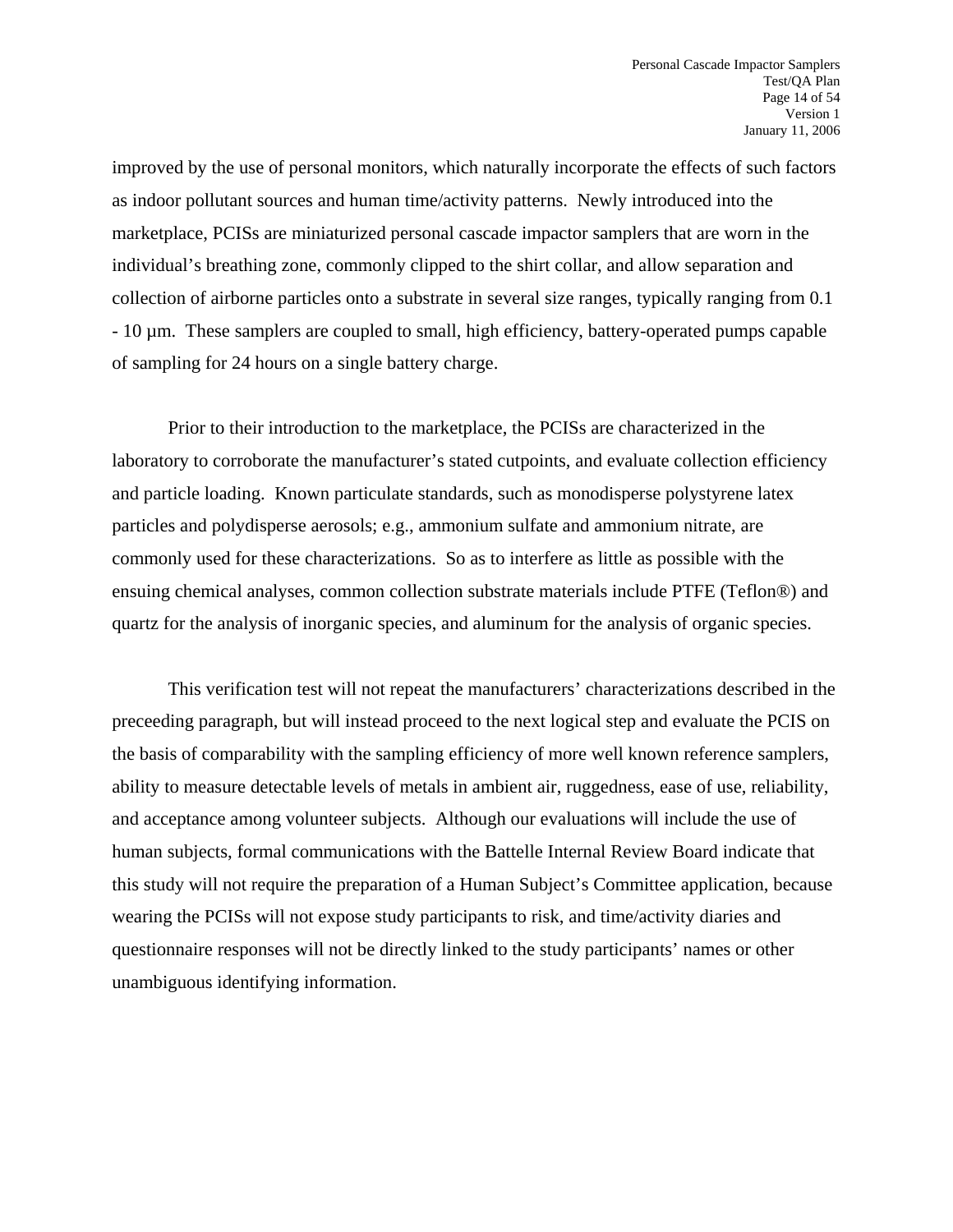improved by the use of personal monitors, which naturally incorporate the effects of such factors as indoor pollutant sources and human time/activity patterns. Newly introduced into the marketplace, PCISs are miniaturized personal cascade impactor samplers that are worn in the individual's breathing zone, commonly clipped to the shirt collar, and allow separation and collection of airborne particles onto a substrate in several size ranges, typically ranging from 0.1 - 10 µm. These samplers are coupled to small, high efficiency, battery-operated pumps capable of sampling for 24 hours on a single battery charge.

Prior to their introduction to the marketplace, the PCISs are characterized in the laboratory to corroborate the manufacturer's stated cutpoints, and evaluate collection efficiency and particle loading. Known particulate standards, such as monodisperse polystyrene latex particles and polydisperse aerosols; e.g., ammonium sulfate and ammonium nitrate, are commonly used for these characterizations. So as to interfere as little as possible with the ensuing chemical analyses, common collection substrate materials include PTFE (Teflon®) and quartz for the analysis of inorganic species, and aluminum for the analysis of organic species.

This verification test will not repeat the manufacturers' characterizations described in the preceeding paragraph, but will instead proceed to the next logical step and evaluate the PCIS on the basis of comparability with the sampling efficiency of more well known reference samplers, ability to measure detectable levels of metals in ambient air, ruggedness, ease of use, reliability, and acceptance among volunteer subjects. Although our evaluations will include the use of human subjects, formal communications with the Battelle Internal Review Board indicate that this study will not require the preparation of a Human Subject's Committee application, because wearing the PCISs will not expose study participants to risk, and time/activity diaries and questionnaire responses will not be directly linked to the study participants' names or other unambiguous identifying information.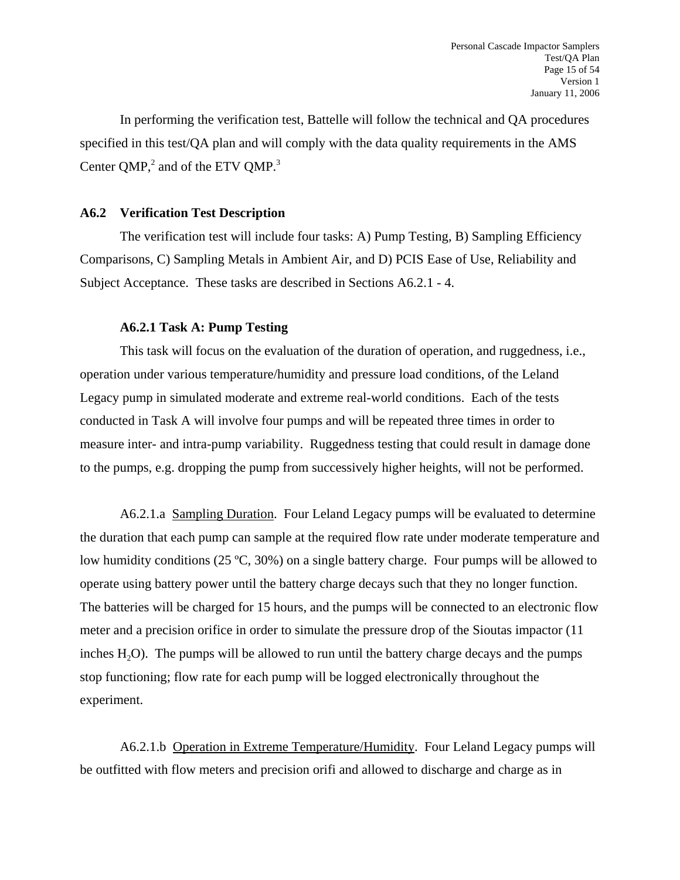In performing the verification test, Battelle will follow the technical and QA procedures specified in this test/QA plan and will comply with the data quality requirements in the AMS Center QMP,[2] and of the ETV QMP.[3]

## A6.2 Verification Test Description

The verification test will include four tasks: A) Pump Testing, B) Sampling Efficiency Comparisons, C) Sampling Metals in Ambient Air, and D) PCIS Ease of Use, Reliability and Subject Acceptance. These tasks are described in Sections A6.2.1 - 4.

### A6.2.1 Task A: Pump Testing

This task will focus on the evaluation of the duration of operation, and ruggedness, i.e., operation under various temperature/humidity and pressure load conditions, of the Leland Legacy pump in simulated moderate and extreme real-world conditions. Each of the tests conducted in Task A will involve four pumps and will be repeated three times in order to measure inter- and intra-pump variability. Ruggedness testing that could result in damage done to the pumps, e.g. dropping the pump from successively higher heights, will not be performed.

A6.2.1.a Sampling Duration. Four Leland Legacy pumps will be evaluated to determine the duration that each pump can sample at the required flow rate under moderate temperature and low humidity conditions (25 ºC, 30%) on a single battery charge. Four pumps will be allowed to operate using battery power until the battery charge decays such that they no longer function. The batteries will be charged for 15 hours, and the pumps will be connected to an electronic flow meter and a precision orifice in order to simulate the pressure drop of the Sioutas impactor (11 inches $H_2O$). The pumps will be allowed to run until the battery charge decays and the pumps stop functioning; flow rate for each pump will be logged electronically throughout the experiment.

A6.2.1.b Operation in Extreme Temperature/Humidity. Four Leland Legacy pumps will be outfitted with flow meters and precision orifi and allowed to discharge and charge as in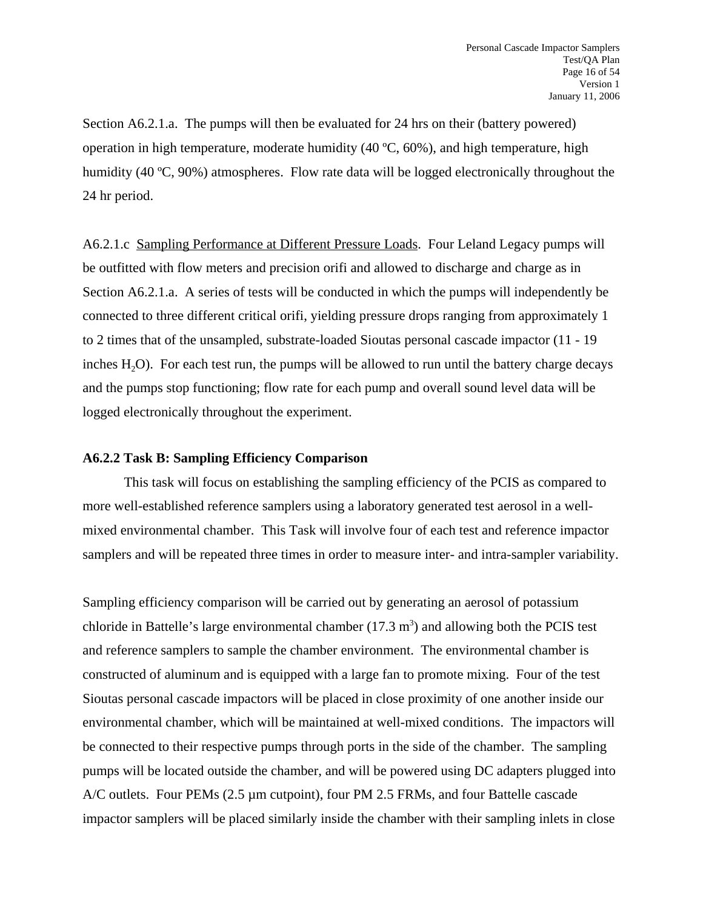Section A6.2.1.a. The pumps will then be evaluated for 24 hrs on their (battery powered) operation in high temperature, moderate humidity (40 ºC, 60%), and high temperature, high humidity (40 ºC, 90%) atmospheres. Flow rate data will be logged electronically throughout the 24 hr period.

A6.2.1.c Sampling Performance at Different Pressure Loads. Four Leland Legacy pumps will be outfitted with flow meters and precision orifi and allowed to discharge and charge as in Section A6.2.1.a. A series of tests will be conducted in which the pumps will independently be connected to three different critical orifi, yielding pressure drops ranging from approximately 1 to 2 times that of the unsampled, substrate-loaded Sioutas personal cascade impactor (11 - 19 inches $H_2O$). For each test run, the pumps will be allowed to run until the battery charge decays and the pumps stop functioning; flow rate for each pump and overall sound level data will be logged electronically throughout the experiment.

**A6.2.2 Task B: Sampling Efficiency Comparison**

This task will focus on establishing the sampling efficiency of the PCIS as compared to more well-established reference samplers using a laboratory generated test aerosol in a well-mixed environmental chamber. This Task will involve four of each test and reference impactor samplers and will be repeated three times in order to measure inter- and intra-sampler variability.

Sampling efficiency comparison will be carried out by generating an aerosol of potassium chloride in Battelle's large environmental chamber (17.3 $m^3$) and allowing both the PCIS test and reference samplers to sample the chamber environment. The environmental chamber is constructed of aluminum and is equipped with a large fan to promote mixing. Four of the test Sioutas personal cascade impactors will be placed in close proximity of one another inside our environmental chamber, which will be maintained at well-mixed conditions. The impactors will be connected to their respective pumps through ports in the side of the chamber. The sampling pumps will be located outside the chamber, and will be powered using DC adapters plugged into A/C outlets. Four PEMs (2.5 µm cutpoint), four PM 2.5 FRMs, and four Battelle cascade impactor samplers will be placed similarly inside the chamber with their sampling inlets in close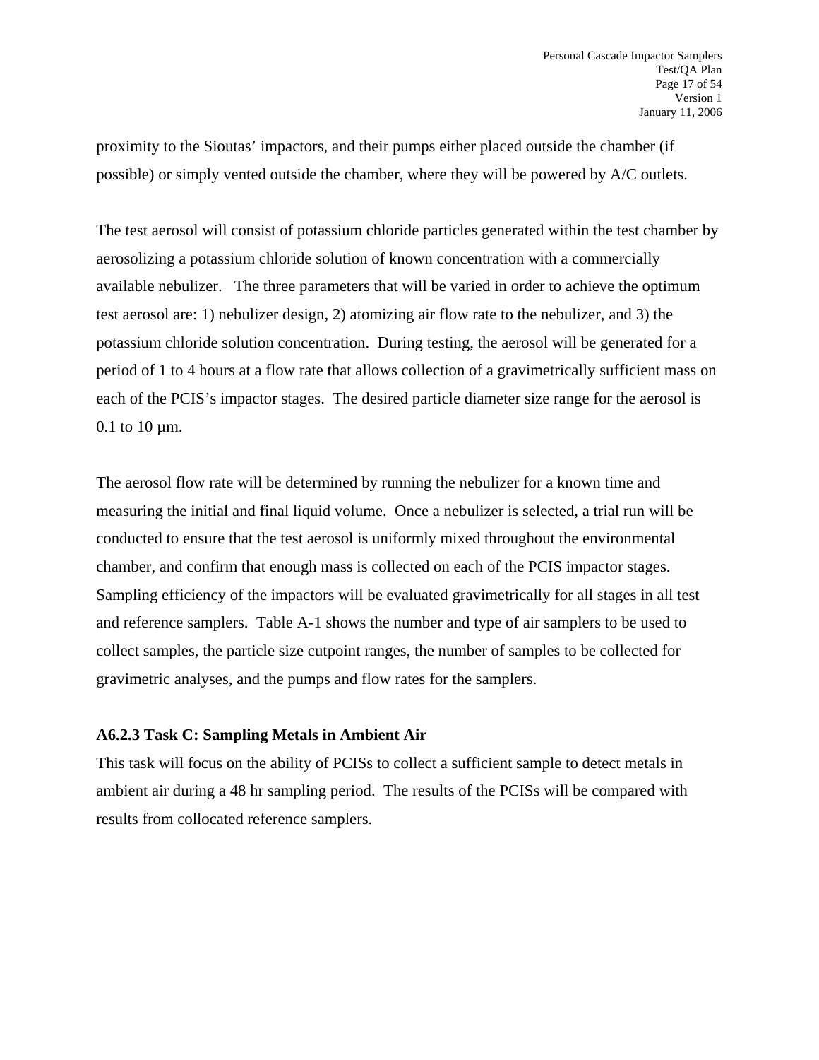proximity to the Sioutas' impactors, and their pumps either placed outside the chamber (if possible) or simply vented outside the chamber, where they will be powered by A/C outlets.

The test aerosol will consist of potassium chloride particles generated within the test chamber by aerosolizing a potassium chloride solution of known concentration with a commercially available nebulizer. The three parameters that will be varied in order to achieve the optimum test aerosol are: 1) nebulizer design, 2) atomizing air flow rate to the nebulizer, and 3) the potassium chloride solution concentration. During testing, the aerosol will be generated for a period of 1 to 4 hours at a flow rate that allows collection of a gravimetrically sufficient mass on each of the PCIS's impactor stages. The desired particle diameter size range for the aerosol is 0.1 to 10 µm.

The aerosol flow rate will be determined by running the nebulizer for a known time and measuring the initial and final liquid volume. Once a nebulizer is selected, a trial run will be conducted to ensure that the test aerosol is uniformly mixed throughout the environmental chamber, and confirm that enough mass is collected on each of the PCIS impactor stages. Sampling efficiency of the impactors will be evaluated gravimetrically for all stages in all test and reference samplers. Table A-1 shows the number and type of air samplers to be used to collect samples, the particle size cutpoint ranges, the number of samples to be collected for gravimetric analyses, and the pumps and flow rates for the samplers.

### A6.2.3 Task C: Sampling Metals in Ambient Air

This task will focus on the ability of PCISs to collect a sufficient sample to detect metals in ambient air during a 48 hr sampling period. The results of the PCISs will be compared with results from collocated reference samplers.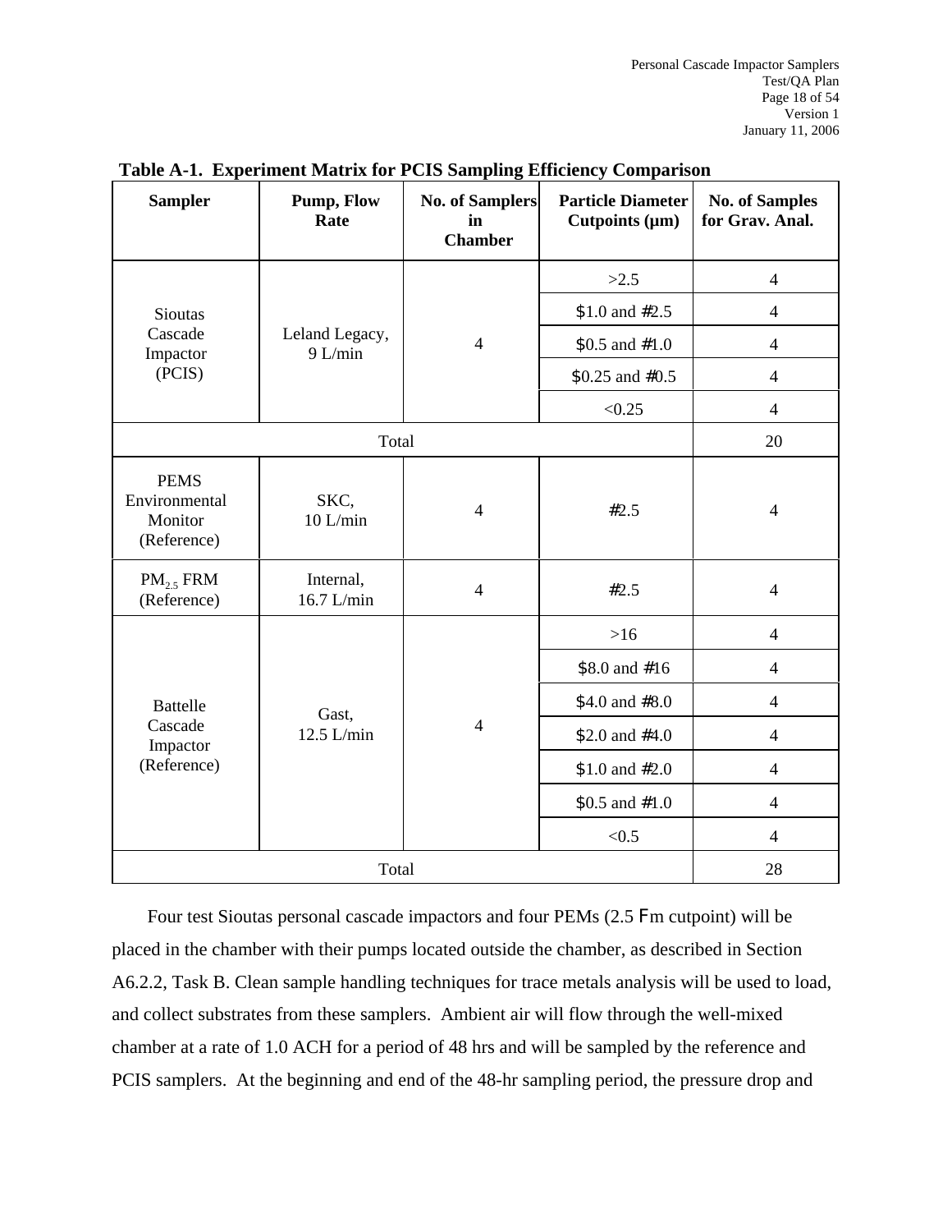**Table A-1. Experiment Matrix for PCIS Sampling Efficiency Comparison**

| Sampler | Pump, Flow Rate | No. of Samplers in Chamber | Particle Diameter Cutpoints (μm) | No. of Samples for Grav. Anal. |
|---|---|---|---|---|
| Sioutas Cascade Impactor (PCIS) | Leland Legacy, 9 L/min | 4 | >2.5 | 4 |
| | | | ≥1.0 and ≤2.5 | 4 |
| | | | ≥0.5 and ≤1.0 | 4 |
| | | | ≥0.25 and ≤0.5 | 4 |
| | | | <0.25 | 4 |
| Total | | | | 20 |
| PEMS Environmental Monitor (Reference) | SKC, 10 L/min | 4 | ≤2.5 | 4 |
| $PM_{2.5}$ FRM (Reference) | Internal, 16.7 L/min | 4 | ≤2.5 | 4 |
| Battelle Cascade Impactor (Reference) | Gast, 12.5 L/min | 4 | >16 | 4 |
| | | | ≥8.0 and ≤16 | 4 |
| | | | ≥4.0 and ≤8.0 | 4 |
| | | | ≥2.0 and ≤4.0 | 4 |
| | | | ≥1.0 and ≤2.0 | 4 |
| | | | ≥0.5 and ≤1.0 | 4 |
| | | | <0.5 | 4 |
| Total | | | | 28 |

Four test Sioutas personal cascade impactors and four PEMs (2.5 μm cutpoint) will be placed in the chamber with their pumps located outside the chamber, as described in Section A6.2.2, Task B. Clean sample handling techniques for trace metals analysis will be used to load, and collect substrates from these samplers. Ambient air will flow through the well-mixed chamber at a rate of 1.0 ACH for a period of 48 hrs and will be sampled by the reference and PCIS samplers. At the beginning and end of the 48-hr sampling period, the pressure drop and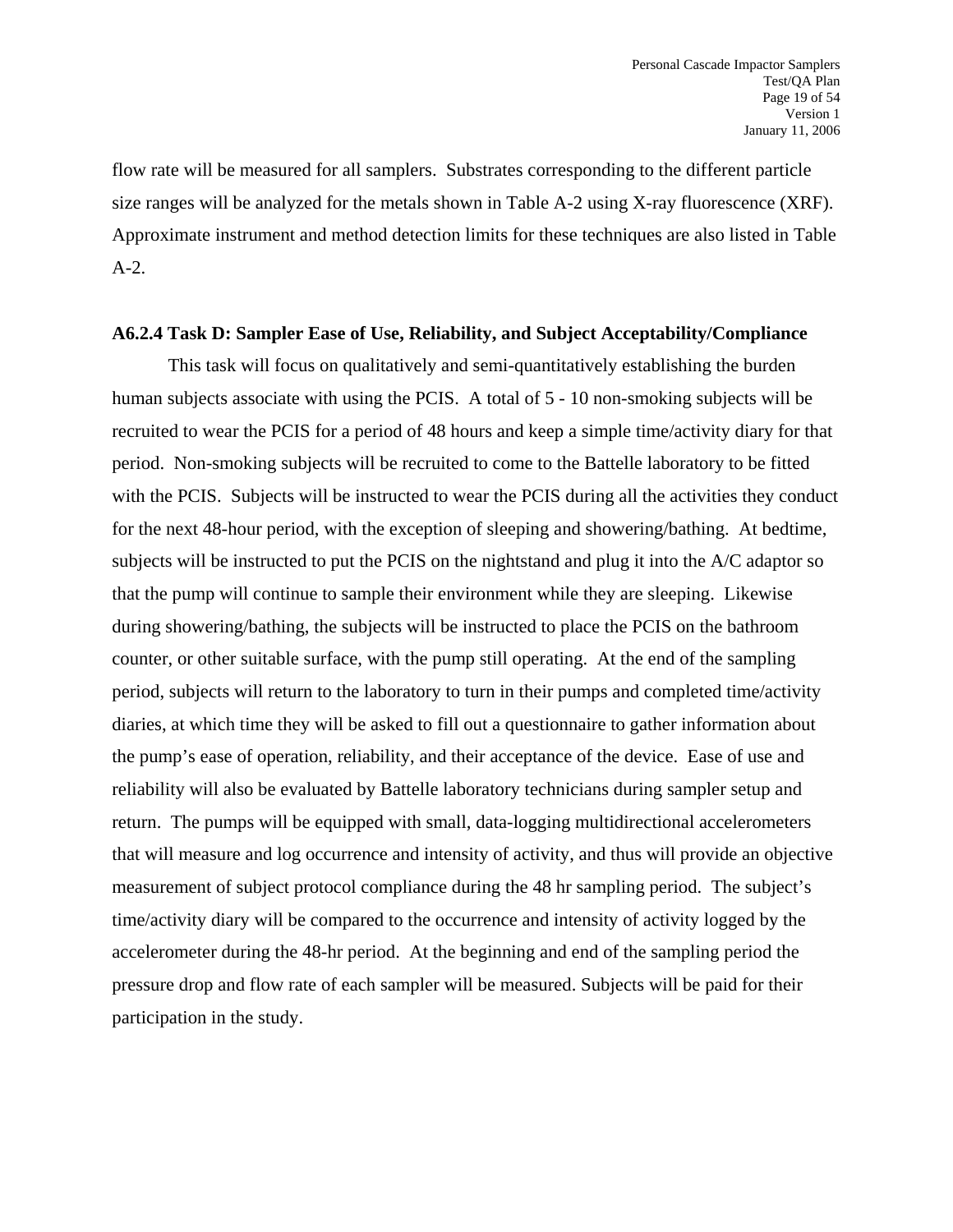flow rate will be measured for all samplers. Substrates corresponding to the different particle size ranges will be analyzed for the metals shown in Table A-2 using X-ray fluorescence (XRF). Approximate instrument and method detection limits for these techniques are also listed in Table A-2.

### A6.2.4 Task D: Sampler Ease of Use, Reliability, and Subject Acceptability/Compliance

This task will focus on qualitatively and semi-quantitatively establishing the burden human subjects associate with using the PCIS. A total of 5 - 10 non-smoking subjects will be recruited to wear the PCIS for a period of 48 hours and keep a simple time/activity diary for that period. Non-smoking subjects will be recruited to come to the Battelle laboratory to be fitted with the PCIS. Subjects will be instructed to wear the PCIS during all the activities they conduct for the next 48-hour period, with the exception of sleeping and showering/bathing. At bedtime, subjects will be instructed to put the PCIS on the nightstand and plug it into the A/C adaptor so that the pump will continue to sample their environment while they are sleeping. Likewise during showering/bathing, the subjects will be instructed to place the PCIS on the bathroom counter, or other suitable surface, with the pump still operating. At the end of the sampling period, subjects will return to the laboratory to turn in their pumps and completed time/activity diaries, at which time they will be asked to fill out a questionnaire to gather information about the pump's ease of operation, reliability, and their acceptance of the device. Ease of use and reliability will also be evaluated by Battelle laboratory technicians during sampler setup and return. The pumps will be equipped with small, data-logging multidirectional accelerometers that will measure and log occurrence and intensity of activity, and thus will provide an objective measurement of subject protocol compliance during the 48 hr sampling period. The subject's time/activity diary will be compared to the occurrence and intensity of activity logged by the accelerometer during the 48-hr period. At the beginning and end of the sampling period the pressure drop and flow rate of each sampler will be measured. Subjects will be paid for their participation in the study.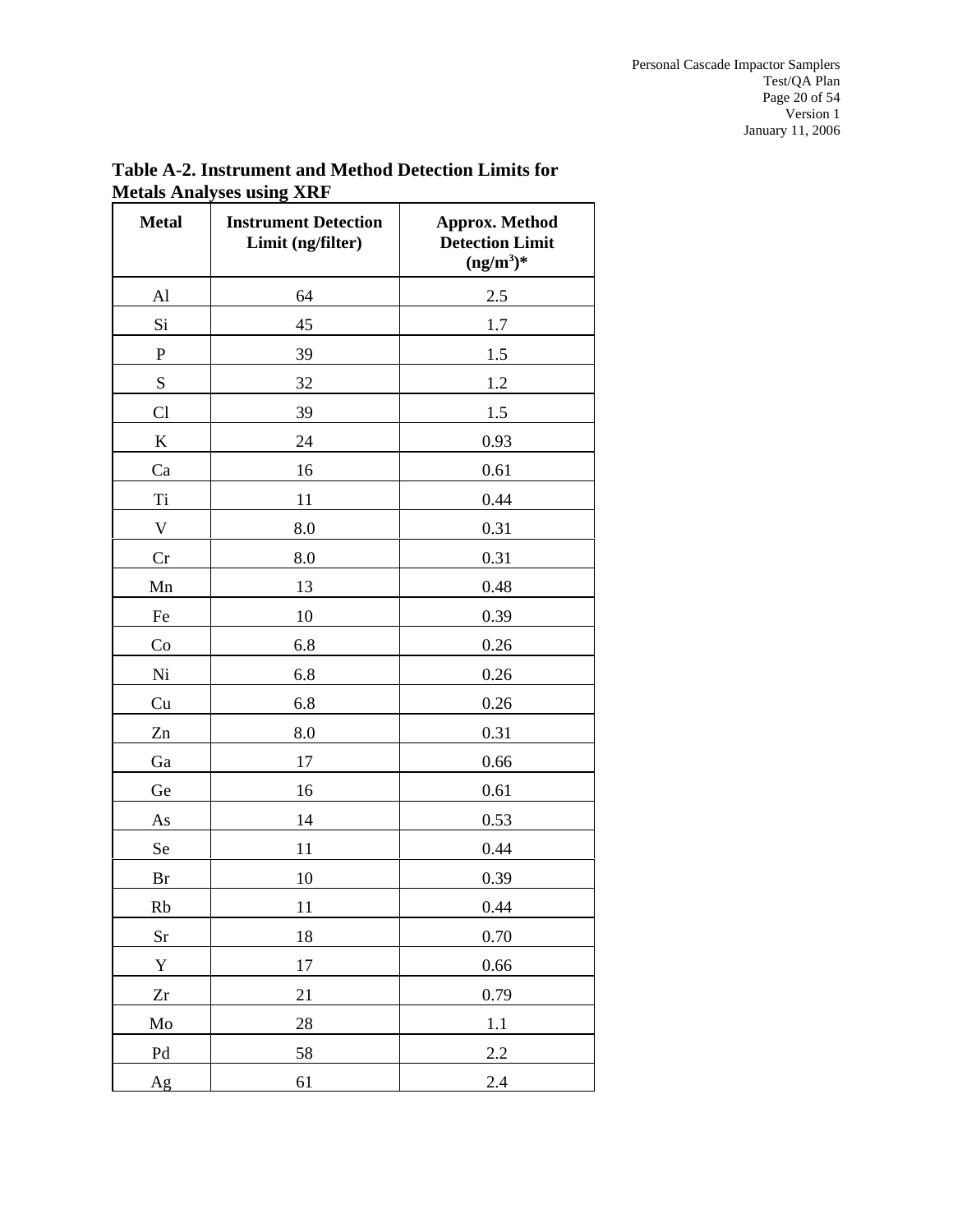**Table A-2. Instrument and Method Detection Limits for Metals Analyses using XRF**

| Metal | Instrument Detection Limit (ng/filter) | Approx. Method Detection Limit ($ng/m^3$)* |
|---|---|---|
| Al | 64 | 2.5 |
| Si | 45 | 1.7 |
| P | 39 | 1.5 |
| S | 32 | 1.2 |
| Cl | 39 | 1.5 |
| K | 24 | 0.93 |
| Ca | 16 | 0.61 |
| Ti | 11 | 0.44 |
| V | 8.0 | 0.31 |
| Cr | 8.0 | 0.31 |
| Mn | 13 | 0.48 |
| Fe | 10 | 0.39 |
| Co | 6.8 | 0.26 |
| Ni | 6.8 | 0.26 |
| Cu | 6.8 | 0.26 |
| Zn | 8.0 | 0.31 |
| Ga | 17 | 0.66 |
| Ge | 16 | 0.61 |
| As | 14 | 0.53 |
| Se | 11 | 0.44 |
| Br | 10 | 0.39 |
| Rb | 11 | 0.44 |
| Sr | 18 | 0.70 |
| Y | 17 | 0.66 |
| Zr | 21 | 0.79 |
| Mo | 28 | 1.1 |
| Pd | 58 | 2.2 |
| Ag | 61 | 2.4 |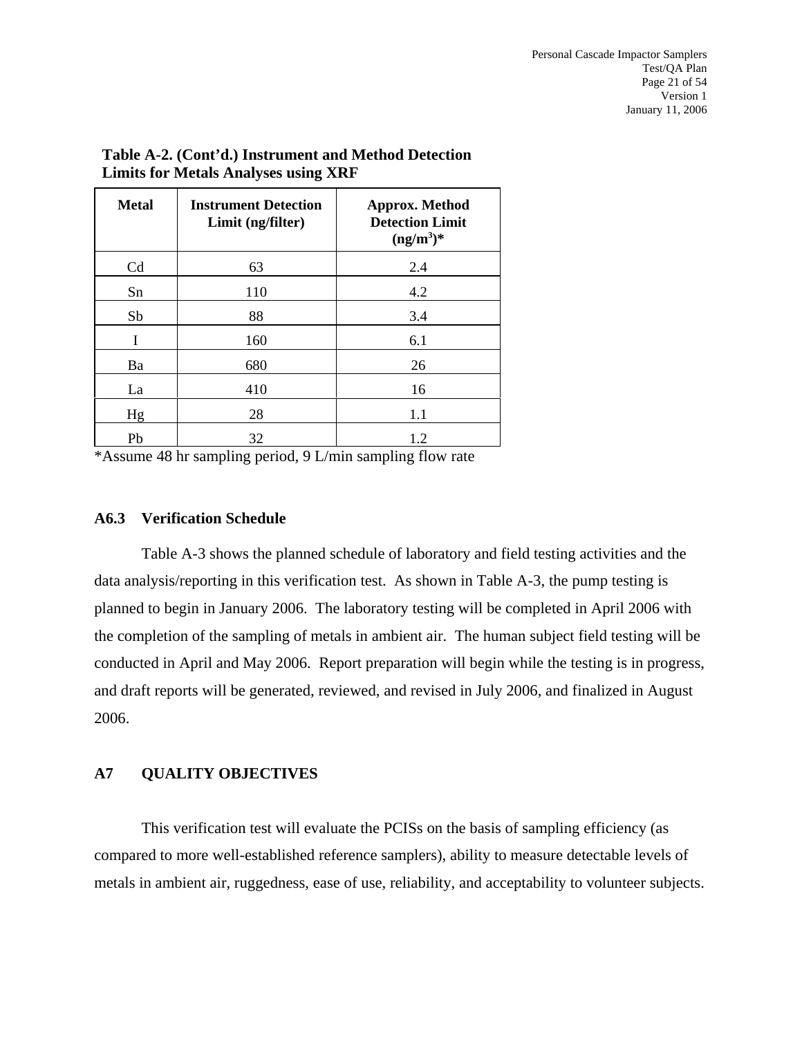**Table A-2. (Cont'd.) Instrument and Method Detection Limits for Metals Analyses using XRF**

| Metal | Instrument Detection Limit (ng/filter) | Approx. Method Detection Limit ($ng/m^3$)* |
|---|---|---|
| Cd | 63 | 2.4 |
| Sn | 110 | 4.2 |
| Sb | 88 | 3.4 |
| I | 160 | 6.1 |
| Ba | 680 | 26 |
| La | 410 | 16 |
| Hg | 28 | 1.1 |
| Pb | 32 | 1.2 |

*Assume 48 hr sampling period, 9 L/min sampling flow rate

### A6.3 Verification Schedule

Table A-3 shows the planned schedule of laboratory and field testing activities and the data analysis/reporting in this verification test. As shown in Table A-3, the pump testing is planned to begin in January 2006. The laboratory testing will be completed in April 2006 with the completion of the sampling of metals in ambient air. The human subject field testing will be conducted in April and May 2006. Report preparation will begin while the testing is in progress, and draft reports will be generated, reviewed, and revised in July 2006, and finalized in August 2006.

## A7 QUALITY OBJECTIVES

This verification test will evaluate the PCISs on the basis of sampling efficiency (as compared to more well-established reference samplers), ability to measure detectable levels of metals in ambient air, ruggedness, ease of use, reliability, and acceptability to volunteer subjects.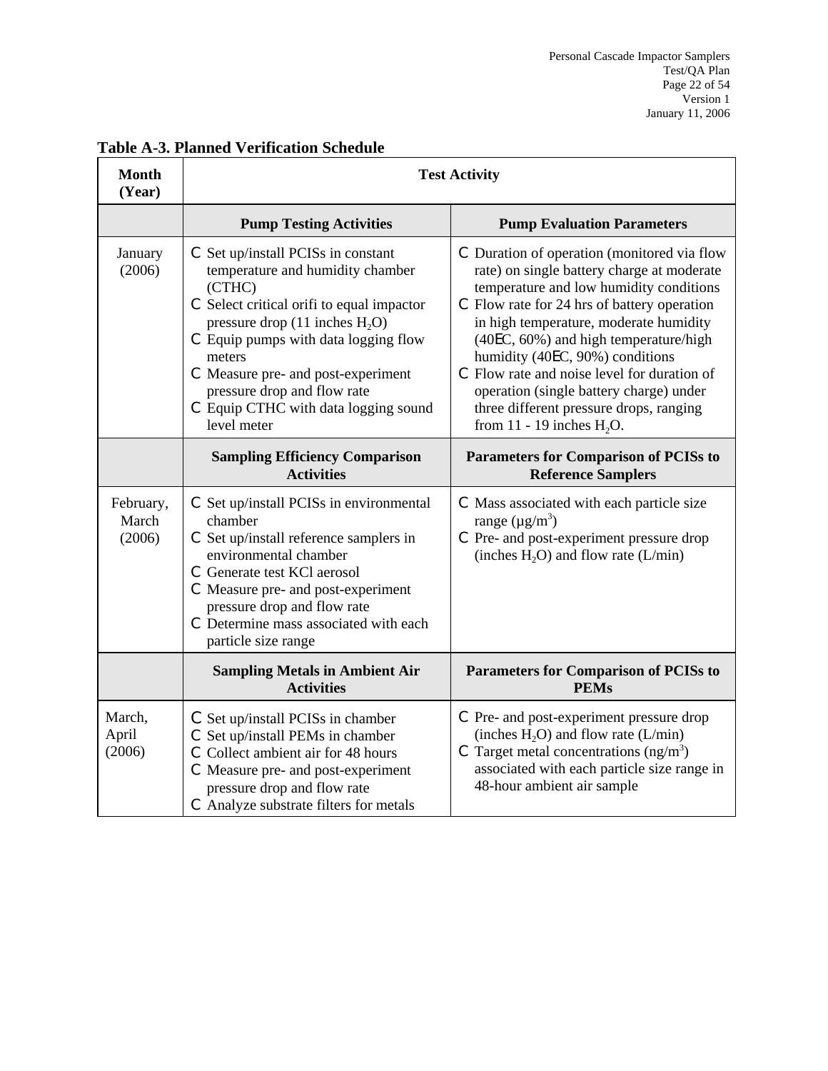**Table A-3. Planned Verification Schedule**

| Month (Year) | Test Activity | |
|---|---|---|
| | **Pump Testing Activities** | **Pump Evaluation Parameters** |
| January (2006) | • Set up/install PCISs in constant temperature and humidity chamber (CTHC)<br>• Select critical orifi to equal impactor pressure drop (11 inches $H_2O$)<br>• Equip pumps with data logging flow meters<br>• Measure pre- and post-experiment pressure drop and flow rate<br>• Equip CTHC with data logging sound level meter | • Duration of operation (monitored via flow rate) on single battery charge at moderate temperature and low humidity conditions<br>• Flow rate for 24 hrs of battery operation in high temperature, moderate humidity (40°C, 60%) and high temperature/high humidity (40°C, 90%) conditions<br>• Flow rate and noise level for duration of operation (single battery charge) under three different pressure drops, ranging from 11 - 19 inches $H_2O$. |
| | **Sampling Efficiency Comparison Activities** | **Parameters for Comparison of PCISs to Reference Samplers** |
| February, March (2006) | • Set up/install PCISs in environmental chamber<br>• Set up/install reference samplers in environmental chamber<br>• Generate test KCl aerosol<br>• Measure pre- and post-experiment pressure drop and flow rate<br>• Determine mass associated with each particle size range | • Mass associated with each particle size range ($\mu g/m^3$)<br>• Pre- and post-experiment pressure drop (inches $H_2O$) and flow rate (L/min) |
| | **Sampling Metals in Ambient Air Activities** | **Parameters for Comparison of PCISs to PEMs** |
| March, April (2006) | • Set up/install PCISs in chamber<br>• Set up/install PEMs in chamber<br>• Collect ambient air for 48 hours<br>• Measure pre- and post-experiment pressure drop and flow rate<br>• Analyze substrate filters for metals | • Pre- and post-experiment pressure drop (inches $H_2O$) and flow rate (L/min)<br>• Target metal concentrations ($ng/m^3$) associated with each particle size range in 48-hour ambient air sample |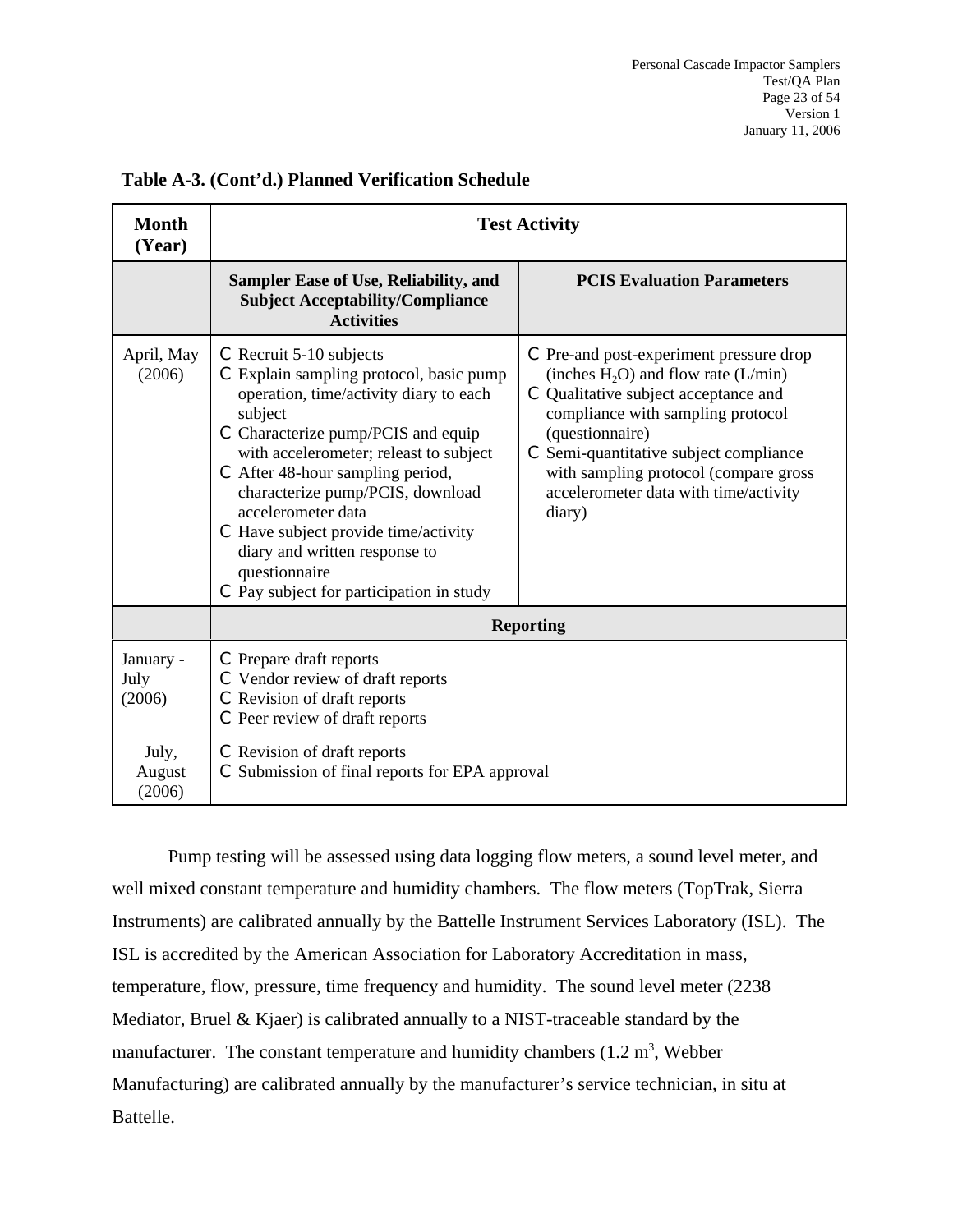**Table A-3. (Cont'd.) Planned Verification Schedule**

| Month (Year) | Test Activity | |
|---|---|---|
| | **Sampler Ease of Use, Reliability, and Subject Acceptability/Compliance Activities** | **PCIS Evaluation Parameters** |
| April, May (2006) | C Recruit 5-10 subjects<br>C Explain sampling protocol, basic pump operation, time/activity diary to each subject<br>C Characterize pump/PCIS and equip with accelerometer; releast to subject<br>C After 48-hour sampling period, characterize pump/PCIS, download accelerometer data<br>C Have subject provide time/activity diary and written response to questionnaire<br>C Pay subject for participation in study | C Pre-and post-experiment pressure drop (inches $H_2O$) and flow rate (L/min)<br>C Qualitative subject acceptance and compliance with sampling protocol (questionnaire)<br>C Semi-quantitative subject compliance with sampling protocol (compare gross accelerometer data with time/activity diary) |
| | **Reporting** | |
| January - July (2006) | C Prepare draft reports<br>C Vendor review of draft reports<br>C Revision of draft reports<br>C Peer review of draft reports | |
| July, August (2006) | C Revision of draft reports<br>C Submission of final reports for EPA approval | |

Pump testing will be assessed using data logging flow meters, a sound level meter, and well mixed constant temperature and humidity chambers. The flow meters (TopTrak, Sierra Instruments) are calibrated annually by the Battelle Instrument Services Laboratory (ISL). The ISL is accredited by the American Association for Laboratory Accreditation in mass, temperature, flow, pressure, time frequency and humidity. The sound level meter (2238 Mediator, Bruel & Kjaer) is calibrated annually to a NIST-traceable standard by the manufacturer. The constant temperature and humidity chambers (1.2 $m^3$, Webber Manufacturing) are calibrated annually by the manufacturer's service technician, in situ at Battelle.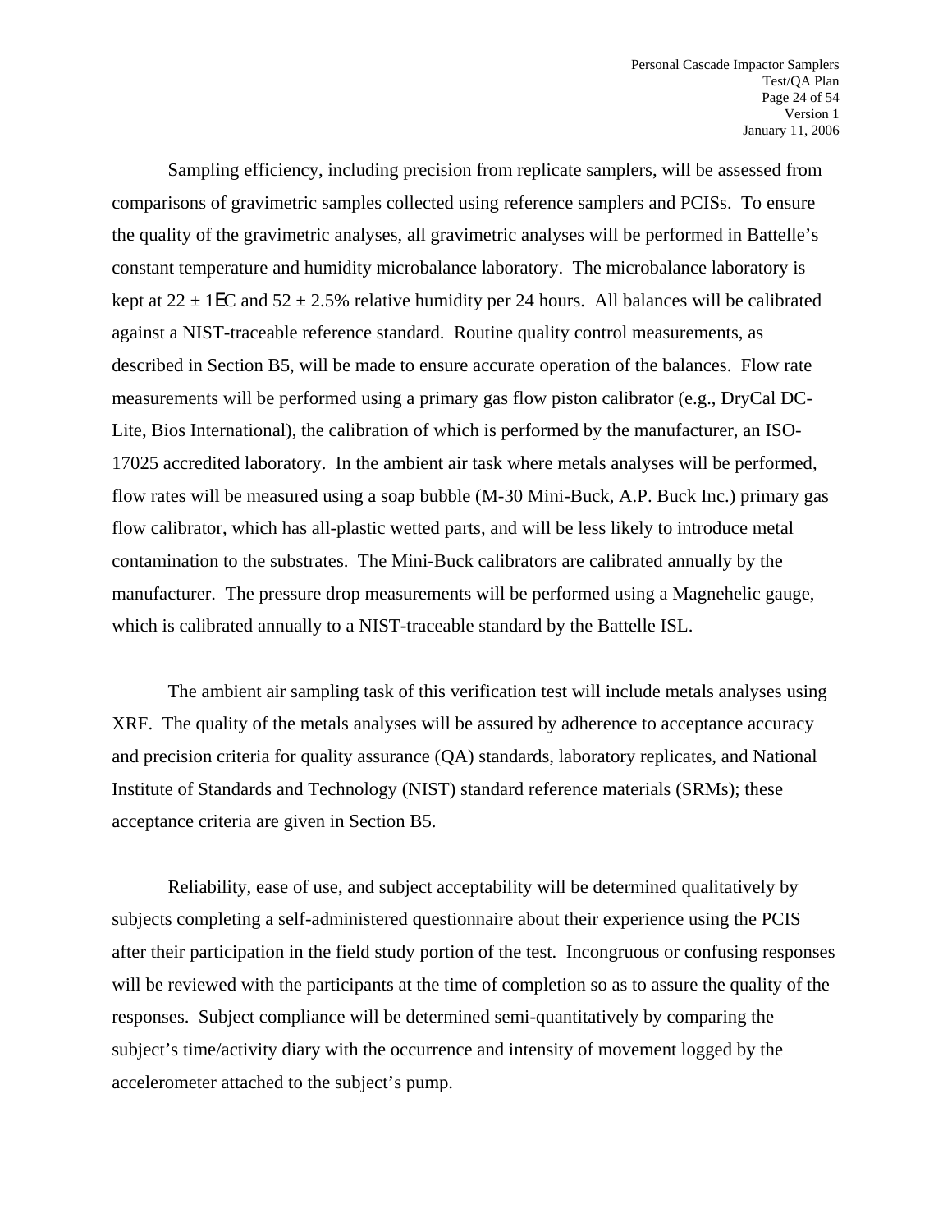Sampling efficiency, including precision from replicate samplers, will be assessed from comparisons of gravimetric samples collected using reference samplers and PCISs. To ensure the quality of the gravimetric analyses, all gravimetric analyses will be performed in Battelle's constant temperature and humidity microbalance laboratory. The microbalance laboratory is kept at 22 ± 1EC and 52 ± 2.5% relative humidity per 24 hours. All balances will be calibrated against a NIST-traceable reference standard. Routine quality control measurements, as described in Section B5, will be made to ensure accurate operation of the balances. Flow rate measurements will be performed using a primary gas flow piston calibrator (e.g., DryCal DC-Lite, Bios International), the calibration of which is performed by the manufacturer, an ISO-17025 accredited laboratory. In the ambient air task where metals analyses will be performed, flow rates will be measured using a soap bubble (M-30 Mini-Buck, A.P. Buck Inc.) primary gas flow calibrator, which has all-plastic wetted parts, and will be less likely to introduce metal contamination to the substrates. The Mini-Buck calibrators are calibrated annually by the manufacturer. The pressure drop measurements will be performed using a Magnehelic gauge, which is calibrated annually to a NIST-traceable standard by the Battelle ISL.

The ambient air sampling task of this verification test will include metals analyses using XRF. The quality of the metals analyses will be assured by adherence to acceptance accuracy and precision criteria for quality assurance (QA) standards, laboratory replicates, and National Institute of Standards and Technology (NIST) standard reference materials (SRMs); these acceptance criteria are given in Section B5.

Reliability, ease of use, and subject acceptability will be determined qualitatively by subjects completing a self-administered questionnaire about their experience using the PCIS after their participation in the field study portion of the test. Incongruous or confusing responses will be reviewed with the participants at the time of completion so as to assure the quality of the responses. Subject compliance will be determined semi-quantitatively by comparing the subject's time/activity diary with the occurrence and intensity of movement logged by the accelerometer attached to the subject's pump.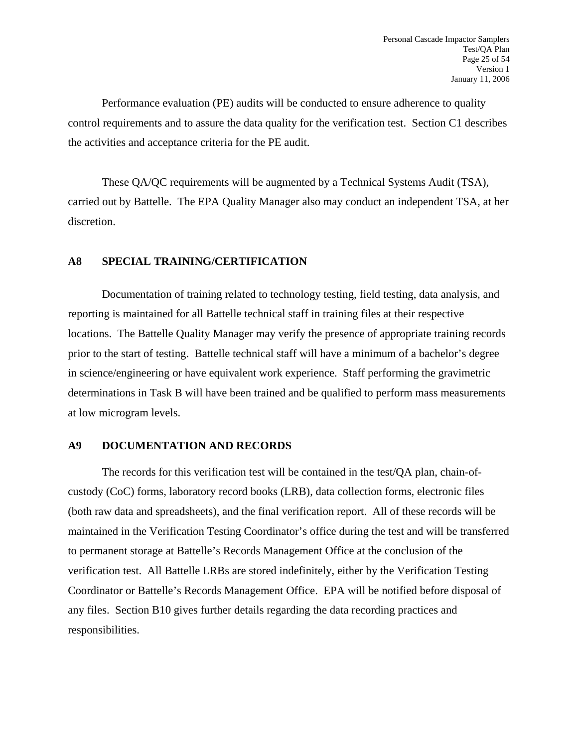Performance evaluation (PE) audits will be conducted to ensure adherence to quality control requirements and to assure the data quality for the verification test. Section C1 describes the activities and acceptance criteria for the PE audit.

These QA/QC requirements will be augmented by a Technical Systems Audit (TSA), carried out by Battelle. The EPA Quality Manager also may conduct an independent TSA, at her discretion.

## A8 SPECIAL TRAINING/CERTIFICATION

Documentation of training related to technology testing, field testing, data analysis, and reporting is maintained for all Battelle technical staff in training files at their respective locations. The Battelle Quality Manager may verify the presence of appropriate training records prior to the start of testing. Battelle technical staff will have a minimum of a bachelor's degree in science/engineering or have equivalent work experience. Staff performing the gravimetric determinations in Task B will have been trained and be qualified to perform mass measurements at low microgram levels.

## A9 DOCUMENTATION AND RECORDS

The records for this verification test will be contained in the test/QA plan, chain-of-custody (CoC) forms, laboratory record books (LRB), data collection forms, electronic files (both raw data and spreadsheets), and the final verification report. All of these records will be maintained in the Verification Testing Coordinator's office during the test and will be transferred to permanent storage at Battelle's Records Management Office at the conclusion of the verification test. All Battelle LRBs are stored indefinitely, either by the Verification Testing Coordinator or Battelle's Records Management Office. EPA will be notified before disposal of any files. Section B10 gives further details regarding the data recording practices and responsibilities.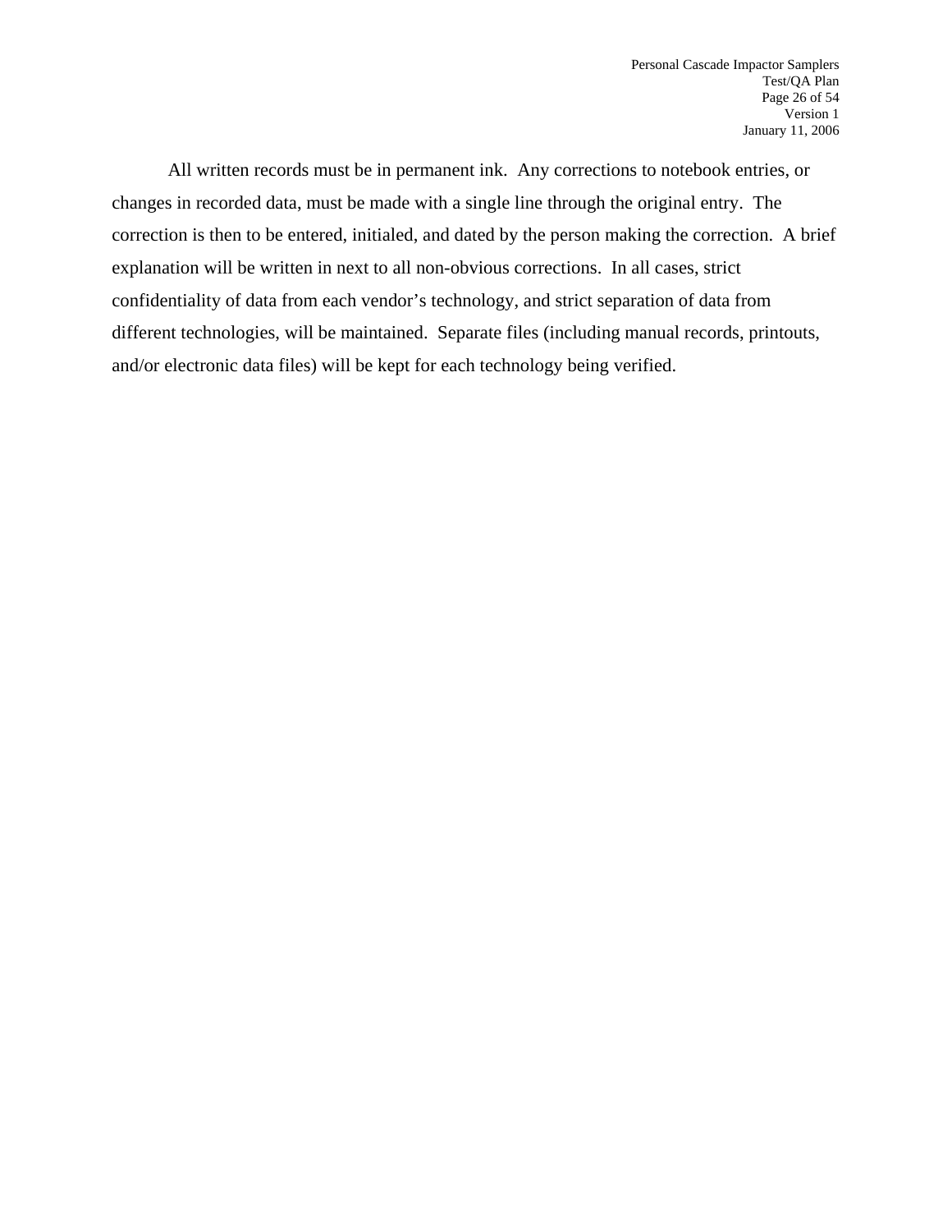All written records must be in permanent ink. Any corrections to notebook entries, or changes in recorded data, must be made with a single line through the original entry. The correction is then to be entered, initialed, and dated by the person making the correction. A brief explanation will be written in next to all non-obvious corrections. In all cases, strict confidentiality of data from each vendor's technology, and strict separation of data from different technologies, will be maintained. Separate files (including manual records, printouts, and/or electronic data files) will be kept for each technology being verified.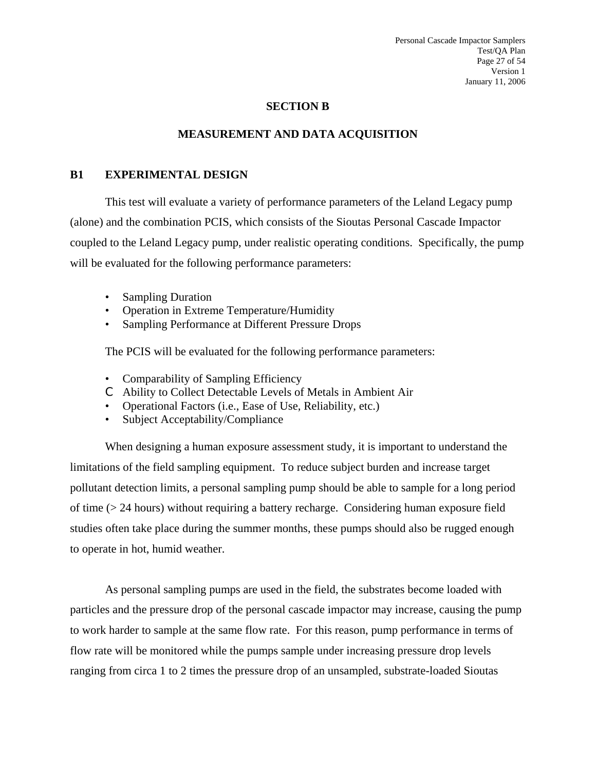## SECTION B

## MEASUREMENT AND DATA ACQUISITION

### B1 EXPERIMENTAL DESIGN

This test will evaluate a variety of performance parameters of the Leland Legacy pump (alone) and the combination PCIS, which consists of the Sioutas Personal Cascade Impactor coupled to the Leland Legacy pump, under realistic operating conditions. Specifically, the pump will be evaluated for the following performance parameters:

- Sampling Duration
- Operation in Extreme Temperature/Humidity
- Sampling Performance at Different Pressure Drops

The PCIS will be evaluated for the following performance parameters:

- Comparability of Sampling Efficiency
- Ability to Collect Detectable Levels of Metals in Ambient Air
- Operational Factors (i.e., Ease of Use, Reliability, etc.)
- Subject Acceptability/Compliance

When designing a human exposure assessment study, it is important to understand the limitations of the field sampling equipment. To reduce subject burden and increase target pollutant detection limits, a personal sampling pump should be able to sample for a long period of time (> 24 hours) without requiring a battery recharge. Considering human exposure field studies often take place during the summer months, these pumps should also be rugged enough to operate in hot, humid weather.

As personal sampling pumps are used in the field, the substrates become loaded with particles and the pressure drop of the personal cascade impactor may increase, causing the pump to work harder to sample at the same flow rate. For this reason, pump performance in terms of flow rate will be monitored while the pumps sample under increasing pressure drop levels ranging from circa 1 to 2 times the pressure drop of an unsampled, substrate-loaded Sioutas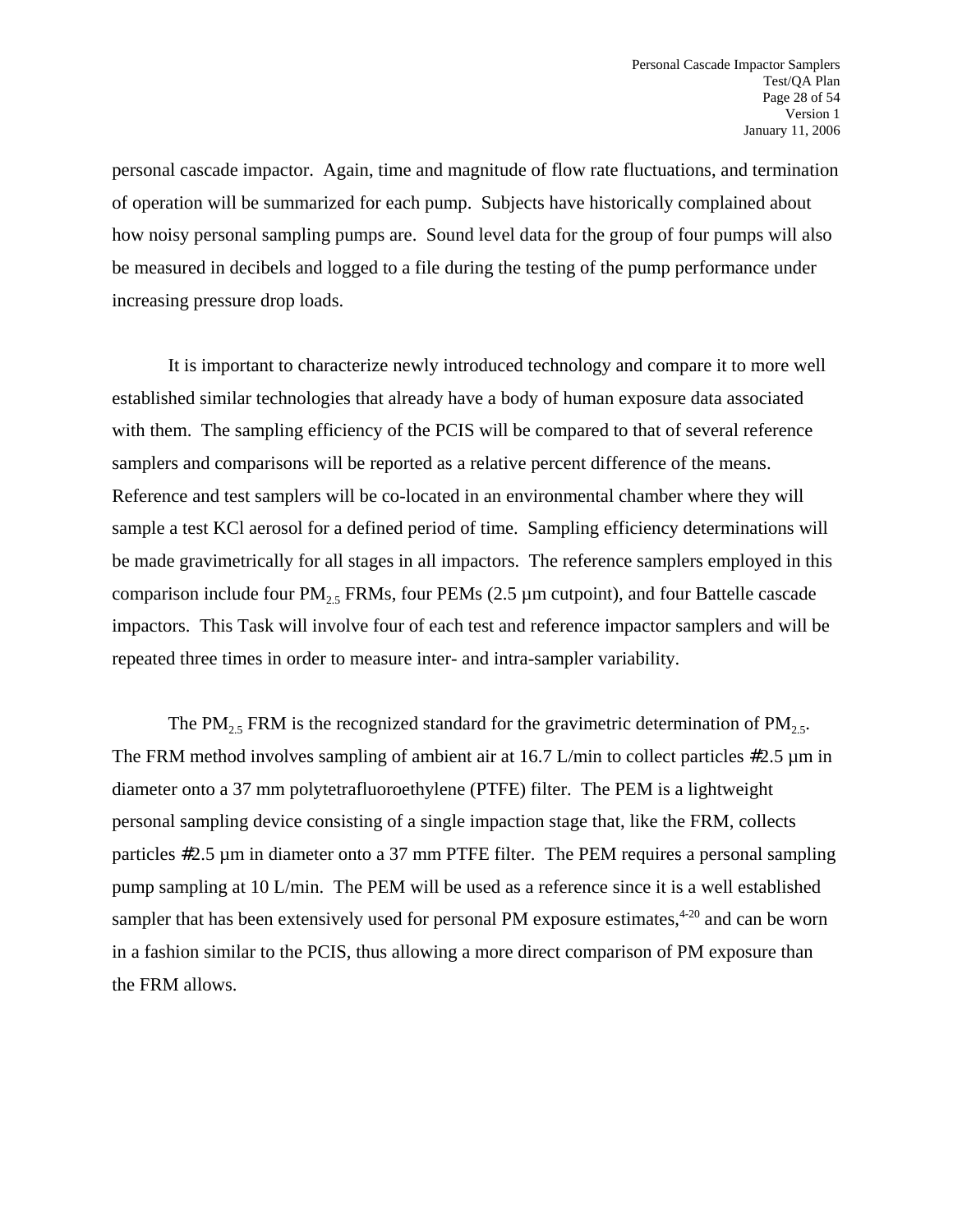personal cascade impactor. Again, time and magnitude of flow rate fluctuations, and termination of operation will be summarized for each pump. Subjects have historically complained about how noisy personal sampling pumps are. Sound level data for the group of four pumps will also be measured in decibels and logged to a file during the testing of the pump performance under increasing pressure drop loads.

It is important to characterize newly introduced technology and compare it to more well established similar technologies that already have a body of human exposure data associated with them. The sampling efficiency of the PCIS will be compared to that of several reference samplers and comparisons will be reported as a relative percent difference of the means. Reference and test samplers will be co-located in an environmental chamber where they will sample a test KCl aerosol for a defined period of time. Sampling efficiency determinations will be made gravimetrically for all stages in all impactors. The reference samplers employed in this comparison include four $PM_{2.5}$ FRMs, four PEMs (2.5 µm cutpoint), and four Battelle cascade impactors. This Task will involve four of each test and reference impactor samplers and will be repeated three times in order to measure inter- and intra-sampler variability.

The $PM_{2.5}$ FRM is the recognized standard for the gravimetric determination of $PM_{2.5}$. The FRM method involves sampling of ambient air at 16.7 L/min to collect particles #2.5 µm in diameter onto a 37 mm polytetrafluoroethylene (PTFE) filter. The PEM is a lightweight personal sampling device consisting of a single impaction stage that, like the FRM, collects particles #2.5 µm in diameter onto a 37 mm PTFE filter. The PEM requires a personal sampling pump sampling at 10 L/min. The PEM will be used as a reference since it is a well established sampler that has been extensively used for personal PM exposure estimates,[4-20] and can be worn in a fashion similar to the PCIS, thus allowing a more direct comparison of PM exposure than the FRM allows.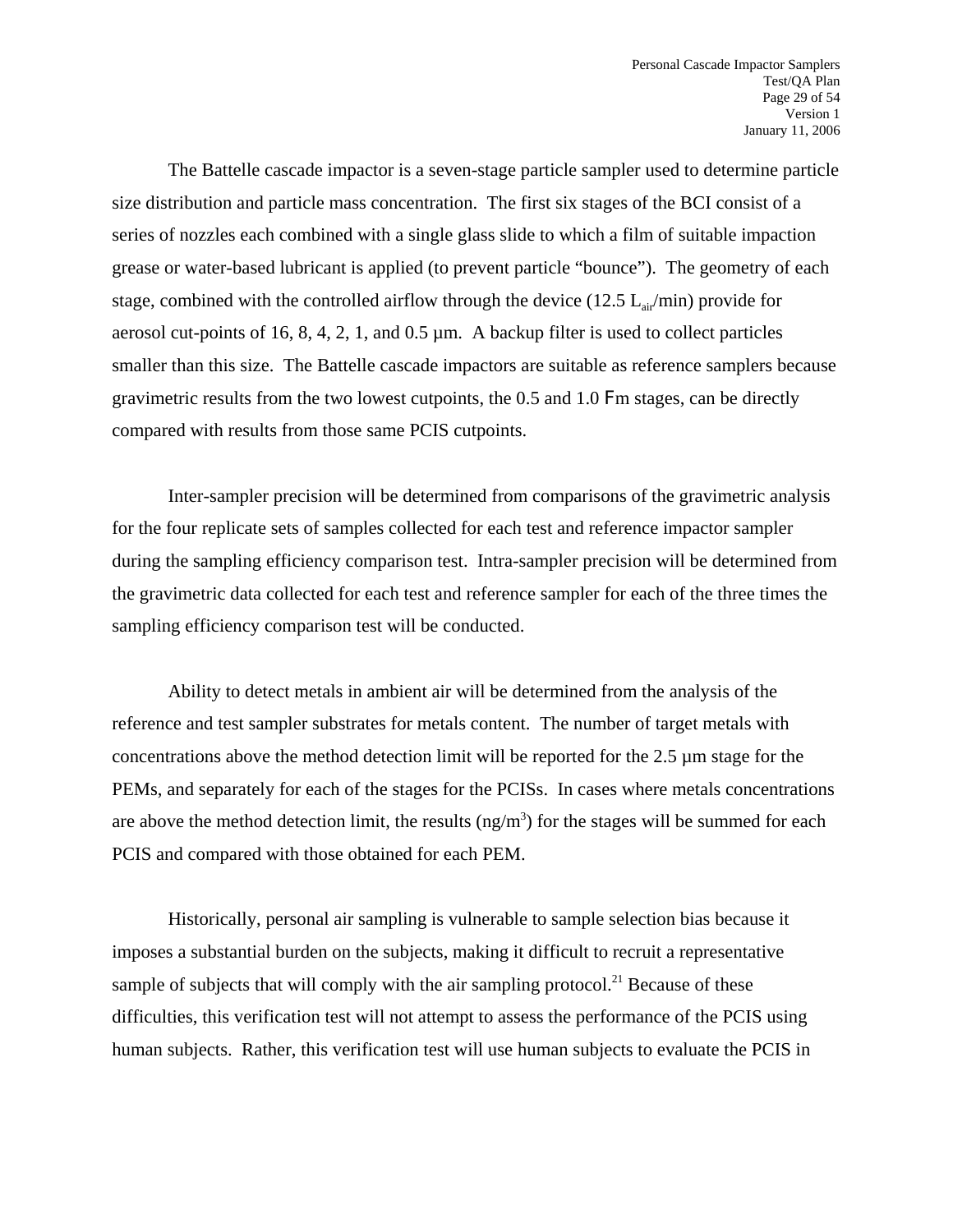The Battelle cascade impactor is a seven-stage particle sampler used to determine particle size distribution and particle mass concentration. The first six stages of the BCI consist of a series of nozzles each combined with a single glass slide to which a film of suitable impaction grease or water-based lubricant is applied (to prevent particle “bounce”). The geometry of each stage, combined with the controlled airflow through the device (12.5 $L_{air}$/min) provide for aerosol cut-points of 16, 8, 4, 2, 1, and 0.5 µm. A backup filter is used to collect particles smaller than this size. The Battelle cascade impactors are suitable as reference samplers because gravimetric results from the two lowest cutpoints, the 0.5 and 1.0 Fm stages, can be directly compared with results from those same PCIS cutpoints.

Inter-sampler precision will be determined from comparisons of the gravimetric analysis for the four replicate sets of samples collected for each test and reference impactor sampler during the sampling efficiency comparison test. Intra-sampler precision will be determined from the gravimetric data collected for each test and reference sampler for each of the three times the sampling efficiency comparison test will be conducted.

Ability to detect metals in ambient air will be determined from the analysis of the reference and test sampler substrates for metals content. The number of target metals with concentrations above the method detection limit will be reported for the 2.5 µm stage for the PEMs, and separately for each of the stages for the PCISs. In cases where metals concentrations are above the method detection limit, the results (ng/$m^3$) for the stages will be summed for each PCIS and compared with those obtained for each PEM.

Historically, personal air sampling is vulnerable to sample selection bias because it imposes a substantial burden on the subjects, making it difficult to recruit a representative sample of subjects that will comply with the air sampling protocol.[21] Because of these difficulties, this verification test will not attempt to assess the performance of the PCIS using human subjects. Rather, this verification test will use human subjects to evaluate the PCIS in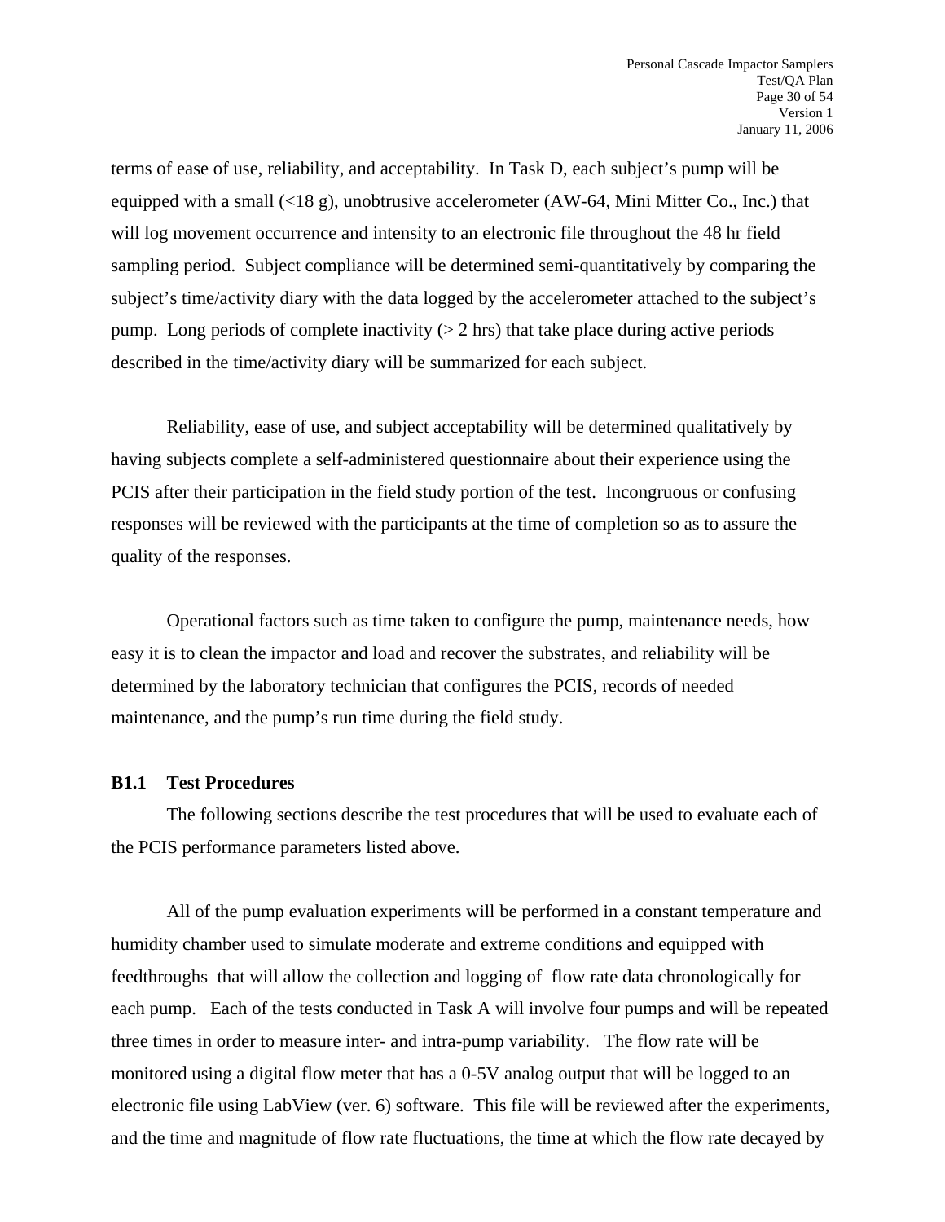terms of ease of use, reliability, and acceptability. In Task D, each subject's pump will be equipped with a small (<18 g), unobtrusive accelerometer (AW-64, Mini Mitter Co., Inc.) that will log movement occurrence and intensity to an electronic file throughout the 48 hr field sampling period. Subject compliance will be determined semi-quantitatively by comparing the subject's time/activity diary with the data logged by the accelerometer attached to the subject's pump. Long periods of complete inactivity (> 2 hrs) that take place during active periods described in the time/activity diary will be summarized for each subject.

Reliability, ease of use, and subject acceptability will be determined qualitatively by having subjects complete a self-administered questionnaire about their experience using the PCIS after their participation in the field study portion of the test. Incongruous or confusing responses will be reviewed with the participants at the time of completion so as to assure the quality of the responses.

Operational factors such as time taken to configure the pump, maintenance needs, how easy it is to clean the impactor and load and recover the substrates, and reliability will be determined by the laboratory technician that configures the PCIS, records of needed maintenance, and the pump's run time during the field study.

### B1.1 Test Procedures

The following sections describe the test procedures that will be used to evaluate each of the PCIS performance parameters listed above.

All of the pump evaluation experiments will be performed in a constant temperature and humidity chamber used to simulate moderate and extreme conditions and equipped with feedthroughs that will allow the collection and logging of flow rate data chronologically for each pump. Each of the tests conducted in Task A will involve four pumps and will be repeated three times in order to measure inter- and intra-pump variability. The flow rate will be monitored using a digital flow meter that has a 0-5V analog output that will be logged to an electronic file using LabView (ver. 6) software. This file will be reviewed after the experiments, and the time and magnitude of flow rate fluctuations, the time at which the flow rate decayed by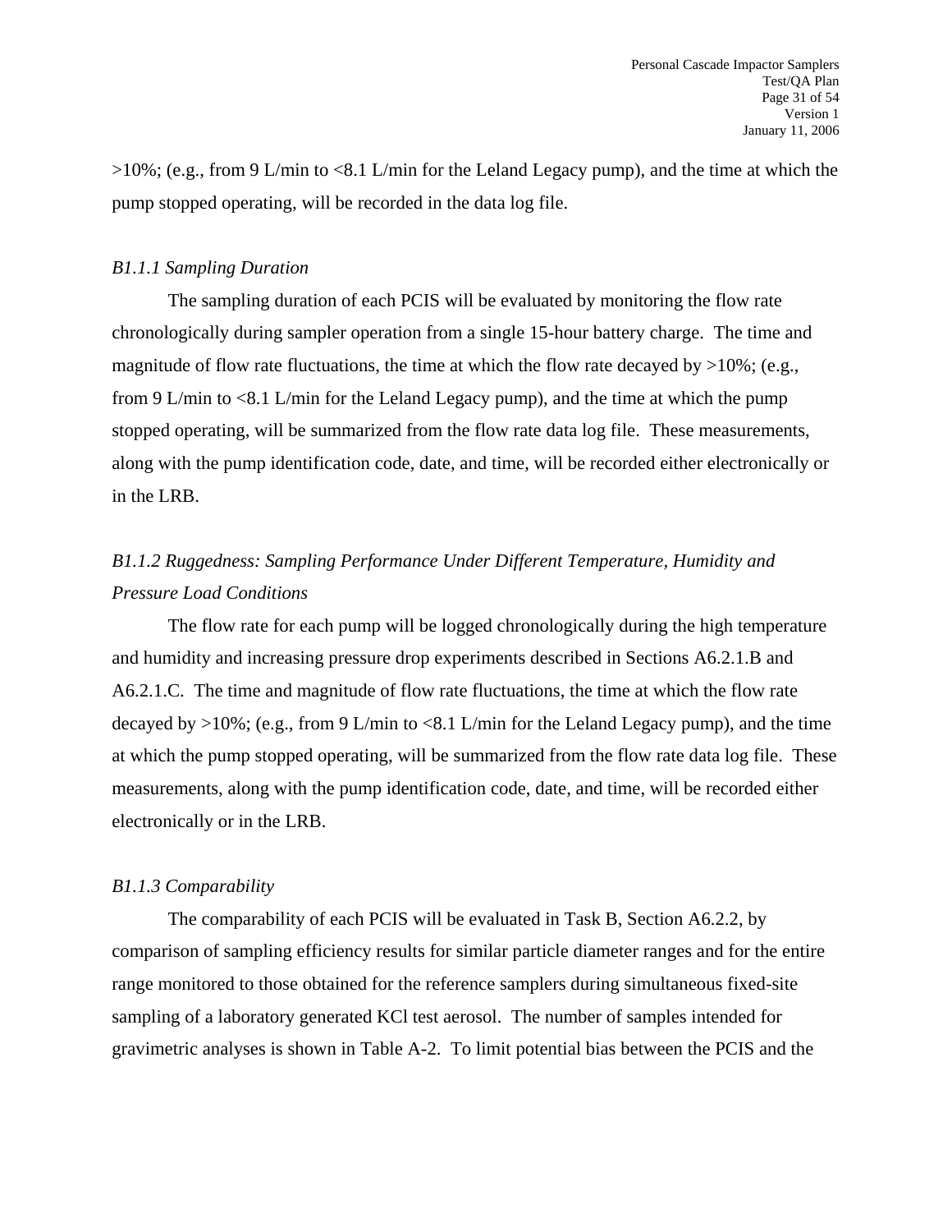>10%; (e.g., from 9 L/min to <8.1 L/min for the Leland Legacy pump), and the time at which the pump stopped operating, will be recorded in the data log file.

*B1.1.1 Sampling Duration*

The sampling duration of each PCIS will be evaluated by monitoring the flow rate chronologically during sampler operation from a single 15-hour battery charge. The time and magnitude of flow rate fluctuations, the time at which the flow rate decayed by >10%; (e.g., from 9 L/min to <8.1 L/min for the Leland Legacy pump), and the time at which the pump stopped operating, will be summarized from the flow rate data log file. These measurements, along with the pump identification code, date, and time, will be recorded either electronically or in the LRB.

*B1.1.2 Ruggedness: Sampling Performance Under Different Temperature, Humidity and Pressure Load Conditions*

The flow rate for each pump will be logged chronologically during the high temperature and humidity and increasing pressure drop experiments described in Sections A6.2.1.B and A6.2.1.C. The time and magnitude of flow rate fluctuations, the time at which the flow rate decayed by >10%; (e.g., from 9 L/min to <8.1 L/min for the Leland Legacy pump), and the time at which the pump stopped operating, will be summarized from the flow rate data log file. These measurements, along with the pump identification code, date, and time, will be recorded either electronically or in the LRB.

*B1.1.3 Comparability*

The comparability of each PCIS will be evaluated in Task B, Section A6.2.2, by comparison of sampling efficiency results for similar particle diameter ranges and for the entire range monitored to those obtained for the reference samplers during simultaneous fixed-site sampling of a laboratory generated KCl test aerosol. The number of samples intended for gravimetric analyses is shown in Table A-2. To limit potential bias between the PCIS and the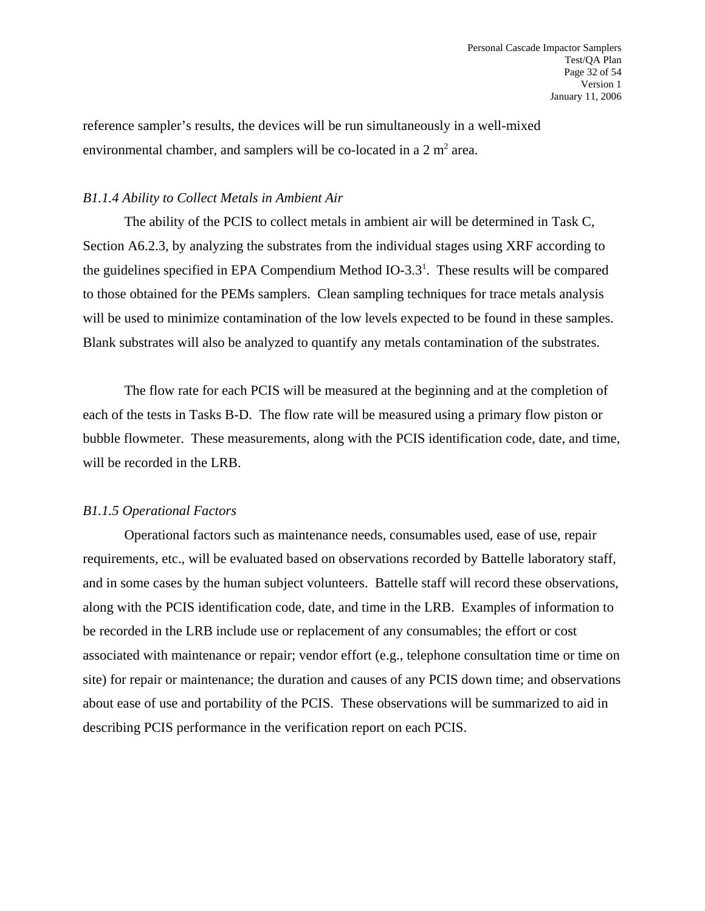reference sampler's results, the devices will be run simultaneously in a well-mixed environmental chamber, and samplers will be co-located in a 2 $m^2$ area.

*B1.1.4 Ability to Collect Metals in Ambient Air*

The ability of the PCIS to collect metals in ambient air will be determined in Task C, Section A6.2.3, by analyzing the substrates from the individual stages using XRF according to the guidelines specified in EPA Compendium Method IO-3.3[1]. These results will be compared to those obtained for the PEMs samplers. Clean sampling techniques for trace metals analysis will be used to minimize contamination of the low levels expected to be found in these samples. Blank substrates will also be analyzed to quantify any metals contamination of the substrates.

The flow rate for each PCIS will be measured at the beginning and at the completion of each of the tests in Tasks B-D. The flow rate will be measured using a primary flow piston or bubble flowmeter. These measurements, along with the PCIS identification code, date, and time, will be recorded in the LRB.

*B1.1.5 Operational Factors*

Operational factors such as maintenance needs, consumables used, ease of use, repair requirements, etc., will be evaluated based on observations recorded by Battelle laboratory staff, and in some cases by the human subject volunteers. Battelle staff will record these observations, along with the PCIS identification code, date, and time in the LRB. Examples of information to be recorded in the LRB include use or replacement of any consumables; the effort or cost associated with maintenance or repair; vendor effort (e.g., telephone consultation time or time on site) for repair or maintenance; the duration and causes of any PCIS down time; and observations about ease of use and portability of the PCIS. These observations will be summarized to aid in describing PCIS performance in the verification report on each PCIS.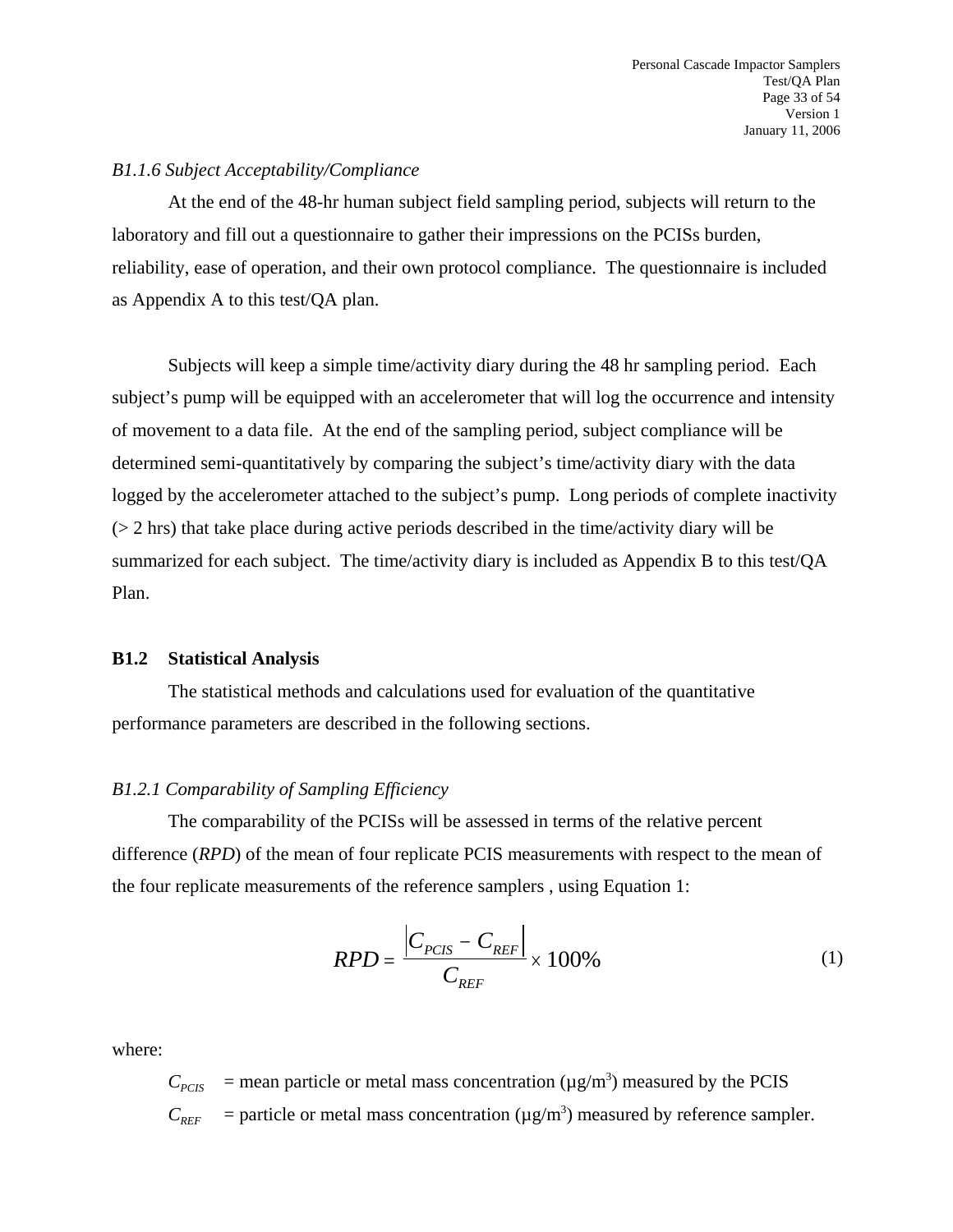*B1.1.6 Subject Acceptability/Compliance*

At the end of the 48-hr human subject field sampling period, subjects will return to the laboratory and fill out a questionnaire to gather their impressions on the PCISs burden, reliability, ease of operation, and their own protocol compliance. The questionnaire is included as Appendix A to this test/QA plan.

Subjects will keep a simple time/activity diary during the 48 hr sampling period. Each subject's pump will be equipped with an accelerometer that will log the occurrence and intensity of movement to a data file. At the end of the sampling period, subject compliance will be determined semi-quantitatively by comparing the subject's time/activity diary with the data logged by the accelerometer attached to the subject's pump. Long periods of complete inactivity (> 2 hrs) that take place during active periods described in the time/activity diary will be summarized for each subject. The time/activity diary is included as Appendix B to this test/QA Plan.

## B1.2 Statistical Analysis

The statistical methods and calculations used for evaluation of the quantitative performance parameters are described in the following sections.

*B1.2.1 Comparability of Sampling Efficiency*

The comparability of the PCISs will be assessed in terms of the relative percent difference (*RPD*) of the mean of four replicate PCIS measurements with respect to the mean of the four replicate measurements of the reference samplers , using Equation 1:

$$RPD = \frac{\left| C_{PCIS} - C_{REF} \right|}{C_{REF}} \times 100\% \qquad (1)$$

where:

$C_{PCIS}$ = mean particle or metal mass concentration (μg/m$^3$) measured by the PCIS

$C_{REF}$ = particle or metal mass concentration (μg/m$^3$) measured by reference sampler.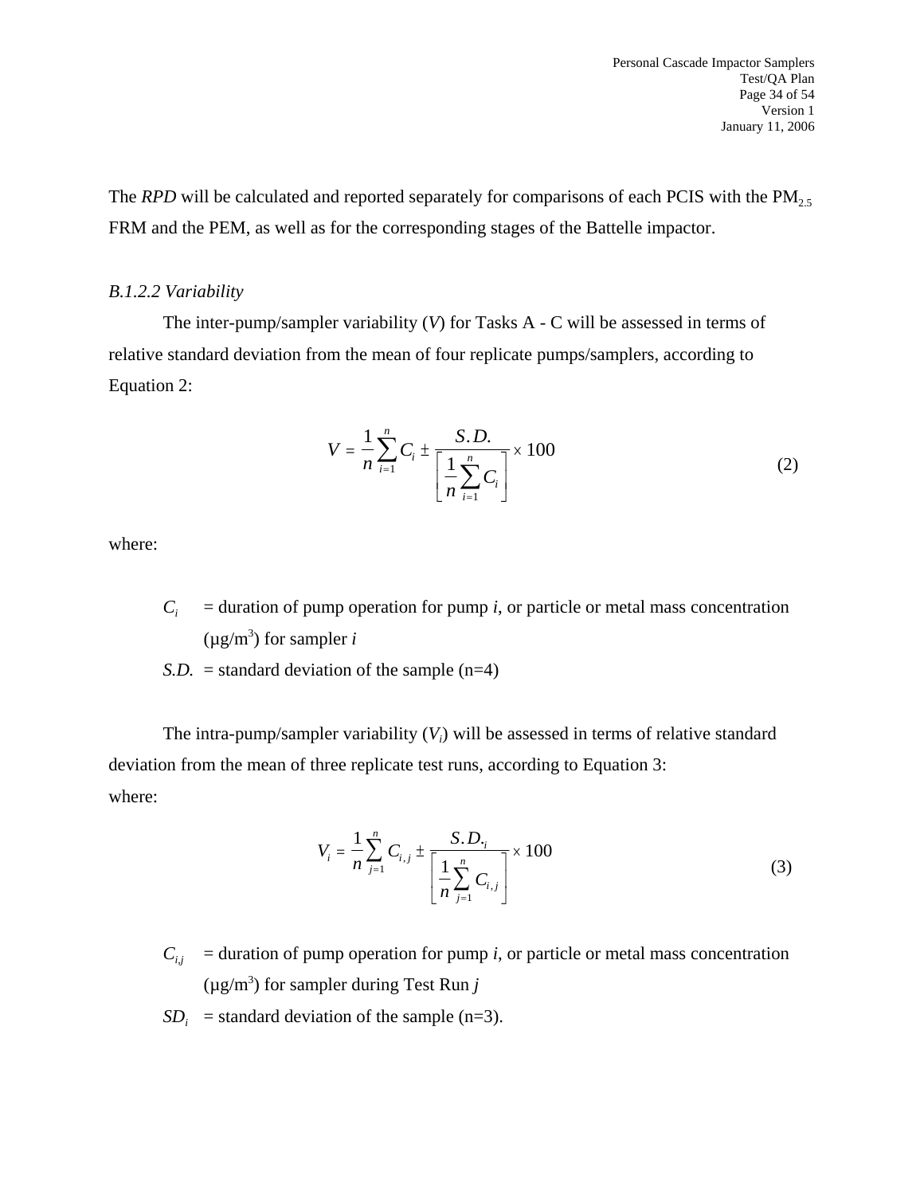The *RPD* will be calculated and reported separately for comparisons of each PCIS with the $PM_{2.5}$ FRM and the PEM, as well as for the corresponding stages of the Battelle impactor.

*B.1.2.2 Variability*

The inter-pump/sampler variability ($V$) for Tasks A - C will be assessed in terms of relative standard deviation from the mean of four replicate pumps/samplers, according to Equation 2:

$$V = \frac{1}{n}\sum_{i=1}^{n} C_i \pm \frac{S.D.}{\left[\frac{1}{n}\sum_{i=1}^{n} C_i\right]} \times 100 \qquad (2)$$

where:

- $C_i$ = duration of pump operation for pump *i*, or particle or metal mass concentration (µg/m$^3$) for sampler *i*
- $S.D.$ = standard deviation of the sample (n=4)

The intra-pump/sampler variability ($V_i$) will be assessed in terms of relative standard deviation from the mean of three replicate test runs, according to Equation 3:

where:

$$V_i = \frac{1}{n}\sum_{j=1}^{n} C_{i,j} \pm \frac{S.D._i}{\left[\frac{1}{n}\sum_{j=1}^{n} C_{i,j}\right]} \times 100 \qquad (3)$$

- $C_{i,j}$ = duration of pump operation for pump *i*, or particle or metal mass concentration (µg/m$^3$) for sampler during Test Run *j*
- $SD_i$ = standard deviation of the sample (n=3).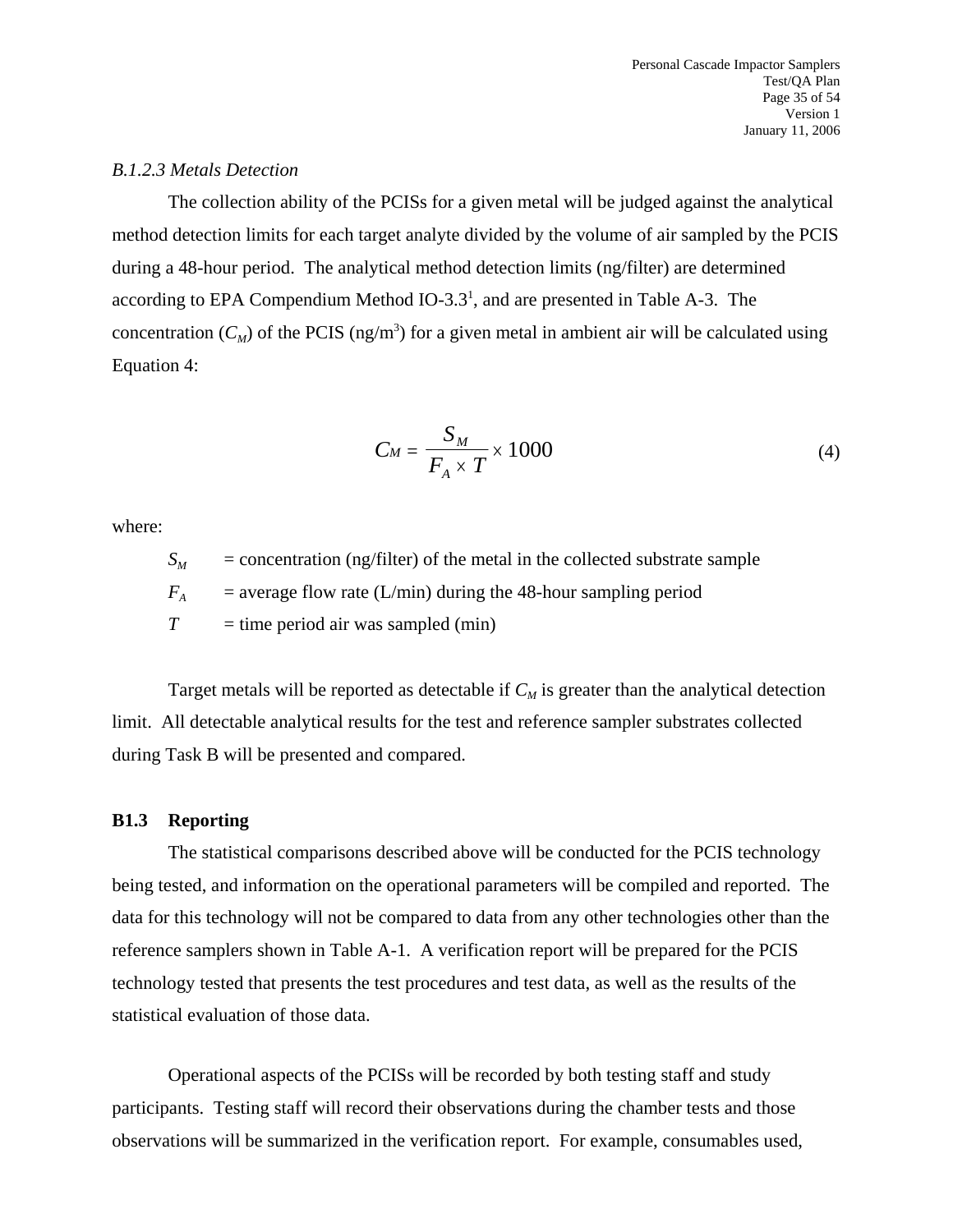*B.1.2.3 Metals Detection*

The collection ability of the PCISs for a given metal will be judged against the analytical method detection limits for each target analyte divided by the volume of air sampled by the PCIS during a 48-hour period. The analytical method detection limits (ng/filter) are determined according to EPA Compendium Method IO-3.3[1], and are presented in Table A-3. The concentration ($C_M$) of the PCIS (ng/m$^3$) for a given metal in ambient air will be calculated using Equation 4:

$$C_M = \frac{S_M}{F_A \times T} \times 1000 \tag{4}$$

where:

$S_M$ = concentration (ng/filter) of the metal in the collected substrate sample

$F_A$ = average flow rate (L/min) during the 48-hour sampling period

$T$ = time period air was sampled (min)

Target metals will be reported as detectable if $C_M$ is greater than the analytical detection limit. All detectable analytical results for the test and reference sampler substrates collected during Task B will be presented and compared.

## B1.3 Reporting

The statistical comparisons described above will be conducted for the PCIS technology being tested, and information on the operational parameters will be compiled and reported. The data for this technology will not be compared to data from any other technologies other than the reference samplers shown in Table A-1. A verification report will be prepared for the PCIS technology tested that presents the test procedures and test data, as well as the results of the statistical evaluation of those data.

Operational aspects of the PCISs will be recorded by both testing staff and study participants. Testing staff will record their observations during the chamber tests and those observations will be summarized in the verification report. For example, consumables used,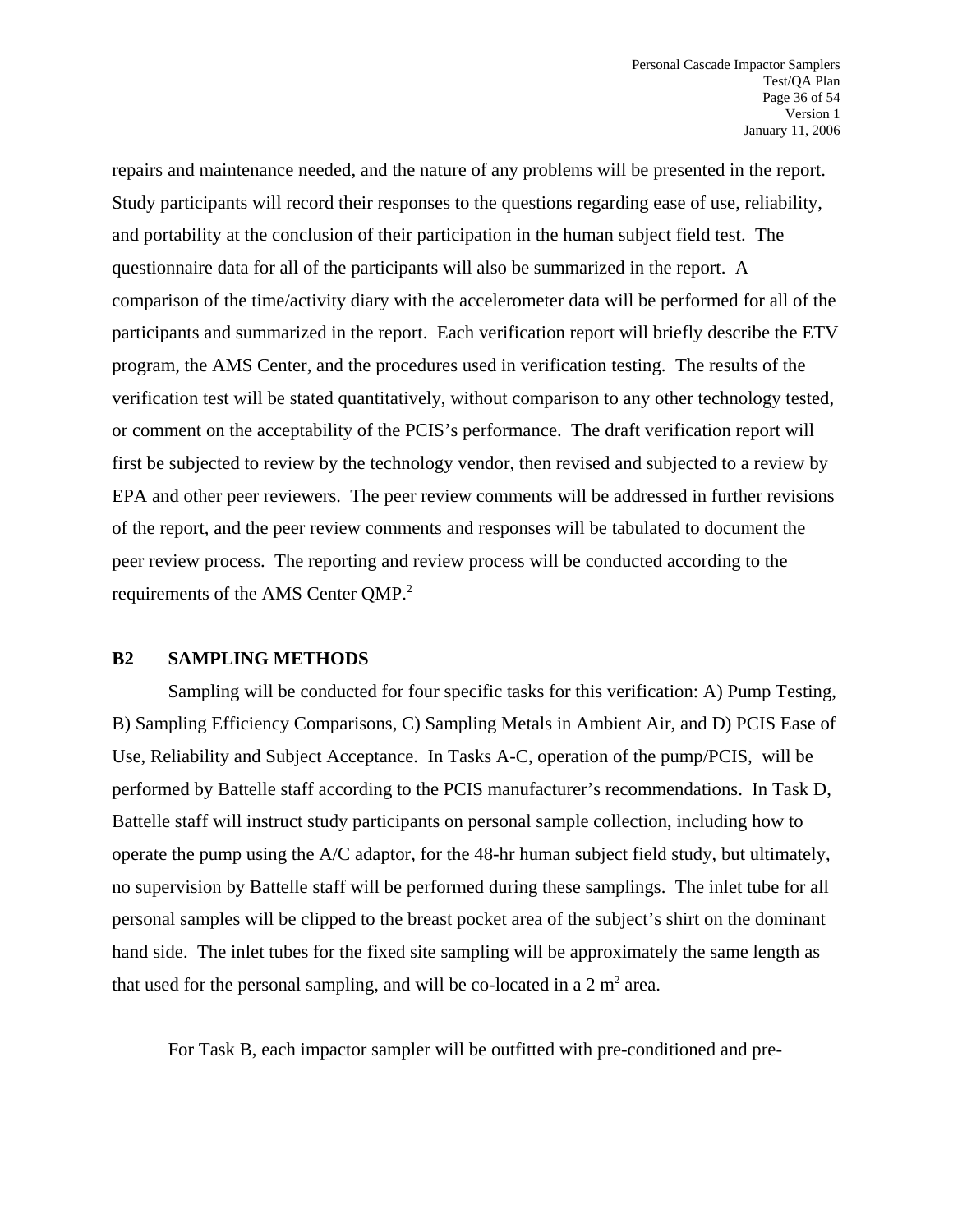repairs and maintenance needed, and the nature of any problems will be presented in the report. Study participants will record their responses to the questions regarding ease of use, reliability, and portability at the conclusion of their participation in the human subject field test. The questionnaire data for all of the participants will also be summarized in the report. A comparison of the time/activity diary with the accelerometer data will be performed for all of the participants and summarized in the report. Each verification report will briefly describe the ETV program, the AMS Center, and the procedures used in verification testing. The results of the verification test will be stated quantitatively, without comparison to any other technology tested, or comment on the acceptability of the PCIS's performance. The draft verification report will first be subjected to review by the technology vendor, then revised and subjected to a review by EPA and other peer reviewers. The peer review comments will be addressed in further revisions of the report, and the peer review comments and responses will be tabulated to document the peer review process. The reporting and review process will be conducted according to the requirements of the AMS Center QMP.[2]

## B2 SAMPLING METHODS

Sampling will be conducted for four specific tasks for this verification: A) Pump Testing, B) Sampling Efficiency Comparisons, C) Sampling Metals in Ambient Air, and D) PCIS Ease of Use, Reliability and Subject Acceptance. In Tasks A-C, operation of the pump/PCIS, will be performed by Battelle staff according to the PCIS manufacturer's recommendations. In Task D, Battelle staff will instruct study participants on personal sample collection, including how to operate the pump using the A/C adaptor, for the 48-hr human subject field study, but ultimately, no supervision by Battelle staff will be performed during these samplings. The inlet tube for all personal samples will be clipped to the breast pocket area of the subject's shirt on the dominant hand side. The inlet tubes for the fixed site sampling will be approximately the same length as that used for the personal sampling, and will be co-located in a 2 $m^2$ area.

For Task B, each impactor sampler will be outfitted with pre-conditioned and pre-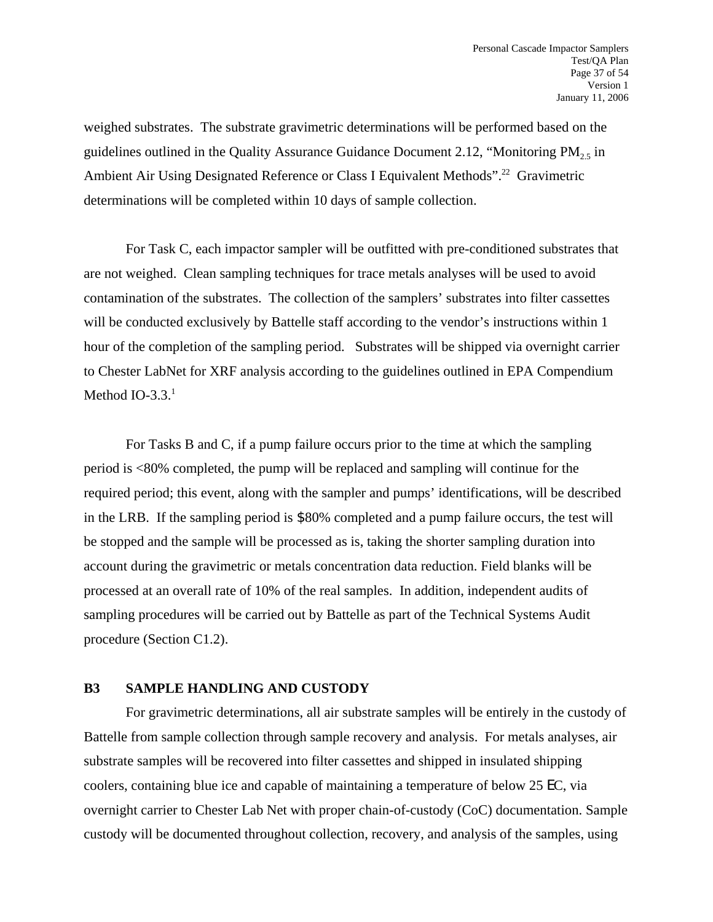weighed substrates. The substrate gravimetric determinations will be performed based on the guidelines outlined in the Quality Assurance Guidance Document 2.12, "Monitoring $PM_{2.5}$ in Ambient Air Using Designated Reference or Class I Equivalent Methods".[22] Gravimetric determinations will be completed within 10 days of sample collection.

For Task C, each impactor sampler will be outfitted with pre-conditioned substrates that are not weighed. Clean sampling techniques for trace metals analyses will be used to avoid contamination of the substrates. The collection of the samplers' substrates into filter cassettes will be conducted exclusively by Battelle staff according to the vendor's instructions within 1 hour of the completion of the sampling period. Substrates will be shipped via overnight carrier to Chester LabNet for XRF analysis according to the guidelines outlined in EPA Compendium Method IO-3.3.[1]

For Tasks B and C, if a pump failure occurs prior to the time at which the sampling period is <80% completed, the pump will be replaced and sampling will continue for the required period; this event, along with the sampler and pumps' identifications, will be described in the LRB. If the sampling period is $80% completed and a pump failure occurs, the test will be stopped and the sample will be processed as is, taking the shorter sampling duration into account during the gravimetric or metals concentration data reduction. Field blanks will be processed at an overall rate of 10% of the real samples. In addition, independent audits of sampling procedures will be carried out by Battelle as part of the Technical Systems Audit procedure (Section C1.2).

## B3 SAMPLE HANDLING AND CUSTODY

For gravimetric determinations, all air substrate samples will be entirely in the custody of Battelle from sample collection through sample recovery and analysis. For metals analyses, air substrate samples will be recovered into filter cassettes and shipped in insulated shipping coolers, containing blue ice and capable of maintaining a temperature of below 25 EC, via overnight carrier to Chester Lab Net with proper chain-of-custody (CoC) documentation. Sample custody will be documented throughout collection, recovery, and analysis of the samples, using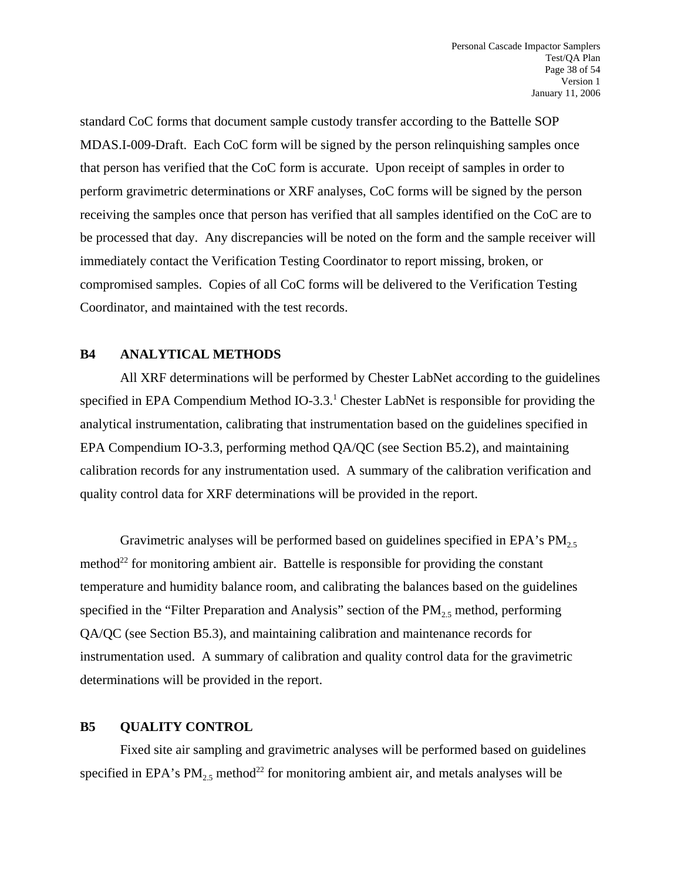standard CoC forms that document sample custody transfer according to the Battelle SOP MDAS.I-009-Draft. Each CoC form will be signed by the person relinquishing samples once that person has verified that the CoC form is accurate. Upon receipt of samples in order to perform gravimetric determinations or XRF analyses, CoC forms will be signed by the person receiving the samples once that person has verified that all samples identified on the CoC are to be processed that day. Any discrepancies will be noted on the form and the sample receiver will immediately contact the Verification Testing Coordinator to report missing, broken, or compromised samples. Copies of all CoC forms will be delivered to the Verification Testing Coordinator, and maintained with the test records.

## B4 ANALYTICAL METHODS

All XRF determinations will be performed by Chester LabNet according to the guidelines specified in EPA Compendium Method IO-3.3.[1] Chester LabNet is responsible for providing the analytical instrumentation, calibrating that instrumentation based on the guidelines specified in EPA Compendium IO-3.3, performing method QA/QC (see Section B5.2), and maintaining calibration records for any instrumentation used. A summary of the calibration verification and quality control data for XRF determinations will be provided in the report.

Gravimetric analyses will be performed based on guidelines specified in EPA's $PM_{2.5}$ method[22] for monitoring ambient air. Battelle is responsible for providing the constant temperature and humidity balance room, and calibrating the balances based on the guidelines specified in the "Filter Preparation and Analysis" section of the $PM_{2.5}$ method, performing QA/QC (see Section B5.3), and maintaining calibration and maintenance records for instrumentation used. A summary of calibration and quality control data for the gravimetric determinations will be provided in the report.

## B5 QUALITY CONTROL

Fixed site air sampling and gravimetric analyses will be performed based on guidelines specified in EPA's $PM_{2.5}$ method[22] for monitoring ambient air, and metals analyses will be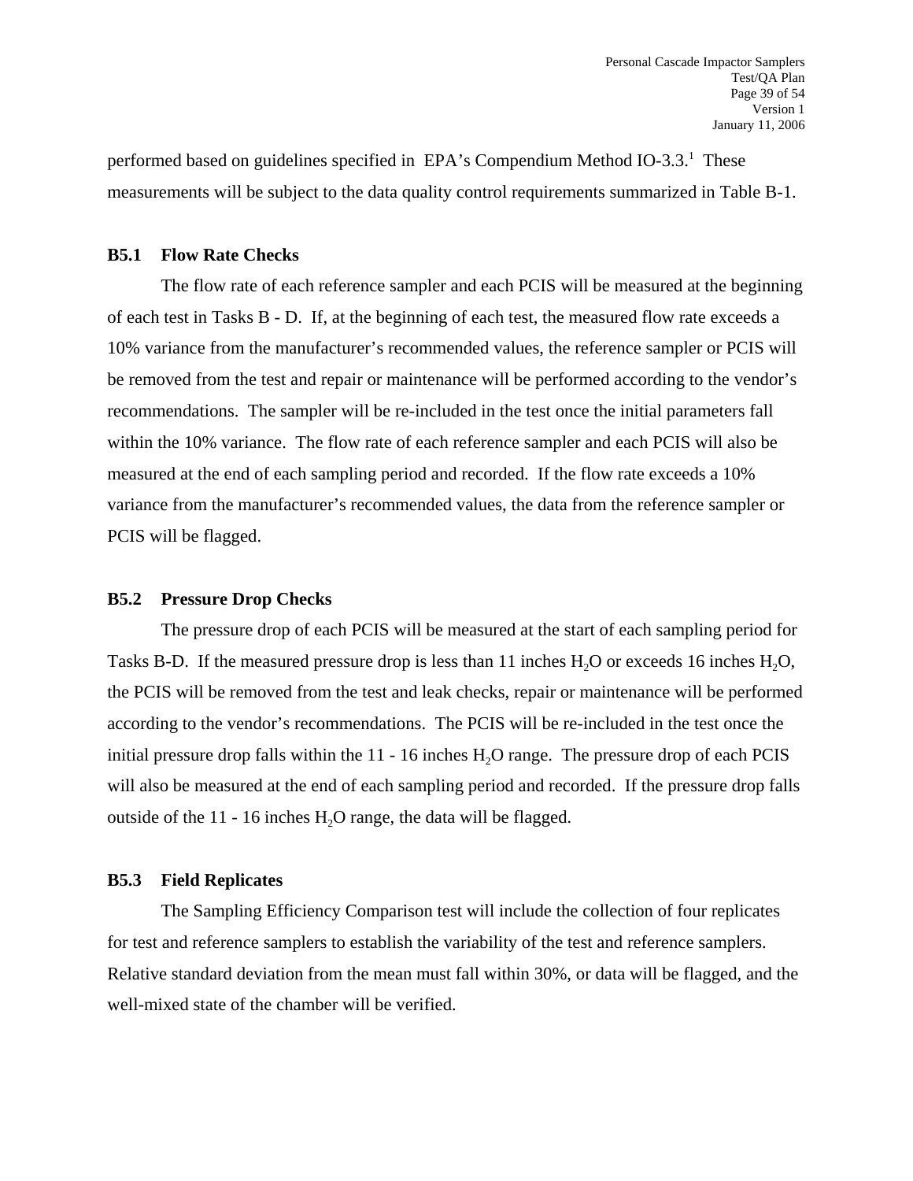performed based on guidelines specified in EPA's Compendium Method IO-3.3.[1] These measurements will be subject to the data quality control requirements summarized in Table B-1.

### B5.1 Flow Rate Checks

The flow rate of each reference sampler and each PCIS will be measured at the beginning of each test in Tasks B - D. If, at the beginning of each test, the measured flow rate exceeds a 10% variance from the manufacturer's recommended values, the reference sampler or PCIS will be removed from the test and repair or maintenance will be performed according to the vendor's recommendations. The sampler will be re-included in the test once the initial parameters fall within the 10% variance. The flow rate of each reference sampler and each PCIS will also be measured at the end of each sampling period and recorded. If the flow rate exceeds a 10% variance from the manufacturer's recommended values, the data from the reference sampler or PCIS will be flagged.

### B5.2 Pressure Drop Checks

The pressure drop of each PCIS will be measured at the start of each sampling period for Tasks B-D. If the measured pressure drop is less than 11 inches $H_2O$ or exceeds 16 inches $H_2O$, the PCIS will be removed from the test and leak checks, repair or maintenance will be performed according to the vendor's recommendations. The PCIS will be re-included in the test once the initial pressure drop falls within the 11 - 16 inches $H_2O$ range. The pressure drop of each PCIS will also be measured at the end of each sampling period and recorded. If the pressure drop falls outside of the 11 - 16 inches $H_2O$ range, the data will be flagged.

### B5.3 Field Replicates

The Sampling Efficiency Comparison test will include the collection of four replicates for test and reference samplers to establish the variability of the test and reference samplers. Relative standard deviation from the mean must fall within 30%, or data will be flagged, and the well-mixed state of the chamber will be verified.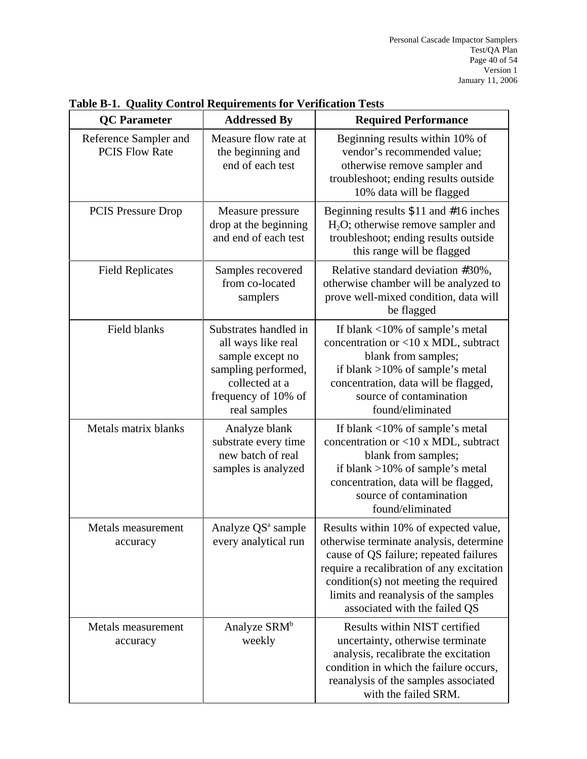**Table B-1. Quality Control Requirements for Verification Tests**

| QC Parameter | Addressed By | Required Performance |
|---|---|---|
| Reference Sampler and PCIS Flow Rate | Measure flow rate at the beginning and end of each test | Beginning results within 10% of vendor's recommended value; otherwise remove sampler and troubleshoot; ending results outside 10% data will be flagged |
| PCIS Pressure Drop | Measure pressure drop at the beginning and end of each test | Beginning results ≥11 and ≤16 inches $H_2O$; otherwise remove sampler and troubleshoot; ending results outside this range will be flagged |
| Field Replicates | Samples recovered from co-located samplers | Relative standard deviation ≤30%, otherwise chamber will be analyzed to prove well-mixed condition, data will be flagged |
| Field blanks | Substrates handled in all ways like real sample except no sampling performed, collected at a frequency of 10% of real samples | If blank <10% of sample's metal concentration or <10 x MDL, subtract blank from samples; if blank >10% of sample's metal concentration, data will be flagged, source of contamination found/eliminated |
| Metals matrix blanks | Analyze blank substrate every time new batch of real samples is analyzed | If blank <10% of sample's metal concentration or <10 x MDL, subtract blank from samples; if blank >10% of sample's metal concentration, data will be flagged, source of contamination found/eliminated |
| Metals measurement accuracy | Analyze QS[a] sample every analytical run | Results within 10% of expected value, otherwise terminate analysis, determine cause of QS failure; repeated failures require a recalibration of any excitation condition(s) not meeting the required limits and reanalysis of the samples associated with the failed QS |
| Metals measurement accuracy | Analyze SRM[b] weekly | Results within NIST certified uncertainty, otherwise terminate analysis, recalibrate the excitation condition in which the failure occurs, reanalysis of the samples associated with the failed SRM. |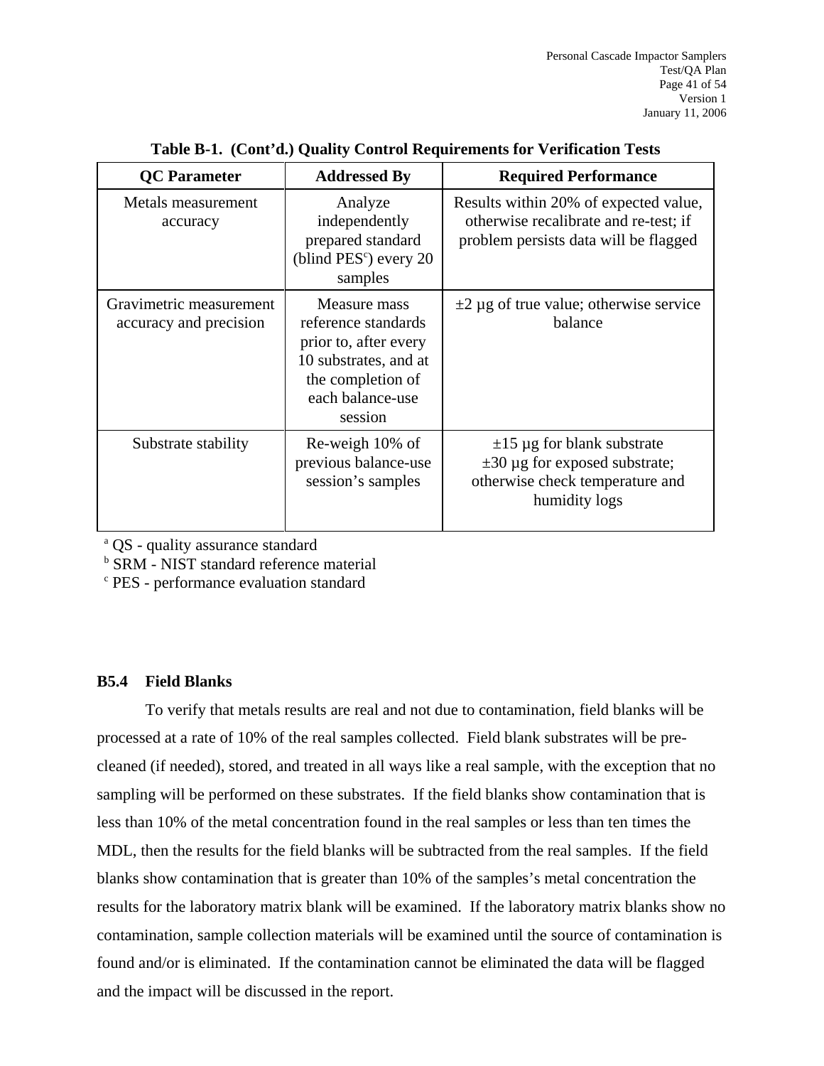**Table B-1. (Cont'd.) Quality Control Requirements for Verification Tests**

| QC Parameter | Addressed By | Required Performance |
|---|---|---|
| Metals measurement accuracy | Analyze independently prepared standard (blind PES[c]) every 20 samples | Results within 20% of expected value, otherwise recalibrate and re-test; if problem persists data will be flagged |
| Gravimetric measurement accuracy and precision | Measure mass reference standards prior to, after every 10 substrates, and at the completion of each balance-use session | ±2 µg of true value; otherwise service balance |
| Substrate stability | Re-weigh 10% of previous balance-use session's samples | ±15 µg for blank substrate<br>±30 µg for exposed substrate; otherwise check temperature and humidity logs |

[a] QS - quality assurance standard
[b] SRM - NIST standard reference material
[c] PES - performance evaluation standard

### B5.4 Field Blanks

To verify that metals results are real and not due to contamination, field blanks will be processed at a rate of 10% of the real samples collected. Field blank substrates will be pre-cleaned (if needed), stored, and treated in all ways like a real sample, with the exception that no sampling will be performed on these substrates. If the field blanks show contamination that is less than 10% of the metal concentration found in the real samples or less than ten times the MDL, then the results for the field blanks will be subtracted from the real samples. If the field blanks show contamination that is greater than 10% of the samples's metal concentration the results for the laboratory matrix blank will be examined. If the laboratory matrix blanks show no contamination, sample collection materials will be examined until the source of contamination is found and/or is eliminated. If the contamination cannot be eliminated the data will be flagged and the impact will be discussed in the report.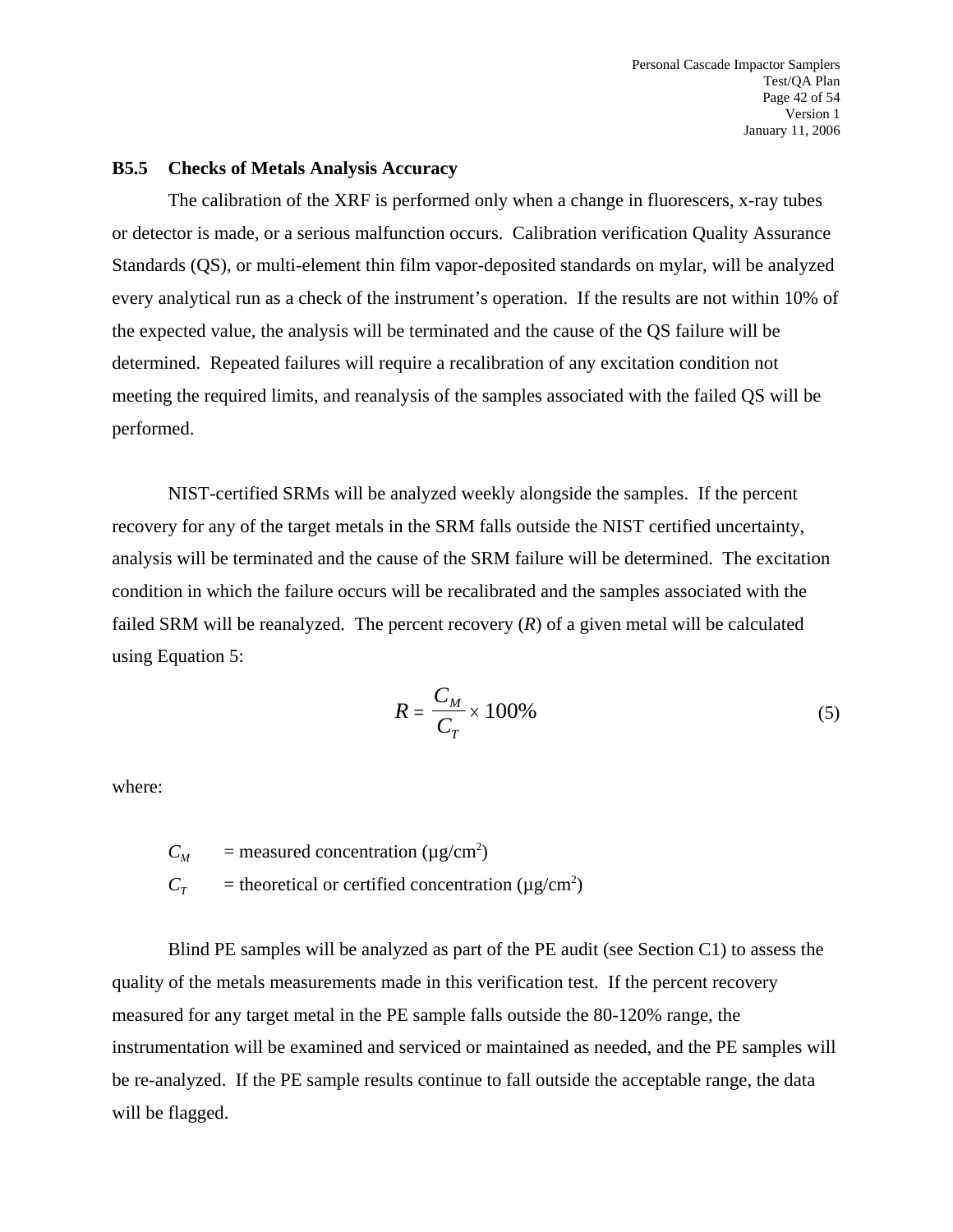### B5.5 Checks of Metals Analysis Accuracy

The calibration of the XRF is performed only when a change in fluorescers, x-ray tubes or detector is made, or a serious malfunction occurs. Calibration verification Quality Assurance Standards (QS), or multi-element thin film vapor-deposited standards on mylar, will be analyzed every analytical run as a check of the instrument's operation. If the results are not within 10% of the expected value, the analysis will be terminated and the cause of the QS failure will be determined. Repeated failures will require a recalibration of any excitation condition not meeting the required limits, and reanalysis of the samples associated with the failed QS will be performed.

NIST-certified SRMs will be analyzed weekly alongside the samples. If the percent recovery for any of the target metals in the SRM falls outside the NIST certified uncertainty, analysis will be terminated and the cause of the SRM failure will be determined. The excitation condition in which the failure occurs will be recalibrated and the samples associated with the failed SRM will be reanalyzed. The percent recovery ($R$) of a given metal will be calculated using Equation 5:

$$R = \frac{C_M}{C_T} \times 100\% \tag{5}$$

where:

$C_M$ = measured concentration (μg/cm$^2$)

$C_T$ = theoretical or certified concentration (μg/cm$^2$)

Blind PE samples will be analyzed as part of the PE audit (see Section C1) to assess the quality of the metals measurements made in this verification test. If the percent recovery measured for any target metal in the PE sample falls outside the 80-120% range, the instrumentation will be examined and serviced or maintained as needed, and the PE samples will be re-analyzed. If the PE sample results continue to fall outside the acceptable range, the data will be flagged.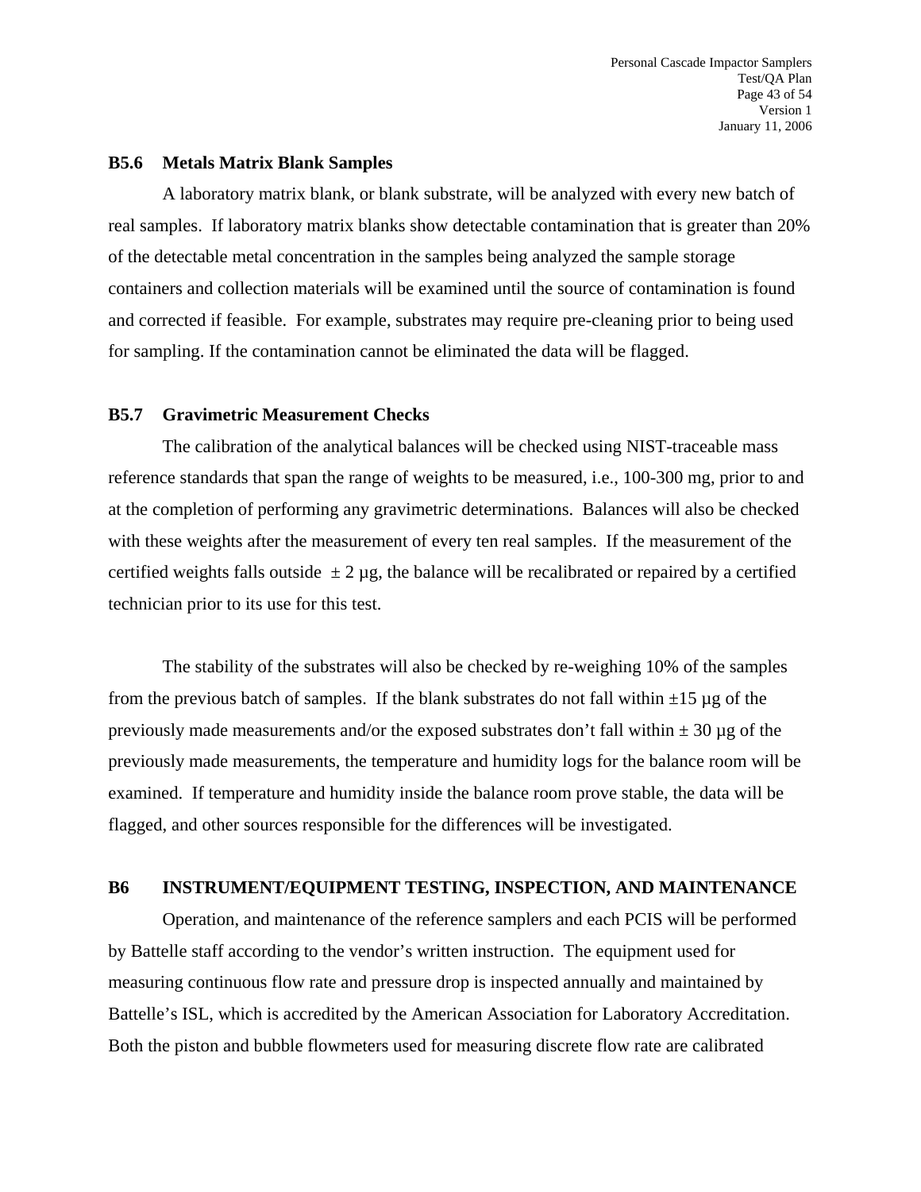### B5.6 Metals Matrix Blank Samples

A laboratory matrix blank, or blank substrate, will be analyzed with every new batch of real samples. If laboratory matrix blanks show detectable contamination that is greater than 20% of the detectable metal concentration in the samples being analyzed the sample storage containers and collection materials will be examined until the source of contamination is found and corrected if feasible. For example, substrates may require pre-cleaning prior to being used for sampling. If the contamination cannot be eliminated the data will be flagged.

### B5.7 Gravimetric Measurement Checks

The calibration of the analytical balances will be checked using NIST-traceable mass reference standards that span the range of weights to be measured, i.e., 100-300 mg, prior to and at the completion of performing any gravimetric determinations. Balances will also be checked with these weights after the measurement of every ten real samples. If the measurement of the certified weights falls outside ± 2 µg, the balance will be recalibrated or repaired by a certified technician prior to its use for this test.

The stability of the substrates will also be checked by re-weighing 10% of the samples from the previous batch of samples. If the blank substrates do not fall within ±15 µg of the previously made measurements and/or the exposed substrates don't fall within ± 30 µg of the previously made measurements, the temperature and humidity logs for the balance room will be examined. If temperature and humidity inside the balance room prove stable, the data will be flagged, and other sources responsible for the differences will be investigated.

## B6 INSTRUMENT/EQUIPMENT TESTING, INSPECTION, AND MAINTENANCE

Operation, and maintenance of the reference samplers and each PCIS will be performed by Battelle staff according to the vendor's written instruction. The equipment used for measuring continuous flow rate and pressure drop is inspected annually and maintained by Battelle's ISL, which is accredited by the American Association for Laboratory Accreditation. Both the piston and bubble flowmeters used for measuring discrete flow rate are calibrated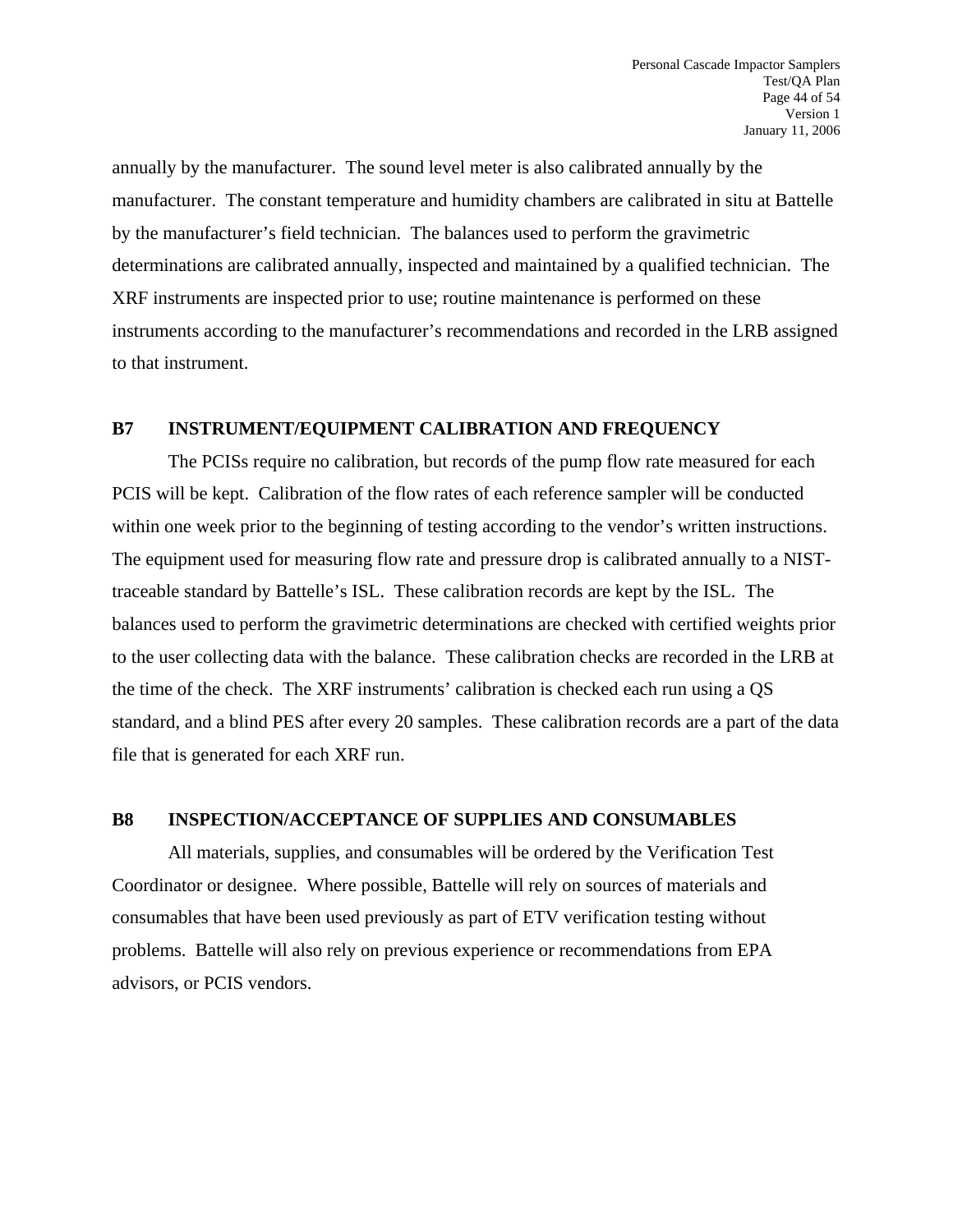annually by the manufacturer. The sound level meter is also calibrated annually by the manufacturer. The constant temperature and humidity chambers are calibrated in situ at Battelle by the manufacturer's field technician. The balances used to perform the gravimetric determinations are calibrated annually, inspected and maintained by a qualified technician. The XRF instruments are inspected prior to use; routine maintenance is performed on these instruments according to the manufacturer's recommendations and recorded in the LRB assigned to that instrument.

## B7 INSTRUMENT/EQUIPMENT CALIBRATION AND FREQUENCY

The PCISs require no calibration, but records of the pump flow rate measured for each PCIS will be kept. Calibration of the flow rates of each reference sampler will be conducted within one week prior to the beginning of testing according to the vendor's written instructions. The equipment used for measuring flow rate and pressure drop is calibrated annually to a NIST-traceable standard by Battelle's ISL. These calibration records are kept by the ISL. The balances used to perform the gravimetric determinations are checked with certified weights prior to the user collecting data with the balance. These calibration checks are recorded in the LRB at the time of the check. The XRF instruments' calibration is checked each run using a QS standard, and a blind PES after every 20 samples. These calibration records are a part of the data file that is generated for each XRF run.

## B8 INSPECTION/ACCEPTANCE OF SUPPLIES AND CONSUMABLES

All materials, supplies, and consumables will be ordered by the Verification Test Coordinator or designee. Where possible, Battelle will rely on sources of materials and consumables that have been used previously as part of ETV verification testing without problems. Battelle will also rely on previous experience or recommendations from EPA advisors, or PCIS vendors.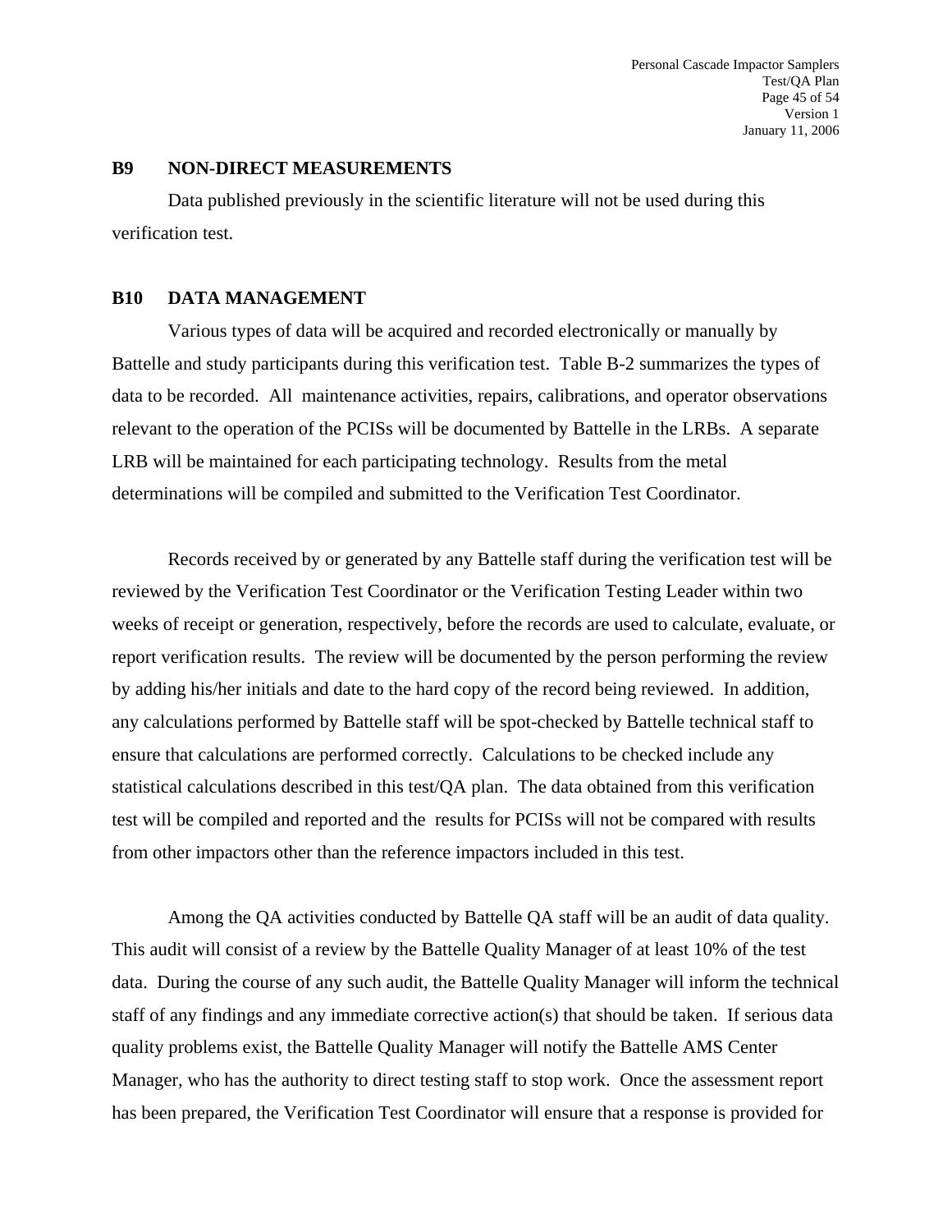## B9 NON-DIRECT MEASUREMENTS

Data published previously in the scientific literature will not be used during this verification test.

## B10 DATA MANAGEMENT

Various types of data will be acquired and recorded electronically or manually by Battelle and study participants during this verification test. Table B-2 summarizes the types of data to be recorded. All maintenance activities, repairs, calibrations, and operator observations relevant to the operation of the PCISs will be documented by Battelle in the LRBs. A separate LRB will be maintained for each participating technology. Results from the metal determinations will be compiled and submitted to the Verification Test Coordinator.

Records received by or generated by any Battelle staff during the verification test will be reviewed by the Verification Test Coordinator or the Verification Testing Leader within two weeks of receipt or generation, respectively, before the records are used to calculate, evaluate, or report verification results. The review will be documented by the person performing the review by adding his/her initials and date to the hard copy of the record being reviewed. In addition, any calculations performed by Battelle staff will be spot-checked by Battelle technical staff to ensure that calculations are performed correctly. Calculations to be checked include any statistical calculations described in this test/QA plan. The data obtained from this verification test will be compiled and reported and the results for PCISs will not be compared with results from other impactors other than the reference impactors included in this test.

Among the QA activities conducted by Battelle QA staff will be an audit of data quality. This audit will consist of a review by the Battelle Quality Manager of at least 10% of the test data. During the course of any such audit, the Battelle Quality Manager will inform the technical staff of any findings and any immediate corrective action(s) that should be taken. If serious data quality problems exist, the Battelle Quality Manager will notify the Battelle AMS Center Manager, who has the authority to direct testing staff to stop work. Once the assessment report has been prepared, the Verification Test Coordinator will ensure that a response is provided for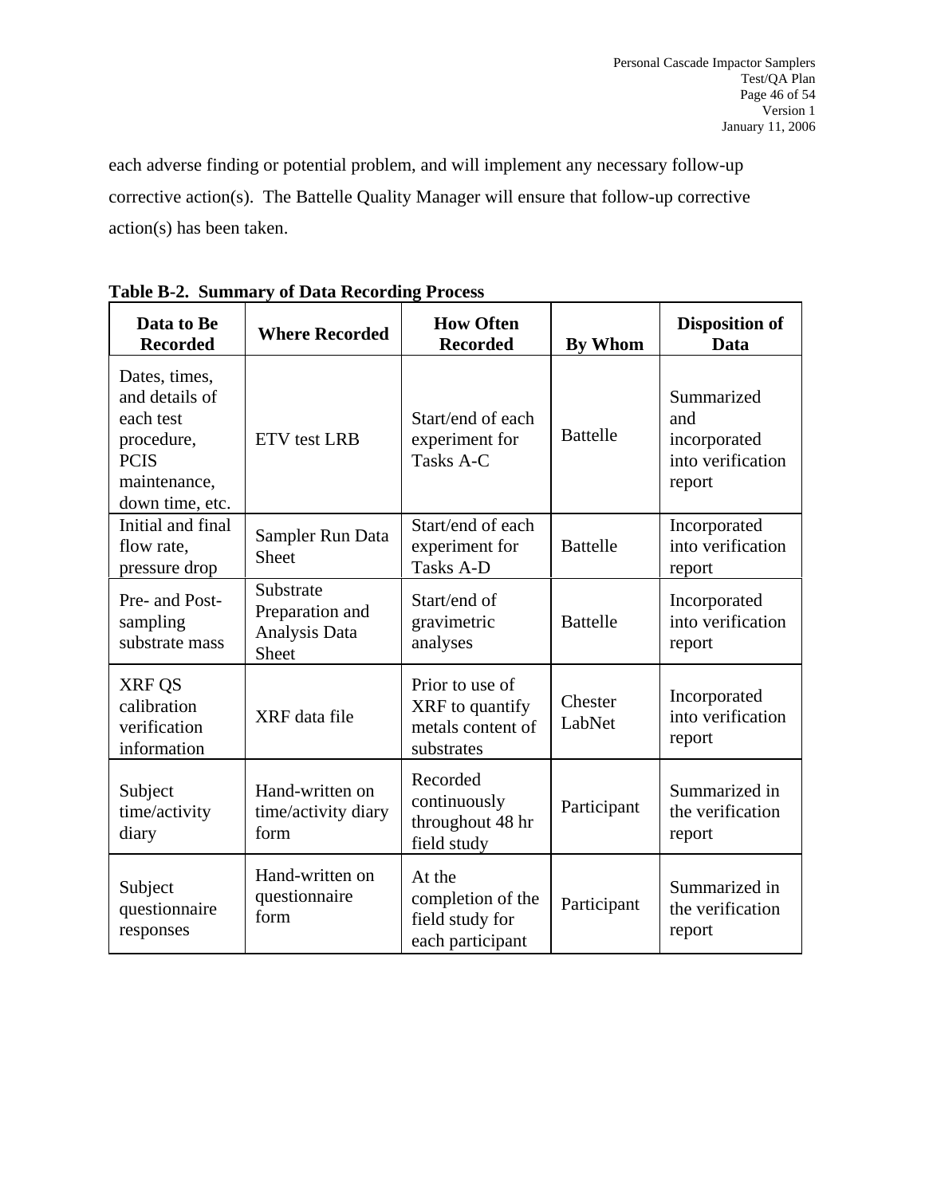each adverse finding or potential problem, and will implement any necessary follow-up corrective action(s). The Battelle Quality Manager will ensure that follow-up corrective action(s) has been taken.

**Table B-2. Summary of Data Recording Process**

| Data to Be Recorded | Where Recorded | How Often Recorded | By Whom | Disposition of Data |
|---|---|---|---|---|
| Dates, times, and details of each test procedure, PCIS maintenance, down time, etc. | ETV test LRB | Start/end of each experiment for Tasks A-C | Battelle | Summarized and incorporated into verification report |
| Initial and final flow rate, pressure drop | Sampler Run Data Sheet | Start/end of each experiment for Tasks A-D | Battelle | Incorporated into verification report |
| Pre- and Post-sampling substrate mass | Substrate Preparation and Analysis Data Sheet | Start/end of gravimetric analyses | Battelle | Incorporated into verification report |
| XRF QS calibration verification information | XRF data file | Prior to use of XRF to quantify metals content of substrates | Chester LabNet | Incorporated into verification report |
| Subject time/activity diary | Hand-written on time/activity diary form | Recorded continuously throughout 48 hr field study | Participant | Summarized in the verification report |
| Subject questionnaire responses | Hand-written on questionnaire form | At the completion of the field study for each participant | Participant | Summarized in the verification report |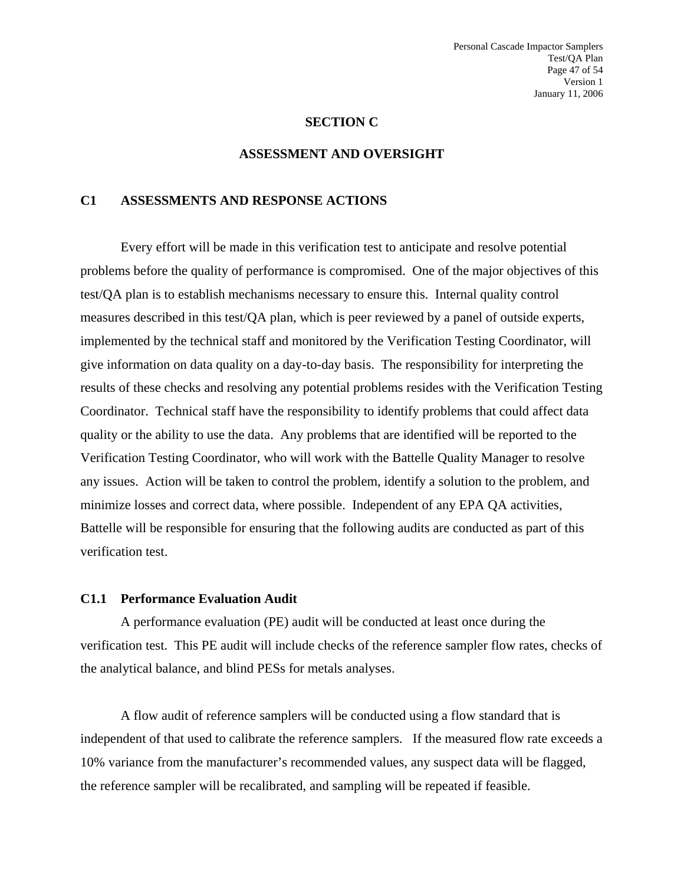# SECTION C

# ASSESSMENT AND OVERSIGHT

## C1 ASSESSMENTS AND RESPONSE ACTIONS

Every effort will be made in this verification test to anticipate and resolve potential problems before the quality of performance is compromised. One of the major objectives of this test/QA plan is to establish mechanisms necessary to ensure this. Internal quality control measures described in this test/QA plan, which is peer reviewed by a panel of outside experts, implemented by the technical staff and monitored by the Verification Testing Coordinator, will give information on data quality on a day-to-day basis. The responsibility for interpreting the results of these checks and resolving any potential problems resides with the Verification Testing Coordinator. Technical staff have the responsibility to identify problems that could affect data quality or the ability to use the data. Any problems that are identified will be reported to the Verification Testing Coordinator, who will work with the Battelle Quality Manager to resolve any issues. Action will be taken to control the problem, identify a solution to the problem, and minimize losses and correct data, where possible. Independent of any EPA QA activities, Battelle will be responsible for ensuring that the following audits are conducted as part of this verification test.

### C1.1 Performance Evaluation Audit

A performance evaluation (PE) audit will be conducted at least once during the verification test. This PE audit will include checks of the reference sampler flow rates, checks of the analytical balance, and blind PESs for metals analyses.

A flow audit of reference samplers will be conducted using a flow standard that is independent of that used to calibrate the reference samplers. If the measured flow rate exceeds a 10% variance from the manufacturer's recommended values, any suspect data will be flagged, the reference sampler will be recalibrated, and sampling will be repeated if feasible.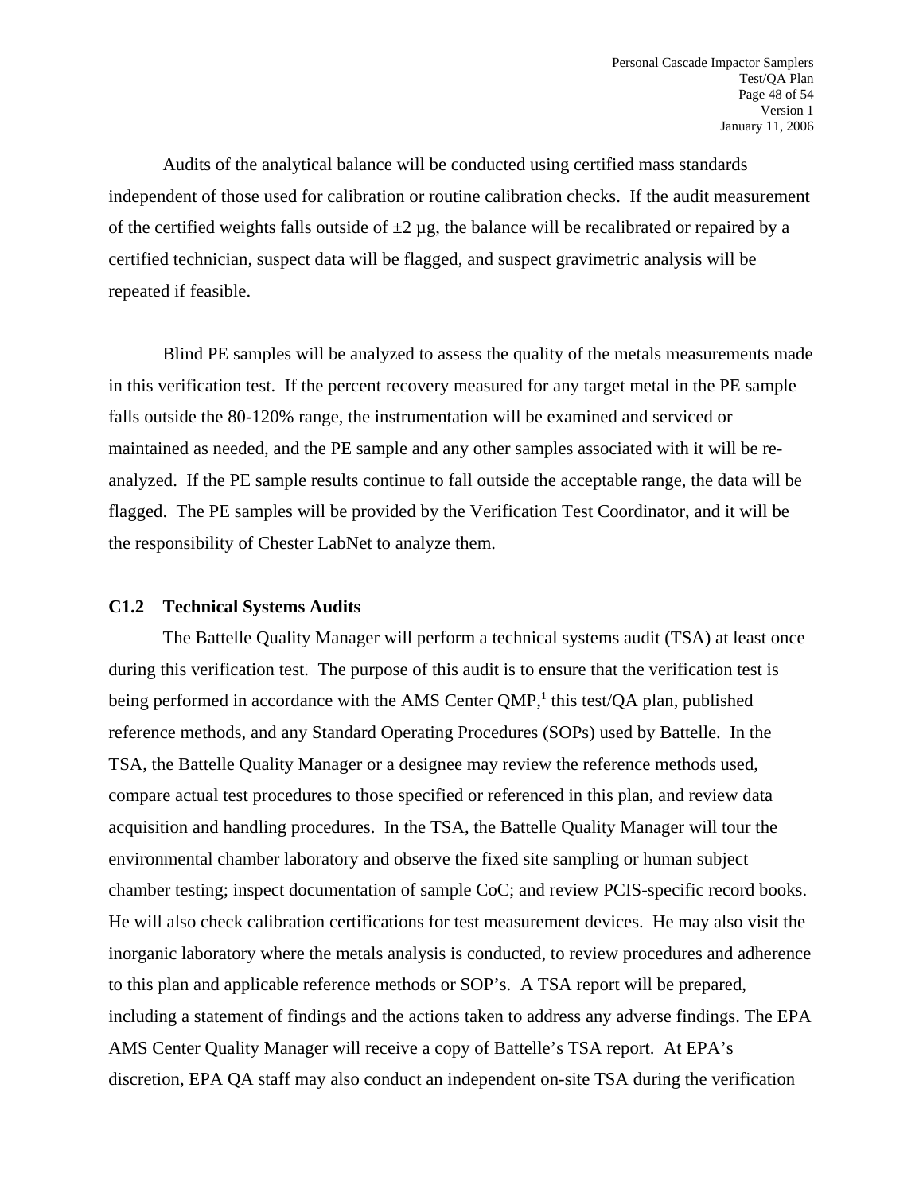Audits of the analytical balance will be conducted using certified mass standards independent of those used for calibration or routine calibration checks. If the audit measurement of the certified weights falls outside of ±2 µg, the balance will be recalibrated or repaired by a certified technician, suspect data will be flagged, and suspect gravimetric analysis will be repeated if feasible.

Blind PE samples will be analyzed to assess the quality of the metals measurements made in this verification test. If the percent recovery measured for any target metal in the PE sample falls outside the 80-120% range, the instrumentation will be examined and serviced or maintained as needed, and the PE sample and any other samples associated with it will be re-analyzed. If the PE sample results continue to fall outside the acceptable range, the data will be flagged. The PE samples will be provided by the Verification Test Coordinator, and it will be the responsibility of Chester LabNet to analyze them.

### C1.2 Technical Systems Audits

The Battelle Quality Manager will perform a technical systems audit (TSA) at least once during this verification test. The purpose of this audit is to ensure that the verification test is being performed in accordance with the AMS Center QMP,[1] this test/QA plan, published reference methods, and any Standard Operating Procedures (SOPs) used by Battelle. In the TSA, the Battelle Quality Manager or a designee may review the reference methods used, compare actual test procedures to those specified or referenced in this plan, and review data acquisition and handling procedures. In the TSA, the Battelle Quality Manager will tour the environmental chamber laboratory and observe the fixed site sampling or human subject chamber testing; inspect documentation of sample CoC; and review PCIS-specific record books. He will also check calibration certifications for test measurement devices. He may also visit the inorganic laboratory where the metals analysis is conducted, to review procedures and adherence to this plan and applicable reference methods or SOP's. A TSA report will be prepared, including a statement of findings and the actions taken to address any adverse findings. The EPA AMS Center Quality Manager will receive a copy of Battelle's TSA report. At EPA's discretion, EPA QA staff may also conduct an independent on-site TSA during the verification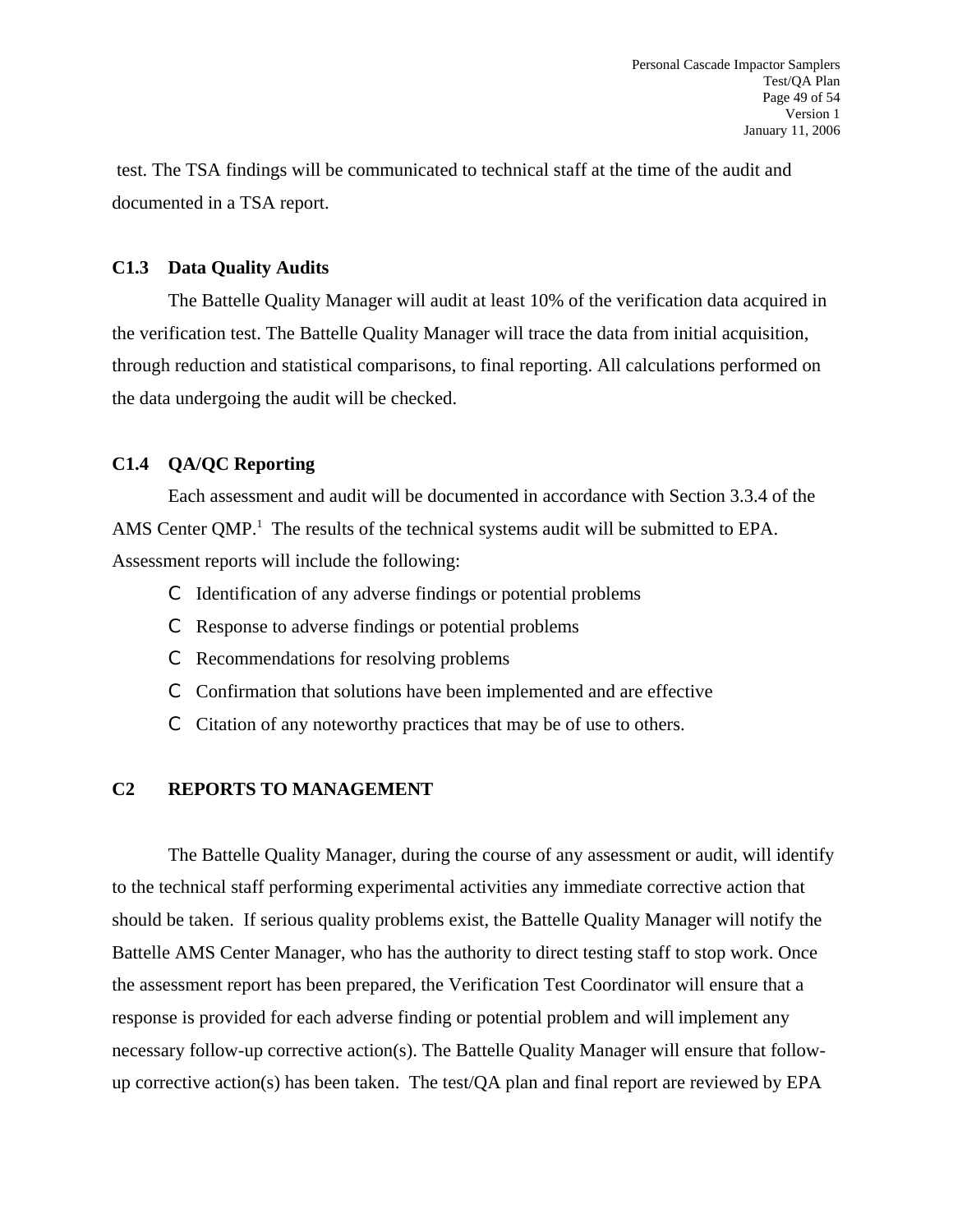test. The TSA findings will be communicated to technical staff at the time of the audit and documented in a TSA report.

### C1.3 Data Quality Audits

The Battelle Quality Manager will audit at least 10% of the verification data acquired in the verification test. The Battelle Quality Manager will trace the data from initial acquisition, through reduction and statistical comparisons, to final reporting. All calculations performed on the data undergoing the audit will be checked.

### C1.4 QA/QC Reporting

Each assessment and audit will be documented in accordance with Section 3.3.4 of the AMS Center QMP.[1] The results of the technical systems audit will be submitted to EPA. Assessment reports will include the following:

- Identification of any adverse findings or potential problems
- Response to adverse findings or potential problems
- Recommendations for resolving problems
- Confirmation that solutions have been implemented and are effective
- Citation of any noteworthy practices that may be of use to others.

## C2 REPORTS TO MANAGEMENT

The Battelle Quality Manager, during the course of any assessment or audit, will identify to the technical staff performing experimental activities any immediate corrective action that should be taken. If serious quality problems exist, the Battelle Quality Manager will notify the Battelle AMS Center Manager, who has the authority to direct testing staff to stop work. Once the assessment report has been prepared, the Verification Test Coordinator will ensure that a response is provided for each adverse finding or potential problem and will implement any necessary follow-up corrective action(s). The Battelle Quality Manager will ensure that follow-up corrective action(s) has been taken. The test/QA plan and final report are reviewed by EPA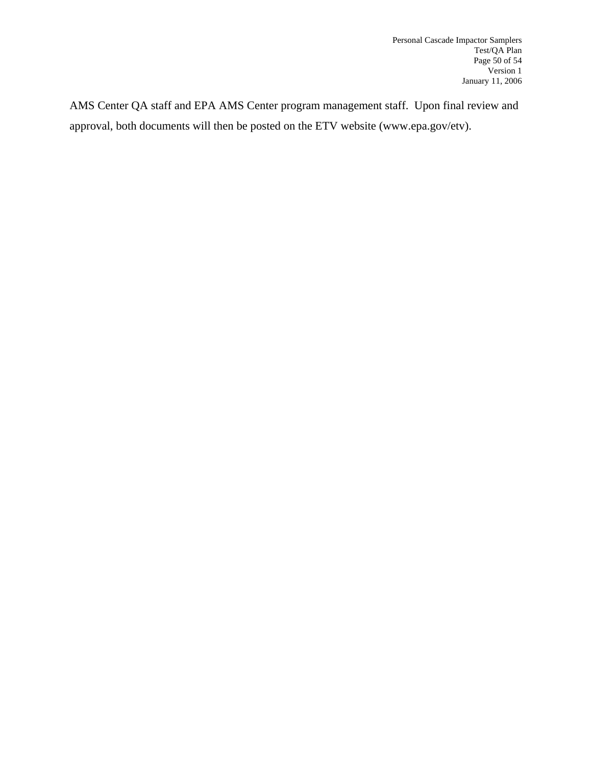AMS Center QA staff and EPA AMS Center program management staff. Upon final review and approval, both documents will then be posted on the ETV website (www.epa.gov/etv).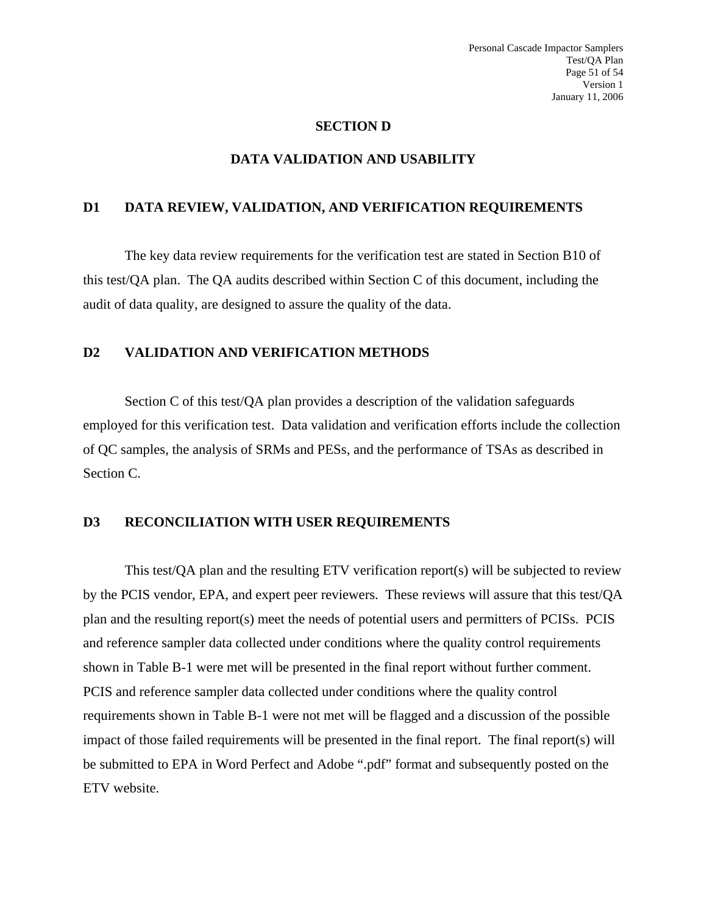# SECTION D

# DATA VALIDATION AND USABILITY

## D1 DATA REVIEW, VALIDATION, AND VERIFICATION REQUIREMENTS

The key data review requirements for the verification test are stated in Section B10 of this test/QA plan. The QA audits described within Section C of this document, including the audit of data quality, are designed to assure the quality of the data.

## D2 VALIDATION AND VERIFICATION METHODS

Section C of this test/QA plan provides a description of the validation safeguards employed for this verification test. Data validation and verification efforts include the collection of QC samples, the analysis of SRMs and PESs, and the performance of TSAs as described in Section C.

## D3 RECONCILIATION WITH USER REQUIREMENTS

This test/QA plan and the resulting ETV verification report(s) will be subjected to review by the PCIS vendor, EPA, and expert peer reviewers. These reviews will assure that this test/QA plan and the resulting report(s) meet the needs of potential users and permitters of PCISs. PCIS and reference sampler data collected under conditions where the quality control requirements shown in Table B-1 were met will be presented in the final report without further comment. PCIS and reference sampler data collected under conditions where the quality control requirements shown in Table B-1 were not met will be flagged and a discussion of the possible impact of those failed requirements will be presented in the final report. The final report(s) will be submitted to EPA in Word Perfect and Adobe ".pdf" format and subsequently posted on the ETV website.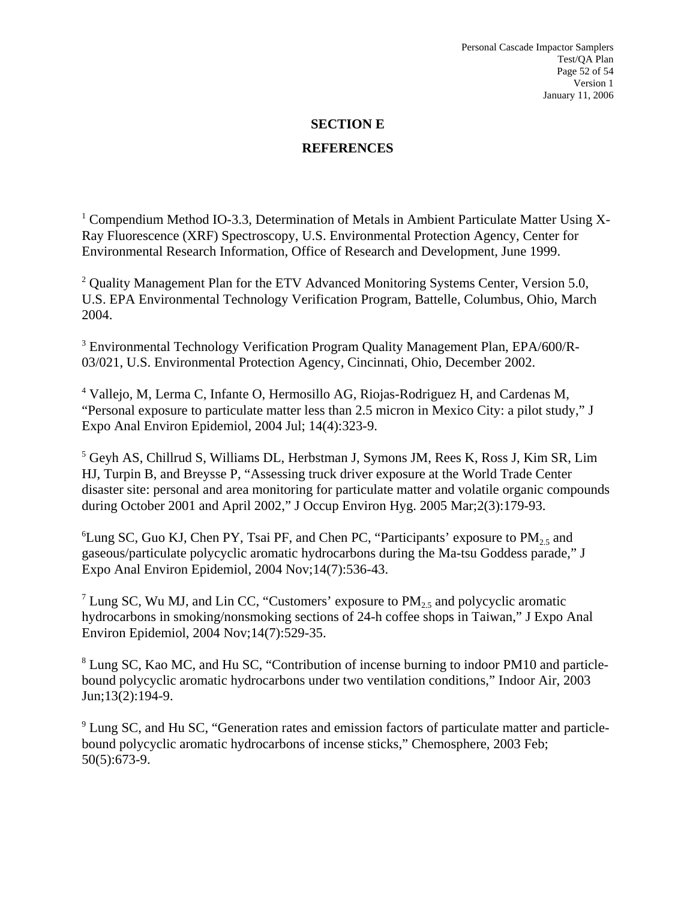# SECTION E

# REFERENCES

[1] Compendium Method IO-3.3, Determination of Metals in Ambient Particulate Matter Using X-Ray Fluorescence (XRF) Spectroscopy, U.S. Environmental Protection Agency, Center for Environmental Research Information, Office of Research and Development, June 1999.

[2] Quality Management Plan for the ETV Advanced Monitoring Systems Center, Version 5.0, U.S. EPA Environmental Technology Verification Program, Battelle, Columbus, Ohio, March 2004.

[3] Environmental Technology Verification Program Quality Management Plan, EPA/600/R-03/021, U.S. Environmental Protection Agency, Cincinnati, Ohio, December 2002.

[4] Vallejo, M, Lerma C, Infante O, Hermosillo AG, Riojas-Rodriguez H, and Cardenas M, "Personal exposure to particulate matter less than 2.5 micron in Mexico City: a pilot study," J Expo Anal Environ Epidemiol, 2004 Jul; 14(4):323-9.

[5] Geyh AS, Chillrud S, Williams DL, Herbstman J, Symons JM, Rees K, Ross J, Kim SR, Lim HJ, Turpin B, and Breysse P, "Assessing truck driver exposure at the World Trade Center disaster site: personal and area monitoring for particulate matter and volatile organic compounds during October 2001 and April 2002," J Occup Environ Hyg. 2005 Mar;2(3):179-93.

[6] Lung SC, Guo KJ, Chen PY, Tsai PF, and Chen PC, "Participants' exposure to $PM_{2.5}$ and gaseous/particulate polycyclic aromatic hydrocarbons during the Ma-tsu Goddess parade," J Expo Anal Environ Epidemiol, 2004 Nov;14(7):536-43.

[7] Lung SC, Wu MJ, and Lin CC, "Customers' exposure to $PM_{2.5}$ and polycyclic aromatic hydrocarbons in smoking/nonsmoking sections of 24-h coffee shops in Taiwan," J Expo Anal Environ Epidemiol, 2004 Nov;14(7):529-35.

[8] Lung SC, Kao MC, and Hu SC, "Contribution of incense burning to indoor PM10 and particle-bound polycyclic aromatic hydrocarbons under two ventilation conditions," Indoor Air, 2003 Jun;13(2):194-9.

[9] Lung SC, and Hu SC, "Generation rates and emission factors of particulate matter and particle-bound polycyclic aromatic hydrocarbons of incense sticks," Chemosphere, 2003 Feb; 50(5):673-9.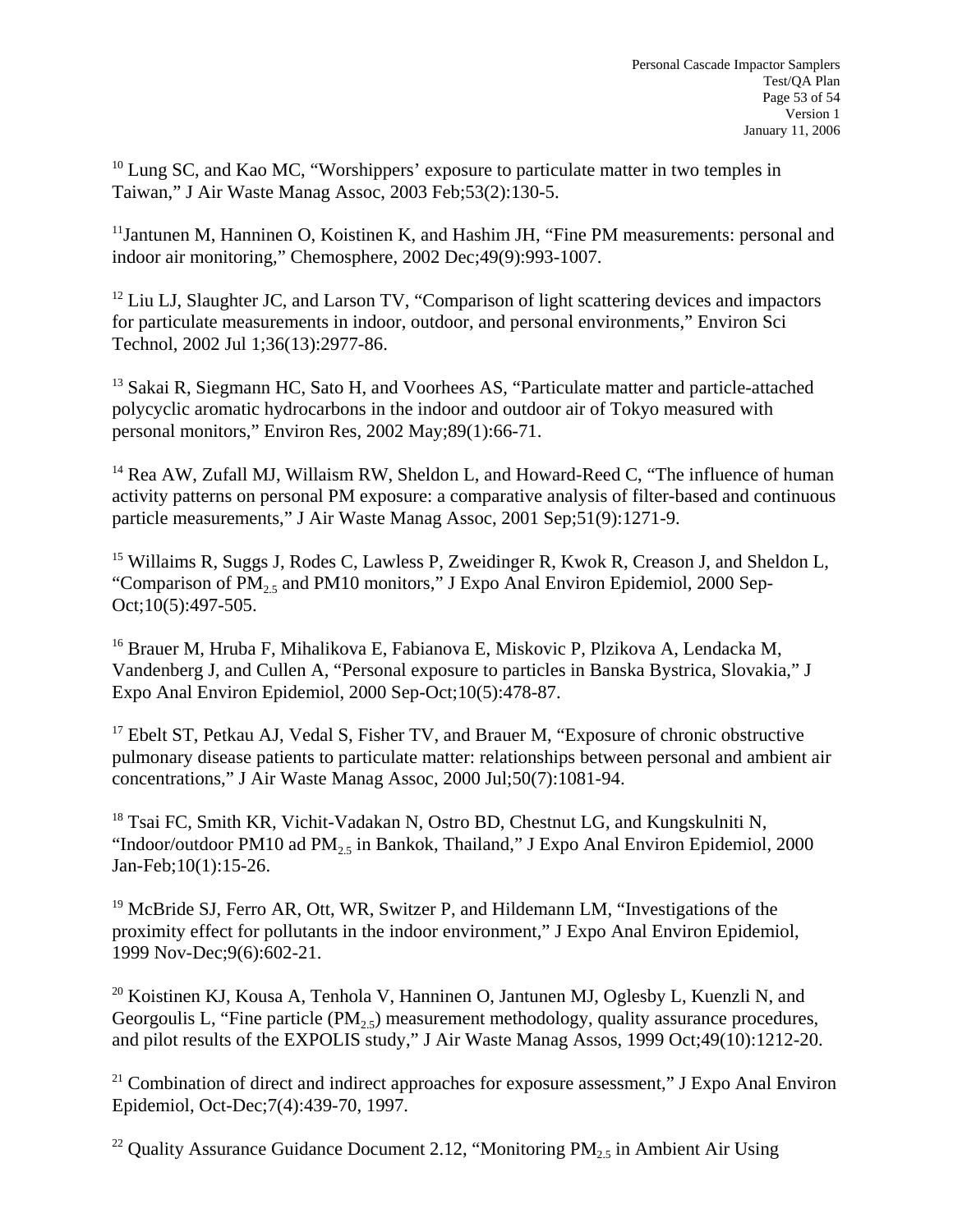[10] Lung SC, and Kao MC, "Worshippers' exposure to particulate matter in two temples in Taiwan," J Air Waste Manag Assoc, 2003 Feb;53(2):130-5.

[11] Jantunen M, Hanninen O, Koistinen K, and Hashim JH, "Fine PM measurements: personal and indoor air monitoring," Chemosphere, 2002 Dec;49(9):993-1007.

[12] Liu LJ, Slaughter JC, and Larson TV, "Comparison of light scattering devices and impactors for particulate measurements in indoor, outdoor, and personal environments," Environ Sci Technol, 2002 Jul 1;36(13):2977-86.

[13] Sakai R, Siegmann HC, Sato H, and Voorhees AS, "Particulate matter and particle-attached polycyclic aromatic hydrocarbons in the indoor and outdoor air of Tokyo measured with personal monitors," Environ Res, 2002 May;89(1):66-71.

[14] Rea AW, Zufall MJ, Willaism RW, Sheldon L, and Howard-Reed C, "The influence of human activity patterns on personal PM exposure: a comparative analysis of filter-based and continuous particle measurements," J Air Waste Manag Assoc, 2001 Sep;51(9):1271-9.

[15] Willaims R, Suggs J, Rodes C, Lawless P, Zweidinger R, Kwok R, Creason J, and Sheldon L, "Comparison of $PM_{2.5}$ and PM10 monitors," J Expo Anal Environ Epidemiol, 2000 Sep-Oct;10(5):497-505.

[16] Brauer M, Hruba F, Mihalikova E, Fabianova E, Miskovic P, Plzikova A, Lendacka M, Vandenberg J, and Cullen A, "Personal exposure to particles in Banska Bystrica, Slovakia," J Expo Anal Environ Epidemiol, 2000 Sep-Oct;10(5):478-87.

[17] Ebelt ST, Petkau AJ, Vedal S, Fisher TV, and Brauer M, "Exposure of chronic obstructive pulmonary disease patients to particulate matter: relationships between personal and ambient air concentrations," J Air Waste Manag Assoc, 2000 Jul;50(7):1081-94.

[18] Tsai FC, Smith KR, Vichit-Vadakan N, Ostro BD, Chestnut LG, and Kungskulniti N, "Indoor/outdoor PM10 ad $PM_{2.5}$ in Bankok, Thailand," J Expo Anal Environ Epidemiol, 2000 Jan-Feb;10(1):15-26.

[19] McBride SJ, Ferro AR, Ott, WR, Switzer P, and Hildemann LM, "Investigations of the proximity effect for pollutants in the indoor environment," J Expo Anal Environ Epidemiol, 1999 Nov-Dec;9(6):602-21.

[20] Koistinen KJ, Kousa A, Tenhola V, Hanninen O, Jantunen MJ, Oglesby L, Kuenzli N, and Georgoulis L, "Fine particle ($PM_{2.5}$) measurement methodology, quality assurance procedures, and pilot results of the EXPOLIS study," J Air Waste Manag Assos, 1999 Oct;49(10):1212-20.

[21] Combination of direct and indirect approaches for exposure assessment," J Expo Anal Environ Epidemiol, Oct-Dec;7(4):439-70, 1997.

[22] Quality Assurance Guidance Document 2.12, "Monitoring $PM_{2.5}$ in Ambient Air Using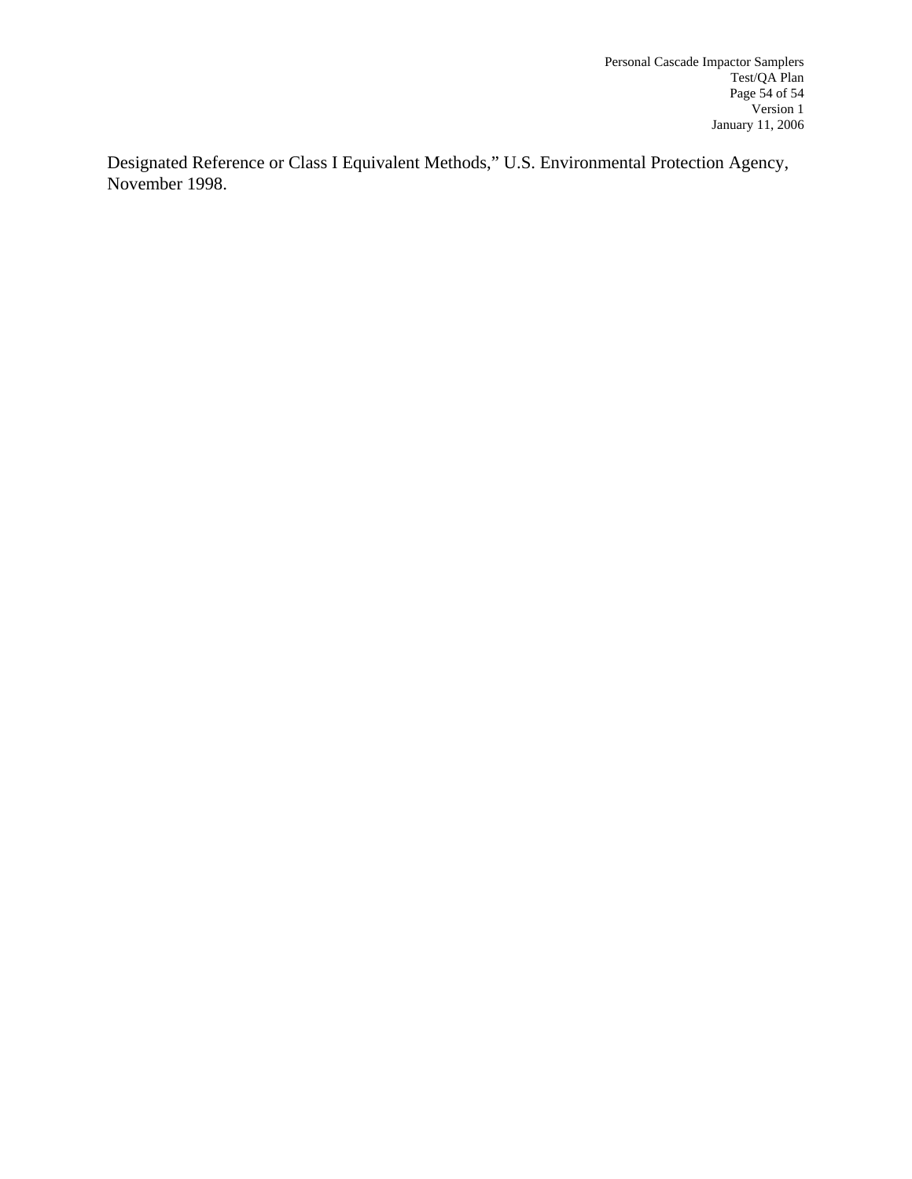Designated Reference or Class I Equivalent Methods," U.S. Environmental Protection Agency, November 1998.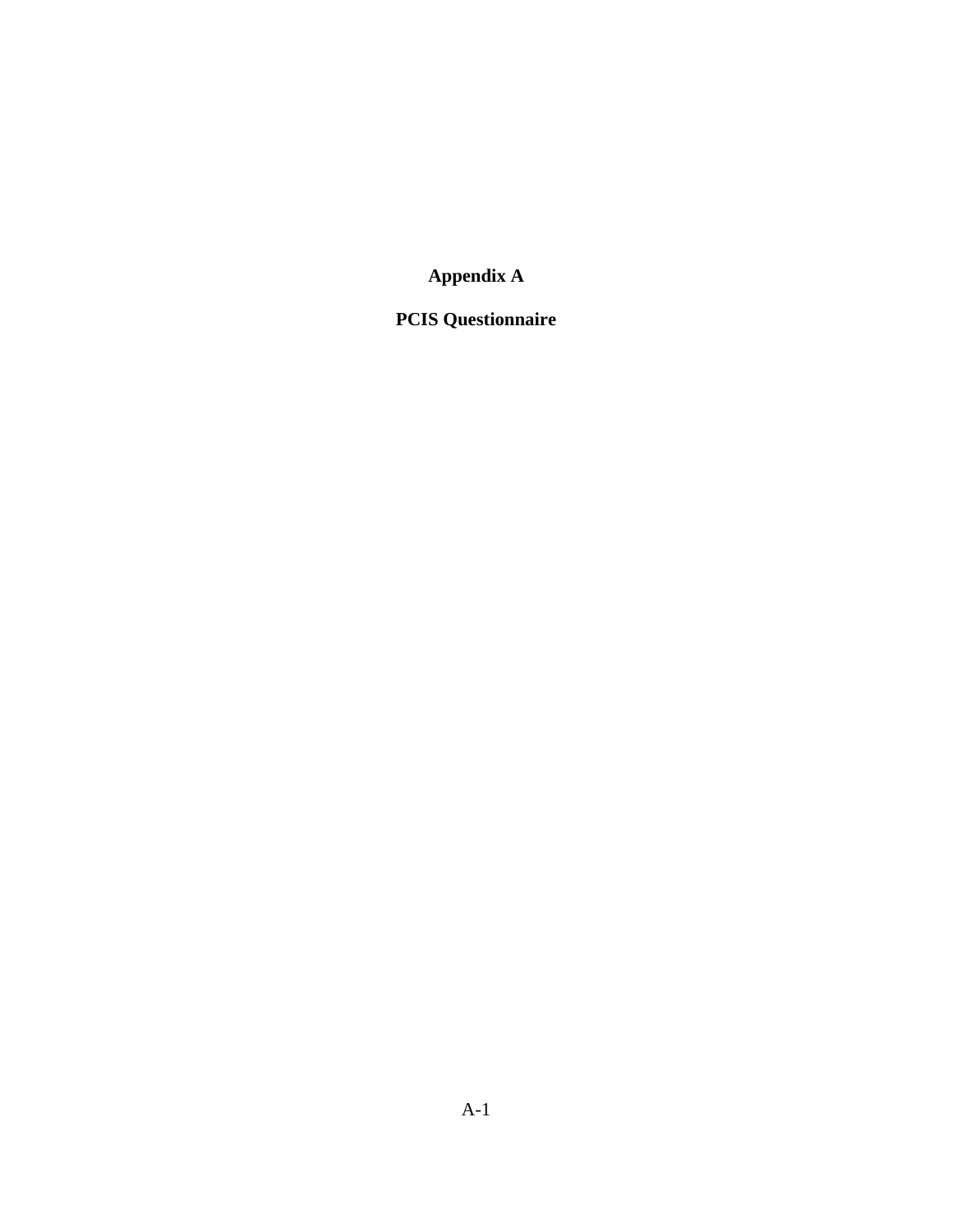# Appendix A

## PCIS Questionnaire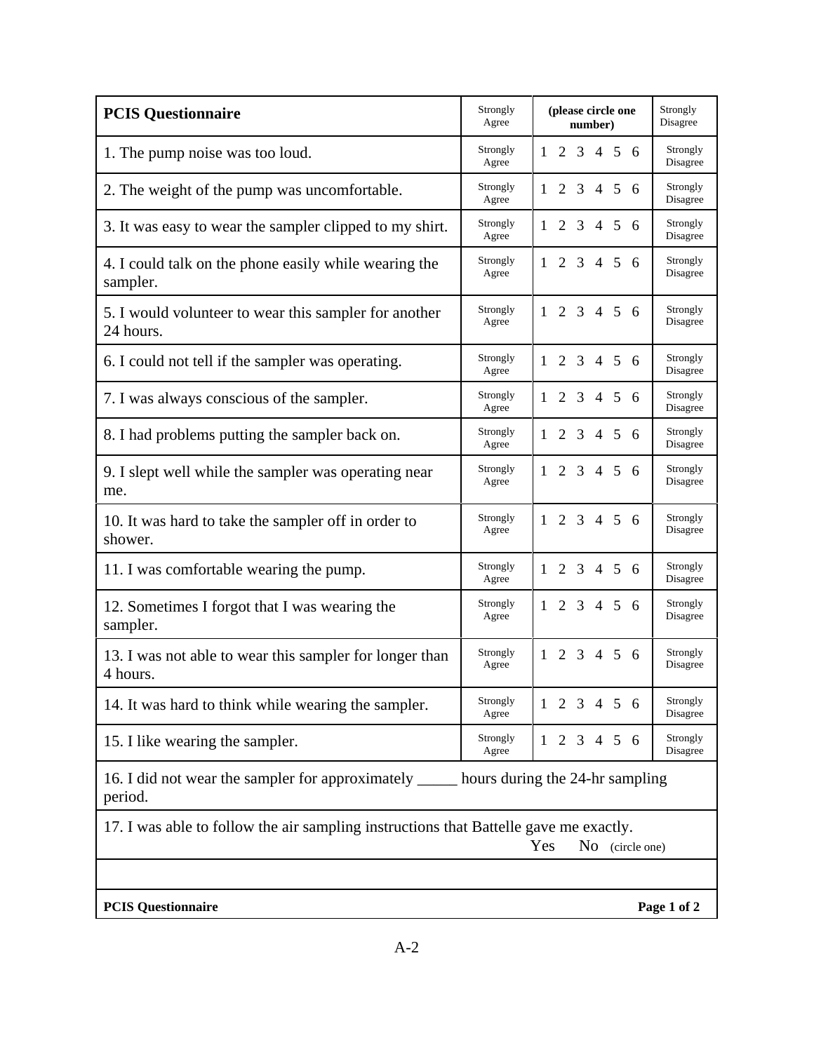| PCIS Questionnaire | Strongly Agree | (please circle one number) | Strongly Disagree |
|---|---|---|---|
| 1. The pump noise was too loud. | Strongly Agree | 1 2 3 4 5 6 | Strongly Disagree |
| 2. The weight of the pump was uncomfortable. | Strongly Agree | 1 2 3 4 5 6 | Strongly Disagree |
| 3. It was easy to wear the sampler clipped to my shirt. | Strongly Agree | 1 2 3 4 5 6 | Strongly Disagree |
| 4. I could talk on the phone easily while wearing the sampler. | Strongly Agree | 1 2 3 4 5 6 | Strongly Disagree |
| 5. I would volunteer to wear this sampler for another 24 hours. | Strongly Agree | 1 2 3 4 5 6 | Strongly Disagree |
| 6. I could not tell if the sampler was operating. | Strongly Agree | 1 2 3 4 5 6 | Strongly Disagree |
| 7. I was always conscious of the sampler. | Strongly Agree | 1 2 3 4 5 6 | Strongly Disagree |
| 8. I had problems putting the sampler back on. | Strongly Agree | 1 2 3 4 5 6 | Strongly Disagree |
| 9. I slept well while the sampler was operating near me. | Strongly Agree | 1 2 3 4 5 6 | Strongly Disagree |
| 10. It was hard to take the sampler off in order to shower. | Strongly Agree | 1 2 3 4 5 6 | Strongly Disagree |
| 11. I was comfortable wearing the pump. | Strongly Agree | 1 2 3 4 5 6 | Strongly Disagree |
| 12. Sometimes I forgot that I was wearing the sampler. | Strongly Agree | 1 2 3 4 5 6 | Strongly Disagree |
| 13. I was not able to wear this sampler for longer than 4 hours. | Strongly Agree | 1 2 3 4 5 6 | Strongly Disagree |
| 14. It was hard to think while wearing the sampler. | Strongly Agree | 1 2 3 4 5 6 | Strongly Disagree |
| 15. I like wearing the sampler. | Strongly Agree | 1 2 3 4 5 6 | Strongly Disagree |

16. I did not wear the sampler for approximately _____ hours during the 24-hr sampling period.

17. I was able to follow the air sampling instructions that Battelle gave me exactly.
Yes No (circle one)

**PCIS Questionnaire** **Page 1 of 2**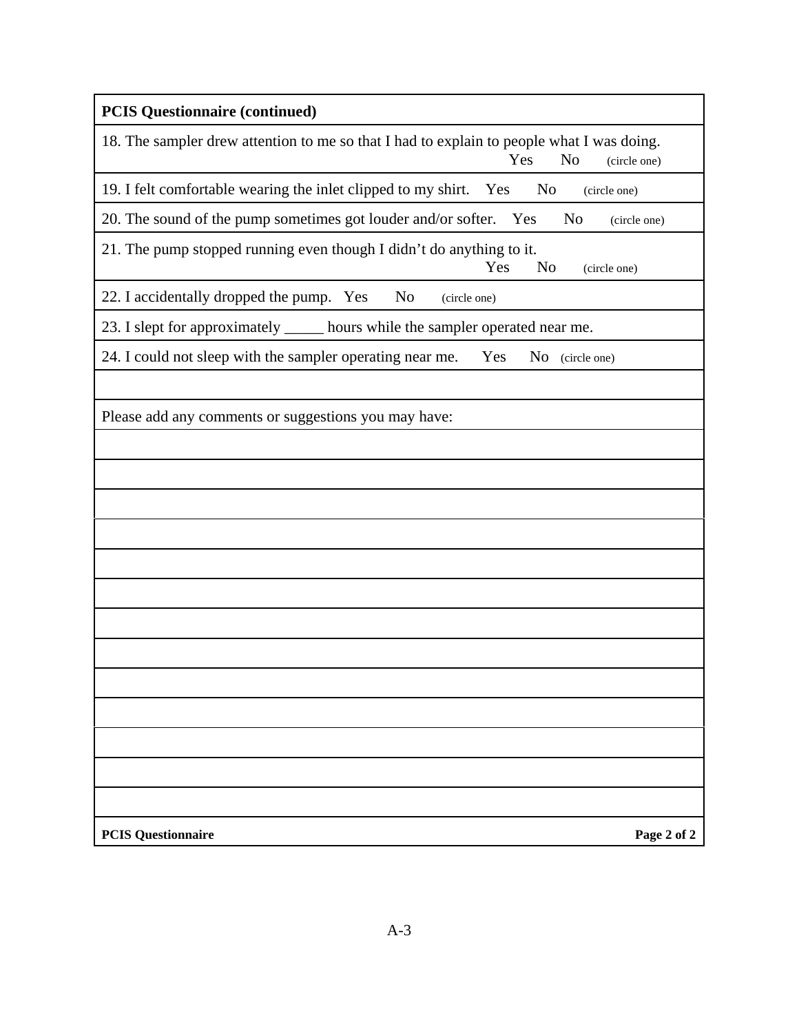**PCIS Questionnaire (continued)**

18. The sampler drew attention to me so that I had to explain to people what I was doing. Yes No (circle one)

19. I felt comfortable wearing the inlet clipped to my shirt. Yes No (circle one)

20. The sound of the pump sometimes got louder and/or softer. Yes No (circle one)

21. The pump stopped running even though I didn't do anything to it. Yes No (circle one)

22. I accidentally dropped the pump. Yes No (circle one)

23. I slept for approximately _____ hours while the sampler operated near me.

24. I could not sleep with the sampler operating near me. Yes No (circle one)

Please add any comments or suggestions you may have:

**PCIS Questionnaire**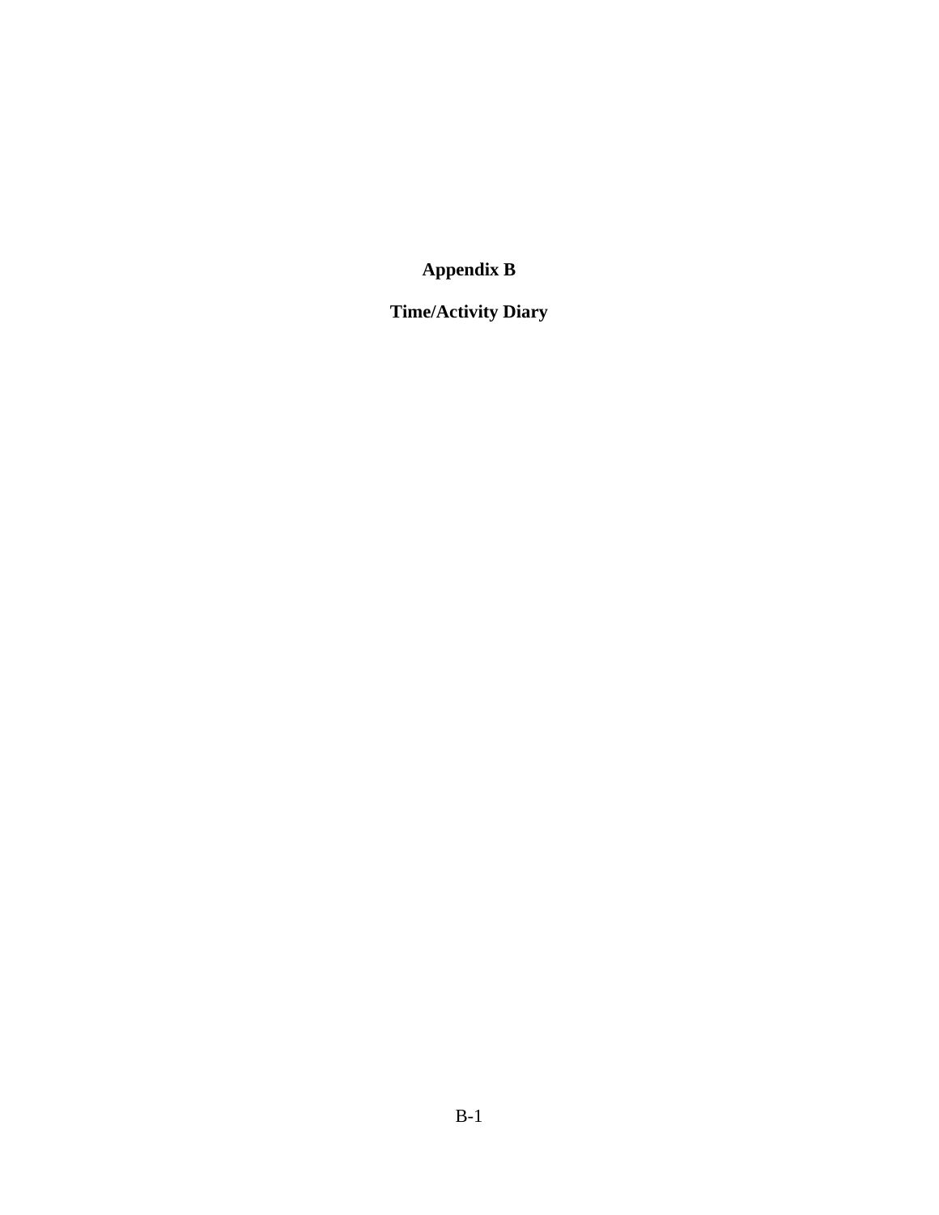# Appendix B

## Time/Activity Diary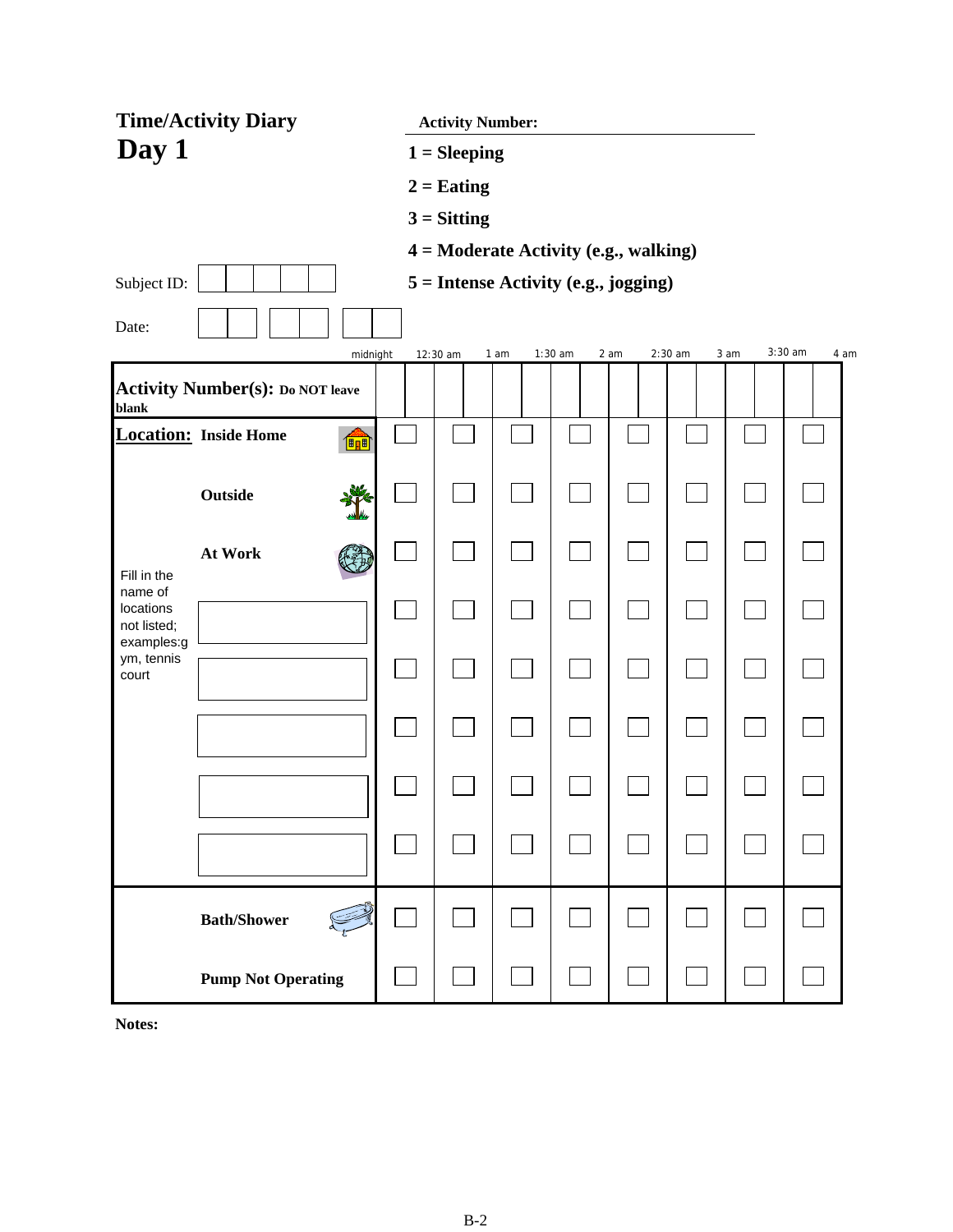# Time/Activity Diary

# Day 1

**Activity Number:**

**1 = Sleeping**

**2 = Eating**

**3 = Sitting**

**4 = Moderate Activity (e.g., walking)**

**5 = Intense Activity (e.g., jogging)**

Subject ID: ☐☐☐☐☐

Date: ☐☐ ☐☐ ☐☐

| | midnight | 12:30 am | 1 am | 1:30 am | 2 am | 2:30 am | 3 am | 3:30 am | 4 am |
|---|---|---|---|---|---|---|---|---|---|
| **Activity Number(s): Do NOT leave blank** | | | | | | | | | |
| **Location: Inside Home** | ☐ | ☐ | ☐ | ☐ | ☐ | ☐ | ☐ | ☐ | |
| **Outside** | ☐ | ☐ | ☐ | ☐ | ☐ | ☐ | ☐ | ☐ | |
| **At Work** | ☐ | ☐ | ☐ | ☐ | ☐ | ☐ | ☐ | ☐ | |
| Fill in the name of locations not listed; examples:gym, tennis court ☐ | ☐ | ☐ | ☐ | ☐ | ☐ | ☐ | ☐ | ☐ | |
| ☐ | ☐ | ☐ | ☐ | ☐ | ☐ | ☐ | ☐ | ☐ | |
| ☐ | ☐ | ☐ | ☐ | ☐ | ☐ | ☐ | ☐ | ☐ | |
| ☐ | ☐ | ☐ | ☐ | ☐ | ☐ | ☐ | ☐ | ☐ | |
| ☐ | ☐ | ☐ | ☐ | ☐ | ☐ | ☐ | ☐ | ☐ | |
| **Bath/Shower** | ☐ | ☐ | ☐ | ☐ | ☐ | ☐ | ☐ | ☐ | |
| **Pump Not Operating** | ☐ | ☐ | ☐ | ☐ | ☐ | ☐ | ☐ | ☐ | |

**Notes:**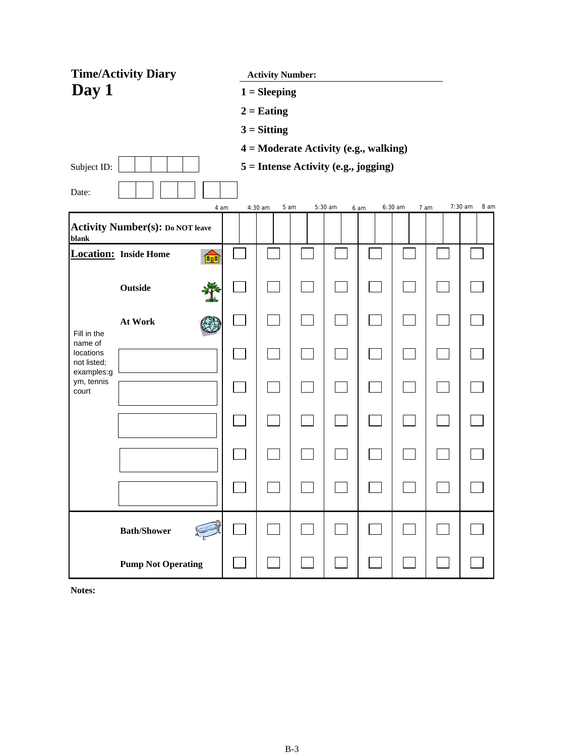# Time/Activity Diary

## Day 1

**Activity Number:**

**1 = Sleeping**

**2 = Eating**

**3 = Sitting**

**4 = Moderate Activity (e.g., walking)**

**5 = Intense Activity (e.g., jogging)**

Subject ID: ☐☐☐☐☐

Date: ☐☐ ☐☐ ☐☐

| | | 4 am | | 4:30 am | | 5 am | | 5:30 am | | 6 am | | 6:30 am | | 7 am | | 7:30 am | | 8 am |
|---|---|---|---|---|---|---|---|---|---|---|---|---|---|---|---|---|---|---|
| **Activity Number(s):** Do NOT leave blank | | | | | | | | | | | | | | | | | | |
| **Location:** | **Inside Home** | ☐ | | ☐ | | ☐ | | ☐ | | ☐ | | ☐ | | ☐ | | ☐ | | |
| | **Outside** | ☐ | | ☐ | | ☐ | | ☐ | | ☐ | | ☐ | | ☐ | | ☐ | | |
| | **At Work** | ☐ | | ☐ | | ☐ | | ☐ | | ☐ | | ☐ | | ☐ | | ☐ | | |
| Fill in the name of locations not listed; examples:gym, tennis court | ____ | ☐ | | ☐ | | ☐ | | ☐ | | ☐ | | ☐ | | ☐ | | ☐ | | |
| | ____ | ☐ | | ☐ | | ☐ | | ☐ | | ☐ | | ☐ | | ☐ | | ☐ | | |
| | ____ | ☐ | | ☐ | | ☐ | | ☐ | | ☐ | | ☐ | | ☐ | | ☐ | | |
| | ____ | ☐ | | ☐ | | ☐ | | ☐ | | ☐ | | ☐ | | ☐ | | ☐ | | |
| | ____ | ☐ | | ☐ | | ☐ | | ☐ | | ☐ | | ☐ | | ☐ | | ☐ | | |
| | **Bath/Shower** | ☐ | | ☐ | | ☐ | | ☐ | | ☐ | | ☐ | | ☐ | | ☐ | | |
| | **Pump Not Operating** | ☐ | | ☐ | | ☐ | | ☐ | | ☐ | | ☐ | | ☐ | | ☐ | | |

**Notes:**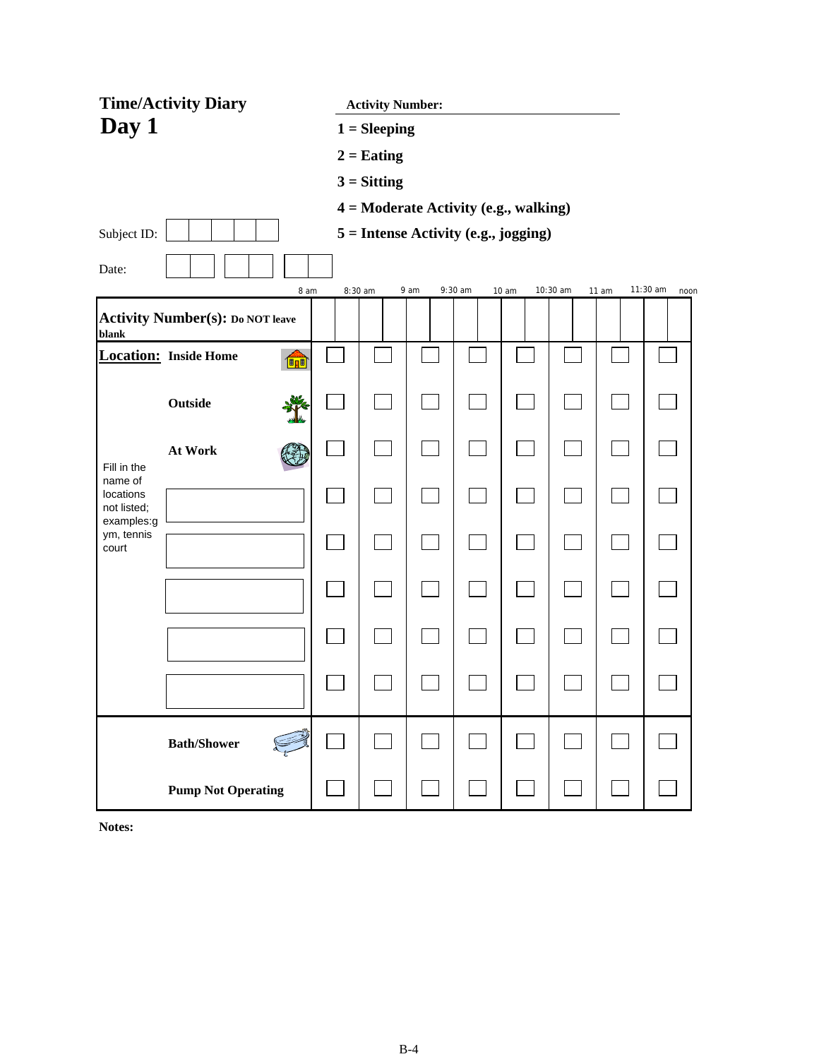# Time/Activity Diary

## Day 1

**Activity Number:**

**1 = Sleeping**

**2 = Eating**

**3 = Sitting**

**4 = Moderate Activity (e.g., walking)**

**5 = Intense Activity (e.g., jogging)**

Subject ID: ☐☐☐☐☐

Date: ☐☐ ☐☐ ☐☐

| | | 8 am | 8:30 am | 9 am | 9:30 am | 10 am | 10:30 am | 11 am | 11:30 am |
|---|---|---|---|---|---|---|---|---|---|
| **Activity Number(s): Do NOT leave blank** | | | | | | | | | |
| **Location:** | **Inside Home** | ☐ | ☐ | ☐ | ☐ | ☐ | ☐ | ☐ | ☐ |
| | **Outside** | ☐ | ☐ | ☐ | ☐ | ☐ | ☐ | ☐ | ☐ |
| | **At Work** | ☐ | ☐ | ☐ | ☐ | ☐ | ☐ | ☐ | ☐ |
| Fill in the name of locations not listed; examples:gym, tennis court | ______ | ☐ | ☐ | ☐ | ☐ | ☐ | ☐ | ☐ | ☐ |
| | ______ | ☐ | ☐ | ☐ | ☐ | ☐ | ☐ | ☐ | ☐ |
| | ______ | ☐ | ☐ | ☐ | ☐ | ☐ | ☐ | ☐ | ☐ |
| | ______ | ☐ | ☐ | ☐ | ☐ | ☐ | ☐ | ☐ | ☐ |
| | ______ | ☐ | ☐ | ☐ | ☐ | ☐ | ☐ | ☐ | ☐ |
| | **Bath/Shower** | ☐ | ☐ | ☐ | ☐ | ☐ | ☐ | ☐ | ☐ |
| | **Pump Not Operating** | ☐ | ☐ | ☐ | ☐ | ☐ | ☐ | ☐ | ☐ |

noon

**Notes:**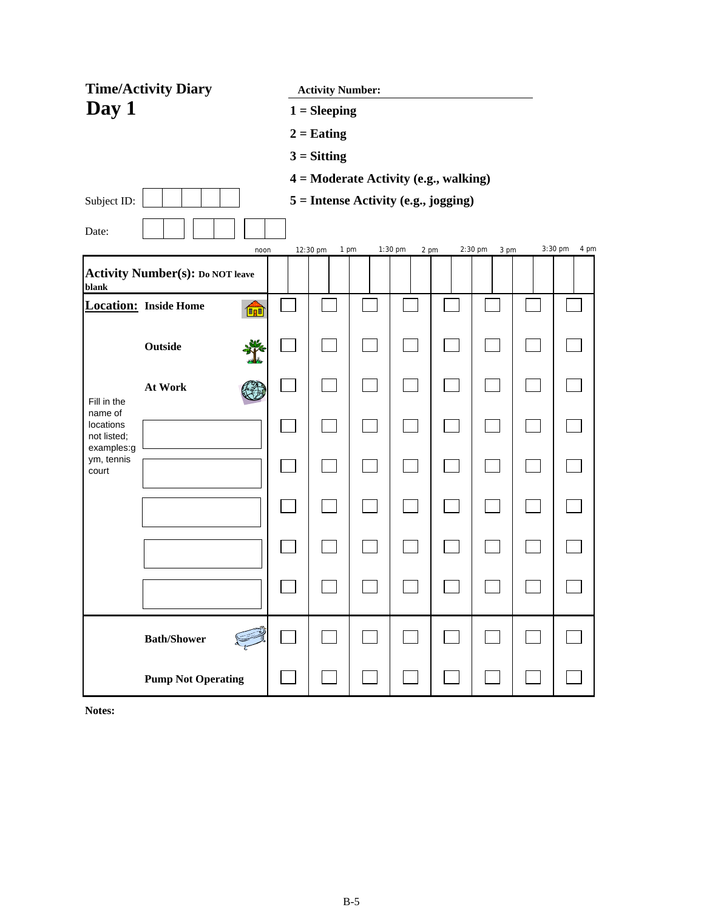# Time/Activity Diary

## Day 1

**Activity Number:**

**1 = Sleeping**

**2 = Eating**

**3 = Sitting**

**4 = Moderate Activity (e.g., walking)**

**5 = Intense Activity (e.g., jogging)**

Subject ID: ☐☐☐☐☐

Date: ☐☐ ☐☐ ☐☐

| | noon | 12:30 pm | 1 pm | 1:30 pm | 2 pm | 2:30 pm | 3 pm | 3:30 pm | 4 pm |
|---|---|---|---|---|---|---|---|---|---|
| **Activity Number(s): Do NOT leave blank** | | | | | | | | | |
| **Location: Inside Home** | | ☐ | ☐ | ☐ | ☐ | ☐ | ☐ | ☐ | ☐ |
| **Outside** | | ☐ | ☐ | ☐ | ☐ | ☐ | ☐ | ☐ | ☐ |
| **At Work** | | ☐ | ☐ | ☐ | ☐ | ☐ | ☐ | ☐ | ☐ |
| Fill in the name of locations not listed; examples: gym, tennis court ______ | | ☐ | ☐ | ☐ | ☐ | ☐ | ☐ | ☐ | ☐ |
| ______ | | ☐ | ☐ | ☐ | ☐ | ☐ | ☐ | ☐ | ☐ |
| ______ | | ☐ | ☐ | ☐ | ☐ | ☐ | ☐ | ☐ | ☐ |
| ______ | | ☐ | ☐ | ☐ | ☐ | ☐ | ☐ | ☐ | ☐ |
| ______ | | ☐ | ☐ | ☐ | ☐ | ☐ | ☐ | ☐ | ☐ |
| **Bath/Shower** | | ☐ | ☐ | ☐ | ☐ | ☐ | ☐ | ☐ | ☐ |
| **Pump Not Operating** | | ☐ | ☐ | ☐ | ☐ | ☐ | ☐ | ☐ | ☐ |

**Notes:**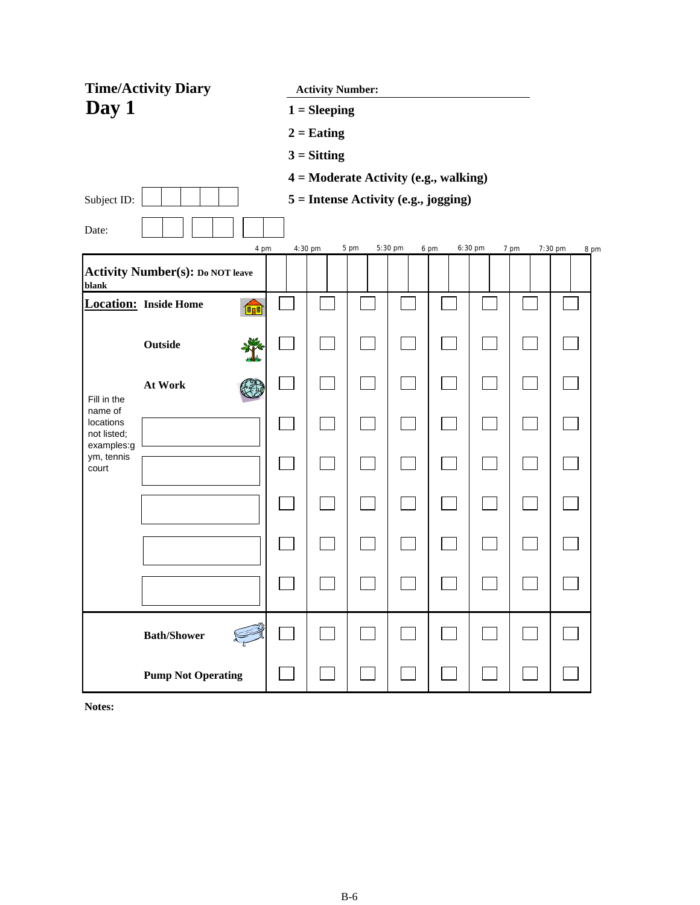# Time/Activity Diary

## Day 1

**Activity Number:**

**1 = Sleeping**

**2 = Eating**

**3 = Sitting**

**4 = Moderate Activity (e.g., walking)**

**5 = Intense Activity (e.g., jogging)**

Subject ID: ☐☐☐☐☐

Date: ☐☐ ☐☐ ☐☐

| | | 4 pm | 4:30 pm | 5 pm | 5:30 pm | 6 pm | 6:30 pm | 7 pm | 7:30 pm – 8 pm |
|---|---|---|---|---|---|---|---|---|---|
| **Activity Number(s):** **Do NOT leave blank** | | | | | | | | | |
| **Location:** | **Inside Home** | ☐ | ☐ | ☐ | ☐ | ☐ | ☐ | ☐ | ☐ |
| | **Outside** | ☐ | ☐ | ☐ | ☐ | ☐ | ☐ | ☐ | ☐ |
| | **At Work** | ☐ | ☐ | ☐ | ☐ | ☐ | ☐ | ☐ | ☐ |
| Fill in the name of locations not listed; examples:gym, tennis court | | ☐ | ☐ | ☐ | ☐ | ☐ | ☐ | ☐ | ☐ |
| | | ☐ | ☐ | ☐ | ☐ | ☐ | ☐ | ☐ | ☐ |
| | | ☐ | ☐ | ☐ | ☐ | ☐ | ☐ | ☐ | ☐ |
| | | ☐ | ☐ | ☐ | ☐ | ☐ | ☐ | ☐ | ☐ |
| | | ☐ | ☐ | ☐ | ☐ | ☐ | ☐ | ☐ | ☐ |
| | **Bath/Shower** | ☐ | ☐ | ☐ | ☐ | ☐ | ☐ | ☐ | ☐ |
| | **Pump Not Operating** | ☐ | ☐ | ☐ | ☐ | ☐ | ☐ | ☐ | ☐ |

**Notes:**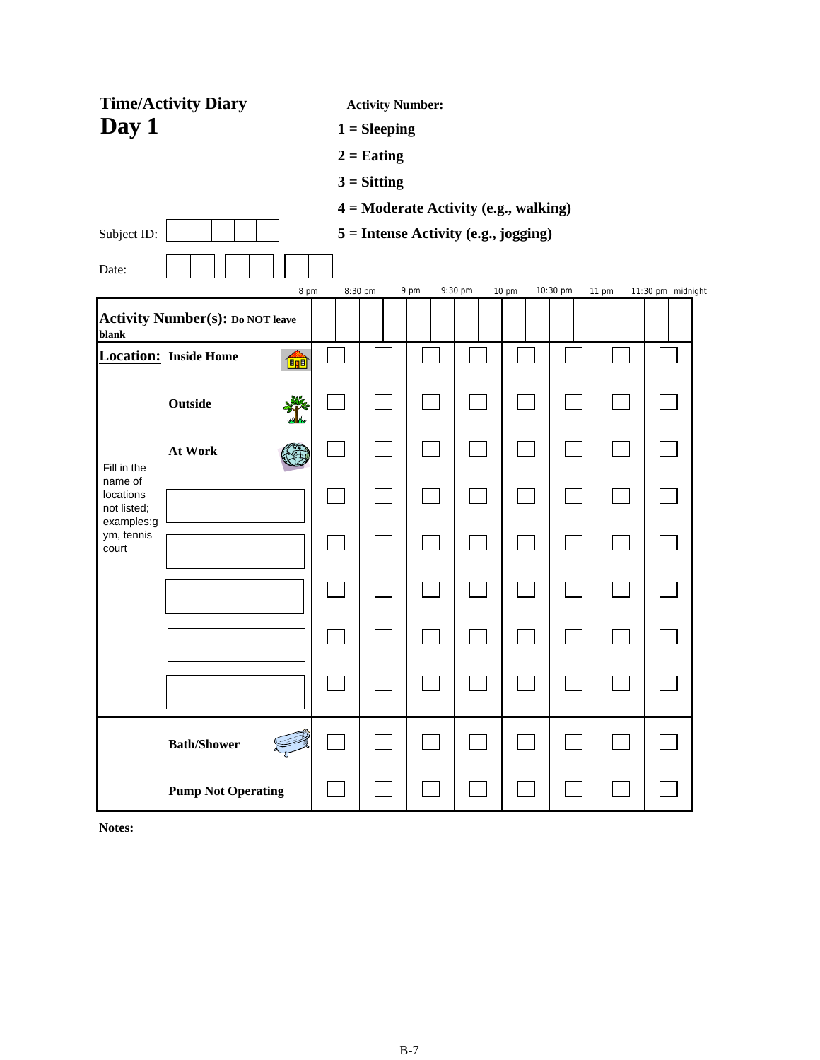# Time/Activity Diary

## Day 1

**Activity Number:**

**1 = Sleeping**

**2 = Eating**

**3 = Sitting**

**4 = Moderate Activity (e.g., walking)**

**5 = Intense Activity (e.g., jogging)**

Subject ID: ☐☐☐☐☐

Date: ☐☐ ☐☐ ☐☐

| | 8 pm | 8:30 pm | 9 pm | 9:30 pm | 10 pm | 10:30 pm | 11 pm | 11:30 pm | midnight |
|---|---|---|---|---|---|---|---|---|---|
| **Activity Number(s): Do NOT leave blank** | | | | | | | | | |
| **Location: Inside Home** | ☐ | ☐ | ☐ | ☐ | ☐ | ☐ | ☐ | ☐ | |
| **Outside** | ☐ | ☐ | ☐ | ☐ | ☐ | ☐ | ☐ | ☐ | |
| **At Work** | ☐ | ☐ | ☐ | ☐ | ☐ | ☐ | ☐ | ☐ | |
| Fill in the name of locations not listed; examples:gym, tennis court: ________ | ☐ | ☐ | ☐ | ☐ | ☐ | ☐ | ☐ | ☐ | |
| ________ | ☐ | ☐ | ☐ | ☐ | ☐ | ☐ | ☐ | ☐ | |
| ________ | ☐ | ☐ | ☐ | ☐ | ☐ | ☐ | ☐ | ☐ | |
| ________ | ☐ | ☐ | ☐ | ☐ | ☐ | ☐ | ☐ | ☐ | |
| ________ | ☐ | ☐ | ☐ | ☐ | ☐ | ☐ | ☐ | ☐ | |
| **Bath/Shower** | ☐ | ☐ | ☐ | ☐ | ☐ | ☐ | ☐ | ☐ | |
| **Pump Not Operating** | ☐ | ☐ | ☐ | ☐ | ☐ | ☐ | ☐ | ☐ | |

**Notes:**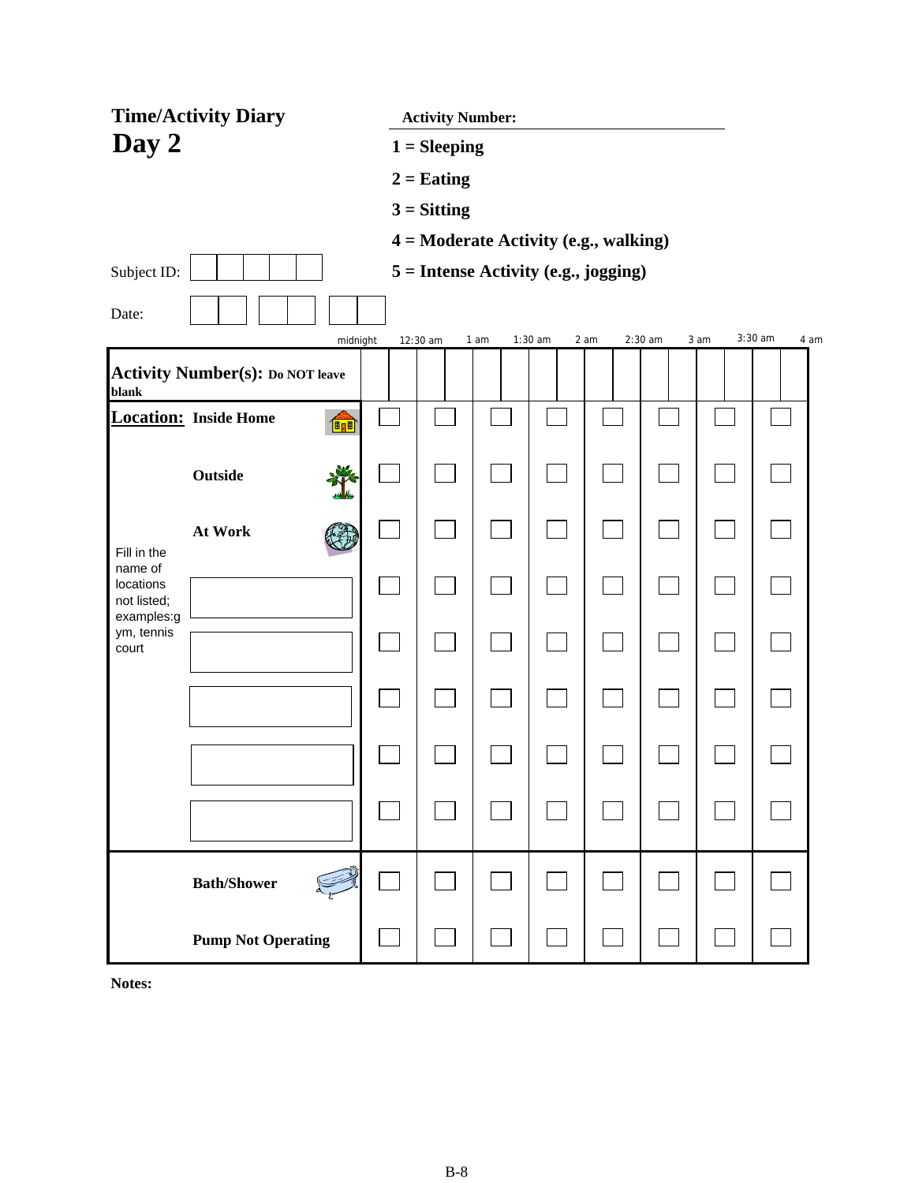# Time/Activity Diary

## Day 2

**Activity Number:**

**1 = Sleeping**

**2 = Eating**

**3 = Sitting**

**4 = Moderate Activity (e.g., walking)**

**5 = Intense Activity (e.g., jogging)**

Subject ID: | | | | | |

Date: | | | / | | | / | | |

| | midnight | 12:30 am | 1 am | 1:30 am | 2 am | 2:30 am | 3 am | 3:30 am |
|---|---|---|---|---|---|---|---|---|
| **Activity Number(s): Do NOT leave blank** | | | | | | | | |
| **Location: Inside Home** | ☐ | ☐ | ☐ | ☐ | ☐ | ☐ | ☐ | ☐ |
| **Outside** | ☐ | ☐ | ☐ | ☐ | ☐ | ☐ | ☐ | ☐ |
| **At Work** | ☐ | ☐ | ☐ | ☐ | ☐ | ☐ | ☐ | ☐ |
| Fill in the name of locations not listed; examples:gym, tennis court: ________ | ☐ | ☐ | ☐ | ☐ | ☐ | ☐ | ☐ | ☐ |
| ________ | ☐ | ☐ | ☐ | ☐ | ☐ | ☐ | ☐ | ☐ |
| ________ | ☐ | ☐ | ☐ | ☐ | ☐ | ☐ | ☐ | ☐ |
| ________ | ☐ | ☐ | ☐ | ☐ | ☐ | ☐ | ☐ | ☐ |
| ________ | ☐ | ☐ | ☐ | ☐ | ☐ | ☐ | ☐ | ☐ |
| **Bath/Shower** | ☐ | ☐ | ☐ | ☐ | ☐ | ☐ | ☐ | ☐ |
| **Pump Not Operating** | ☐ | ☐ | ☐ | ☐ | ☐ | ☐ | ☐ | ☐ |

(Time axis ends at 4 am)

**Notes:**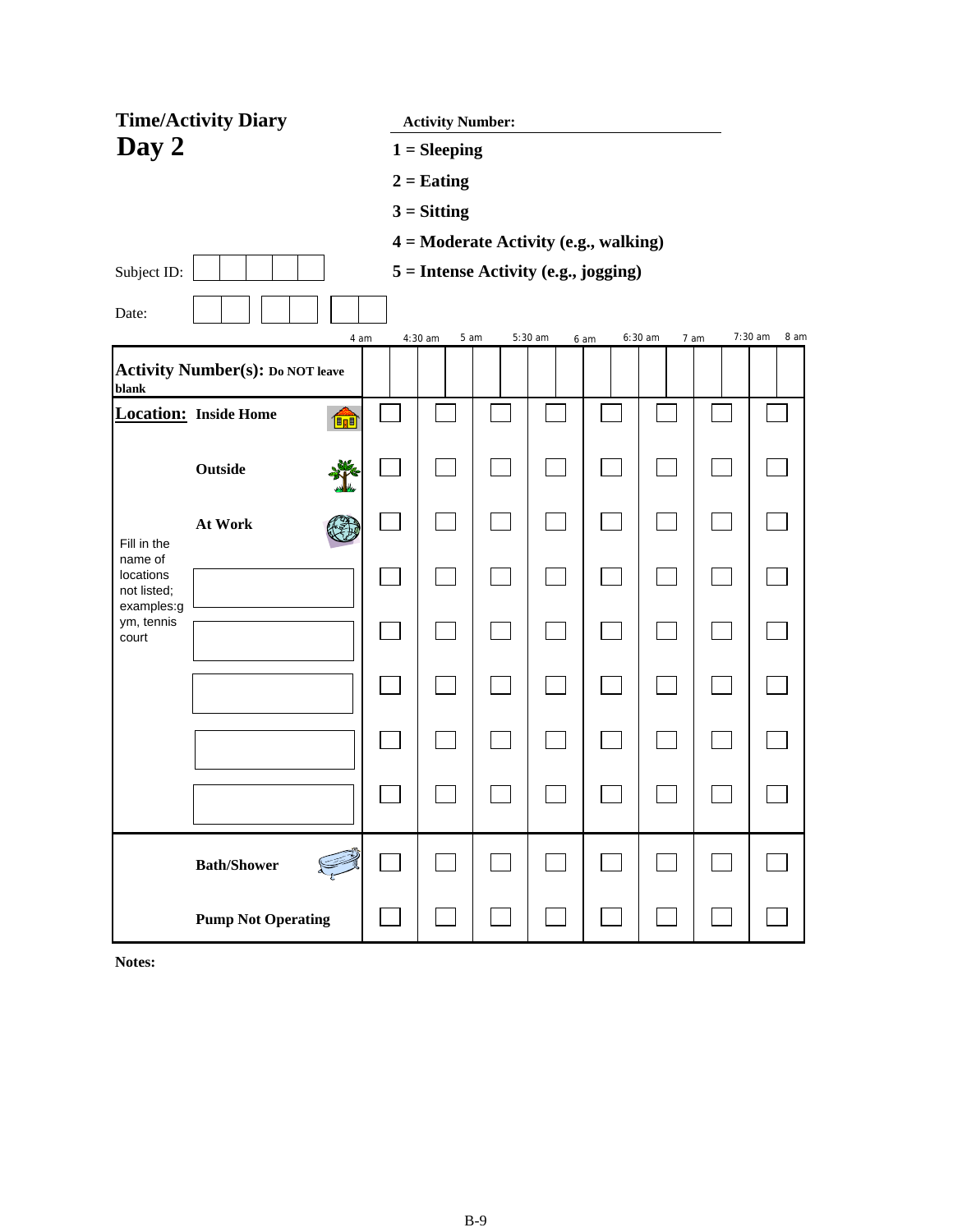# Time/Activity Diary
## Day 2

**Activity Number:**

**1 = Sleeping**

**2 = Eating**

**3 = Sitting**

**4 = Moderate Activity (e.g., walking)**

**5 = Intense Activity (e.g., jogging)**

Subject ID: ☐☐☐☐☐

Date: ☐☐ ☐☐ ☐☐

| | | 4 am | | 4:30 am | | 5 am | | 5:30 am | | 6 am | | 6:30 am | | 7 am | | 7:30 am | | 8 am |
|---|---|---|---|---|---|---|---|---|---|---|---|---|---|---|---|---|---|---|
| **Activity Number(s): Do NOT leave blank** | | | | | | | | | | | | | | | | | | |
| **Location:** | **Inside Home** | ☐ | | ☐ | | ☐ | | ☐ | | ☐ | | ☐ | | ☐ | | ☐ | | |
| | **Outside** | ☐ | | ☐ | | ☐ | | ☐ | | ☐ | | ☐ | | ☐ | | ☐ | | |
| | **At Work** | ☐ | | ☐ | | ☐ | | ☐ | | ☐ | | ☐ | | ☐ | | ☐ | | |
| Fill in the name of locations not listed; examples:gym, tennis court | | ☐ | | ☐ | | ☐ | | ☐ | | ☐ | | ☐ | | ☐ | | ☐ | | |
| | | ☐ | | ☐ | | ☐ | | ☐ | | ☐ | | ☐ | | ☐ | | ☐ | | |
| | | ☐ | | ☐ | | ☐ | | ☐ | | ☐ | | ☐ | | ☐ | | ☐ | | |
| | | ☐ | | ☐ | | ☐ | | ☐ | | ☐ | | ☐ | | ☐ | | ☐ | | |
| | | ☐ | | ☐ | | ☐ | | ☐ | | ☐ | | ☐ | | ☐ | | ☐ | | |
| | **Bath/Shower** | ☐ | | ☐ | | ☐ | | ☐ | | ☐ | | ☐ | | ☐ | | ☐ | | |
| | **Pump Not Operating** | ☐ | | ☐ | | ☐ | | ☐ | | ☐ | | ☐ | | ☐ | | ☐ | | |

**Notes:**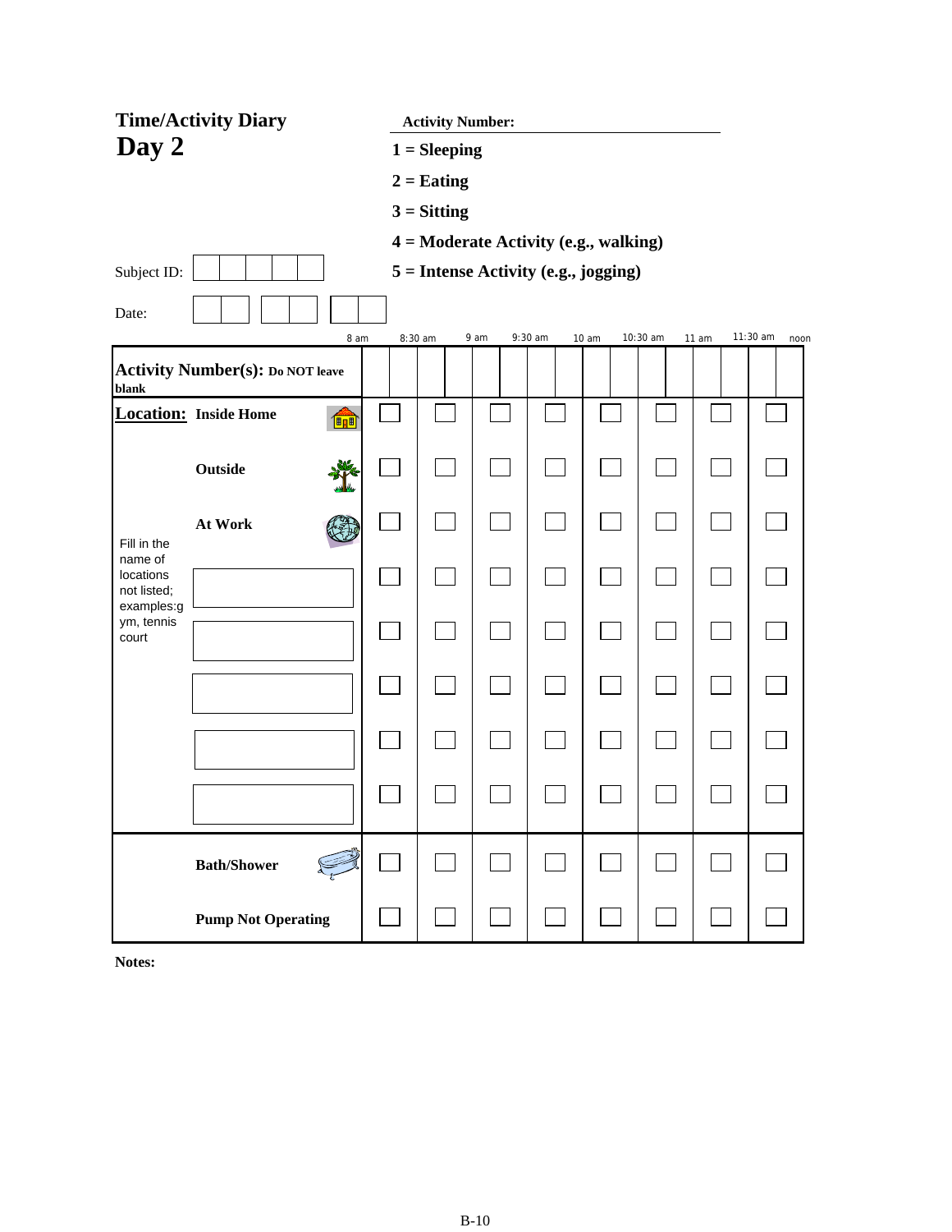# Time/Activity Diary
## Day 2

**Activity Number:**

**1 = Sleeping**

**2 = Eating**

**3 = Sitting**

**4 = Moderate Activity (e.g., walking)**

**5 = Intense Activity (e.g., jogging)**

Subject ID: | | | | | |

Date: | | | | | | |

| | 8 am | 8:30 am | 9 am | 9:30 am | 10 am | 10:30 am | 11 am | 11:30 am |
|---|---|---|---|---|---|---|---|---|
| **Activity Number(s): Do NOT leave blank** | | | | | | | | |
| **Location:** **Inside Home** | ☐ | ☐ | ☐ | ☐ | ☐ | ☐ | ☐ | ☐ |
| **Outside** | ☐ | ☐ | ☐ | ☐ | ☐ | ☐ | ☐ | ☐ |
| **At Work** | ☐ | ☐ | ☐ | ☐ | ☐ | ☐ | ☐ | ☐ |
| Fill in the name of locations not listed; examples:gym, tennis court ______ | ☐ | ☐ | ☐ | ☐ | ☐ | ☐ | ☐ | ☐ |
| ______ | ☐ | ☐ | ☐ | ☐ | ☐ | ☐ | ☐ | ☐ |
| ______ | ☐ | ☐ | ☐ | ☐ | ☐ | ☐ | ☐ | ☐ |
| ______ | ☐ | ☐ | ☐ | ☐ | ☐ | ☐ | ☐ | ☐ |
| ______ | ☐ | ☐ | ☐ | ☐ | ☐ | ☐ | ☐ | ☐ |
| **Bath/Shower** | ☐ | ☐ | ☐ | ☐ | ☐ | ☐ | ☐ | ☐ |
| **Pump Not Operating** | ☐ | ☐ | ☐ | ☐ | ☐ | ☐ | ☐ | ☐ |

(Time scale ends at noon.)

**Notes:**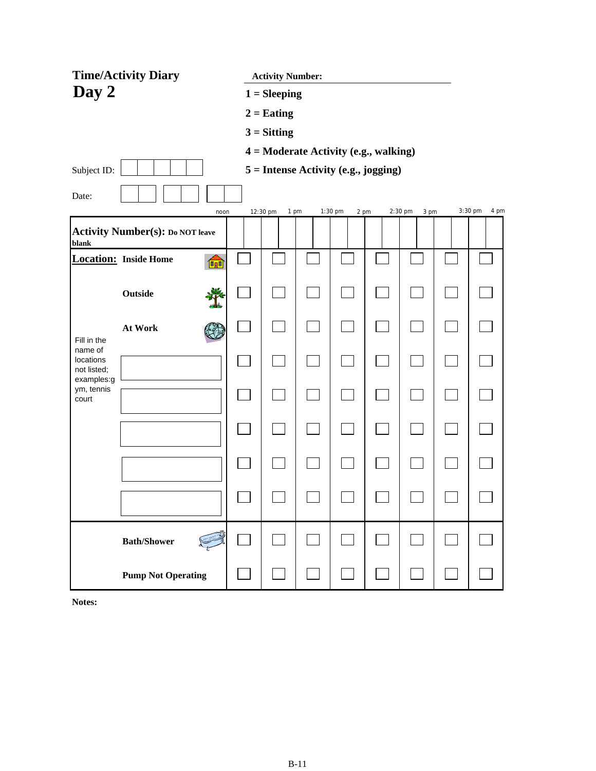# Time/Activity Diary

## Day 2

**Activity Number:**

**1 = Sleeping**

**2 = Eating**

**3 = Sitting**

**4 = Moderate Activity (e.g., walking)**

**5 = Intense Activity (e.g., jogging)**

Subject ID: ☐☐☐☐☐

Date: ☐☐ ☐☐ ☐☐

| | | noon | 12:30 pm | 1 pm | 1:30 pm | 2 pm | 2:30 pm | 3 pm | 3:30 pm | 4 pm |
|---|---|---|---|---|---|---|---|---|---|---|
| **Activity Number(s):** **Do NOT leave blank** | | | | | | | | | | |
| **Location:** | **Inside Home** | ☐ | ☐ | ☐ | ☐ | ☐ | ☐ | ☐ | ☐ | |
| | **Outside** | ☐ | ☐ | ☐ | ☐ | ☐ | ☐ | ☐ | ☐ | |
| | **At Work** | ☐ | ☐ | ☐ | ☐ | ☐ | ☐ | ☐ | ☐ | |
| Fill in the name of locations not listed; examples: gym, tennis court | ______ | ☐ | ☐ | ☐ | ☐ | ☐ | ☐ | ☐ | ☐ | |
| | ______ | ☐ | ☐ | ☐ | ☐ | ☐ | ☐ | ☐ | ☐ | |
| | ______ | ☐ | ☐ | ☐ | ☐ | ☐ | ☐ | ☐ | ☐ | |
| | ______ | ☐ | ☐ | ☐ | ☐ | ☐ | ☐ | ☐ | ☐ | |
| | ______ | ☐ | ☐ | ☐ | ☐ | ☐ | ☐ | ☐ | ☐ | |
| | **Bath/Shower** | ☐ | ☐ | ☐ | ☐ | ☐ | ☐ | ☐ | ☐ | |
| | **Pump Not Operating** | ☐ | ☐ | ☐ | ☐ | ☐ | ☐ | ☐ | ☐ | |

**Notes:**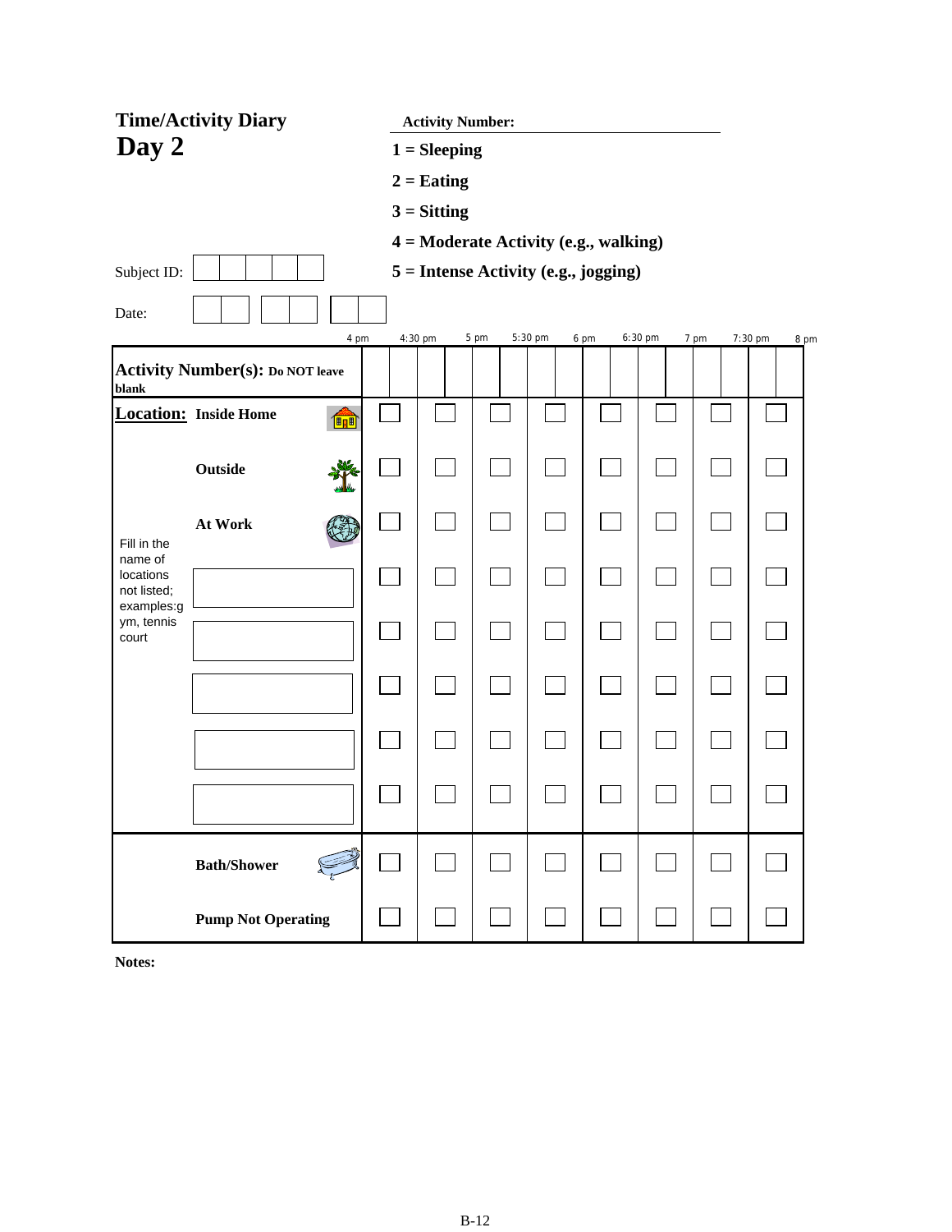## Time/Activity Diary
# Day 2

**Activity Number:**

**1 = Sleeping**

**2 = Eating**

**3 = Sitting**

**4 = Moderate Activity (e.g., walking)**

**5 = Intense Activity (e.g., jogging)**

Subject ID: ☐☐☐☐☐

Date: ☐☐ ☐☐ ☐☐

| | | 4 pm – 4:30 pm | 4:30 pm – 5 pm | 5 pm – 5:30 pm | 5:30 pm – 6 pm | 6 pm – 6:30 pm | 6:30 pm – 7 pm | 7 pm – 7:30 pm | 7:30 pm – 8 pm |
|---|---|---|---|---|---|---|---|---|---|
| **Activity Number(s): Do NOT leave blank** | | | | | | | | | |
| **Location:** | **Inside Home** | ☐ | ☐ | ☐ | ☐ | ☐ | ☐ | ☐ | ☐ |
| | **Outside** | ☐ | ☐ | ☐ | ☐ | ☐ | ☐ | ☐ | ☐ |
| | **At Work** | ☐ | ☐ | ☐ | ☐ | ☐ | ☐ | ☐ | ☐ |
| Fill in the name of locations not listed; examples:gym, tennis court | ________ | ☐ | ☐ | ☐ | ☐ | ☐ | ☐ | ☐ | ☐ |
| | ________ | ☐ | ☐ | ☐ | ☐ | ☐ | ☐ | ☐ | ☐ |
| | ________ | ☐ | ☐ | ☐ | ☐ | ☐ | ☐ | ☐ | ☐ |
| | ________ | ☐ | ☐ | ☐ | ☐ | ☐ | ☐ | ☐ | ☐ |
| | ________ | ☐ | ☐ | ☐ | ☐ | ☐ | ☐ | ☐ | ☐ |
| | **Bath/Shower** | ☐ | ☐ | ☐ | ☐ | ☐ | ☐ | ☐ | ☐ |
| | **Pump Not Operating** | ☐ | ☐ | ☐ | ☐ | ☐ | ☐ | ☐ | ☐ |

**Notes:**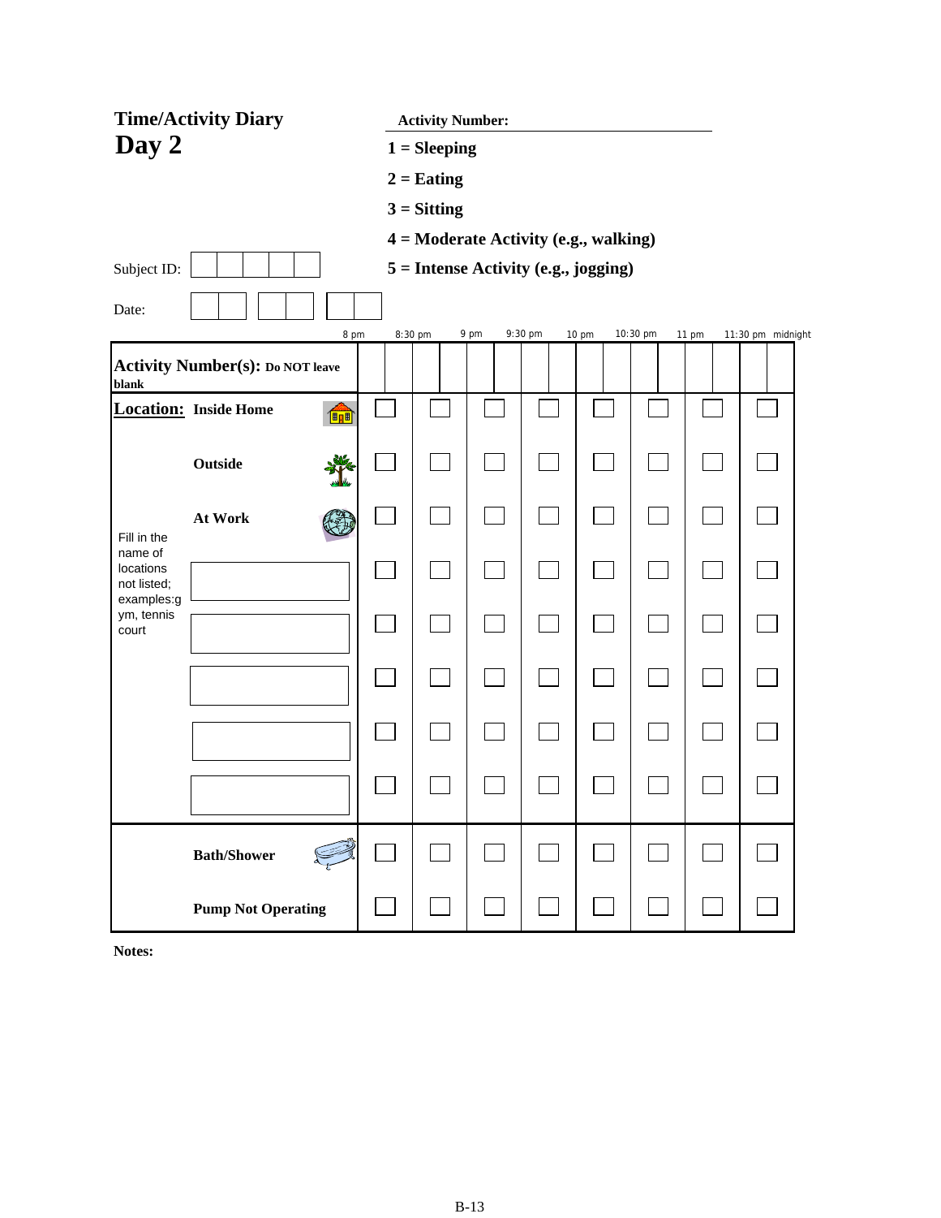# Time/Activity Diary

## Day 2

**Activity Number:**

**1 = Sleeping**

**2 = Eating**

**3 = Sitting**

**4 = Moderate Activity (e.g., walking)**

**5 = Intense Activity (e.g., jogging)**

Subject ID:

Date:

| | | 8 pm | 8:30 pm | 9 pm | 9:30 pm | 10 pm | 10:30 pm | 11 pm | 11:30 pm – midnight |
|---|---|---|---|---|---|---|---|---|---|
| **Activity Number(s): Do NOT leave blank** | | | | | | | | | |
| **Location:** | **Inside Home** | ☐ | ☐ | ☐ | ☐ | ☐ | ☐ | ☐ | ☐ |
| | **Outside** | ☐ | ☐ | ☐ | ☐ | ☐ | ☐ | ☐ | ☐ |
| | **At Work** | ☐ | ☐ | ☐ | ☐ | ☐ | ☐ | ☐ | ☐ |
| Fill in the name of locations not listed; examples:gym, tennis court | | ☐ | ☐ | ☐ | ☐ | ☐ | ☐ | ☐ | ☐ |
| | | ☐ | ☐ | ☐ | ☐ | ☐ | ☐ | ☐ | ☐ |
| | | ☐ | ☐ | ☐ | ☐ | ☐ | ☐ | ☐ | ☐ |
| | | ☐ | ☐ | ☐ | ☐ | ☐ | ☐ | ☐ | ☐ |
| | | ☐ | ☐ | ☐ | ☐ | ☐ | ☐ | ☐ | ☐ |
| | **Bath/Shower** | ☐ | ☐ | ☐ | ☐ | ☐ | ☐ | ☐ | ☐ |
| | **Pump Not Operating** | ☐ | ☐ | ☐ | ☐ | ☐ | ☐ | ☐ | ☐ |

**Notes:**